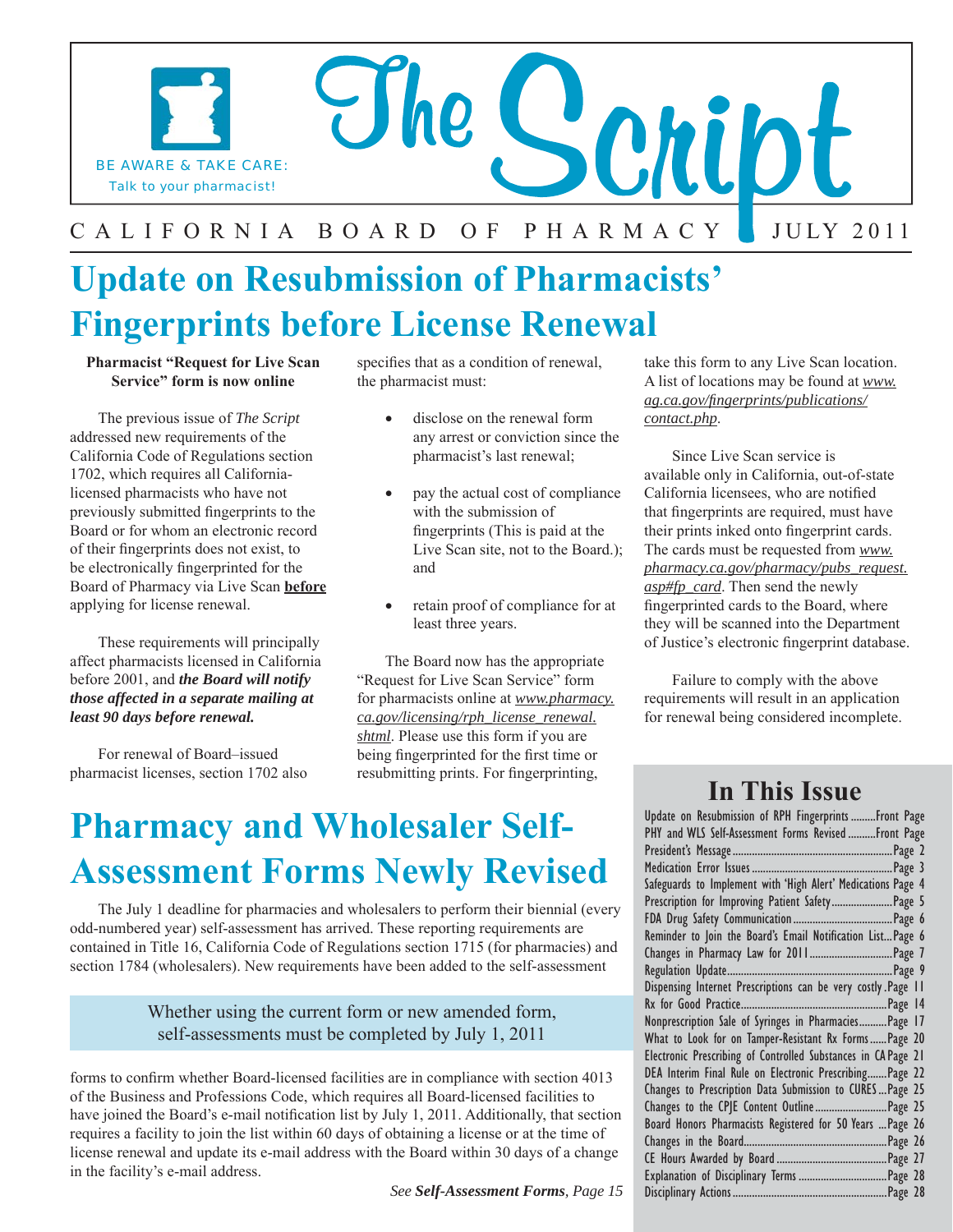BE AWARE & TAKE CARE:
Talk to your pharmacist!

# The Script

CALIFORNIA BOARD OF PHARMACY — JULY 2011

# Update on Resubmission of Pharmacists' Fingerprints before License Renewal

**Pharmacist "Request for Live Scan Service" form is now online**

The previous issue of *The Script* addressed new requirements of the California Code of Regulations section 1702, which requires all California-licensed pharmacists who have not previously submitted fingerprints to the Board or for whom an electronic record of their fingerprints does not exist, to be electronically fingerprinted for the Board of Pharmacy via Live Scan **before** applying for license renewal.

These requirements will principally affect pharmacists licensed in California before 2001, and ***the Board will notify those affected in a separate mailing at least 90 days before renewal.***

For renewal of Board–issued pharmacist licenses, section 1702 also specifies that as a condition of renewal, the pharmacist must:

- disclose on the renewal form any arrest or conviction since the pharmacist's last renewal;
- pay the actual cost of compliance with the submission of fingerprints (This is paid at the Live Scan site, not to the Board.); and
- retain proof of compliance for at least three years.

The Board now has the appropriate "Request for Live Scan Service" form for pharmacists online at *www.pharmacy.ca.gov/licensing/rph_license_renewal.shtml*. Please use this form if you are being fingerprinted for the first time or resubmitting prints. For fingerprinting, take this form to any Live Scan location. A list of locations may be found at *www.ag.ca.gov/fingerprints/publications/contact.php*.

Since Live Scan service is available only in California, out-of-state California licensees, who are notified that fingerprints are required, must have their prints inked onto fingerprint cards. The cards must be requested from *www.pharmacy.ca.gov/pharmacy/pubs_request.asp#fp_card*. Then send the newly fingerprinted cards to the Board, where they will be scanned into the Department of Justice's electronic fingerprint database.

Failure to comply with the above requirements will result in an application for renewal being considered incomplete.

# Pharmacy and Wholesaler Self-Assessment Forms Newly Revised

The July 1 deadline for pharmacies and wholesalers to perform their biennial (every odd-numbered year) self-assessment has arrived. These reporting requirements are contained in Title 16, California Code of Regulations section 1715 (for pharmacies) and section 1784 (wholesalers). New requirements have been added to the self-assessment forms to confirm whether Board-licensed facilities are in compliance with section 4013 of the Business and Professions Code, which requires all Board-licensed facilities to have joined the Board's e-mail notification list by July 1, 2011. Additionally, that section requires a facility to join the list within 60 days of obtaining a license or at the time of license renewal and update its e-mail address with the Board within 30 days of a change in the facility's e-mail address.

> Whether using the current form or new amended form, self-assessments must be completed by July 1, 2011

*See **Self-Assessment Forms**, Page 15*

## In This Issue

| | |
|---|---|
| Update on Resubmission of RPH Fingerprints | Front Page |
| PHY and WLS Self-Assessment Forms Revised | Front Page |
| President's Message | Page 2 |
| Medication Error Issues | Page 3 |
| Safeguards to Implement with 'High Alert' Medications | Page 4 |
| Prescription for Improving Patient Safety | Page 5 |
| FDA Drug Safety Communication | Page 6 |
| Reminder to Join the Board's Email Notification List | Page 6 |
| Changes in Pharmacy Law for 2011 | Page 7 |
| Regulation Update | Page 9 |
| Dispensing Internet Prescriptions can be very costly | Page 11 |
| Rx for Good Practice | Page 14 |
| Nonprescription Sale of Syringes in Pharmacies | Page 17 |
| What to Look for on Tamper-Resistant Rx Forms | Page 20 |
| Electronic Prescribing of Controlled Substances in CA | Page 21 |
| DEA Interim Final Rule on Electronic Prescribing | Page 22 |
| Changes to Prescription Data Submission to CURES | Page 25 |
| Changes to the CPJE Content Outline | Page 25 |
| Board Honors Pharmacists Registered for 50 Years | Page 26 |
| Changes in the Board | Page 26 |
| CE Hours Awarded by Board | Page 27 |
| Explanation of Disciplinary Terms | Page 28 |
| Disciplinary Actions | Page 28 |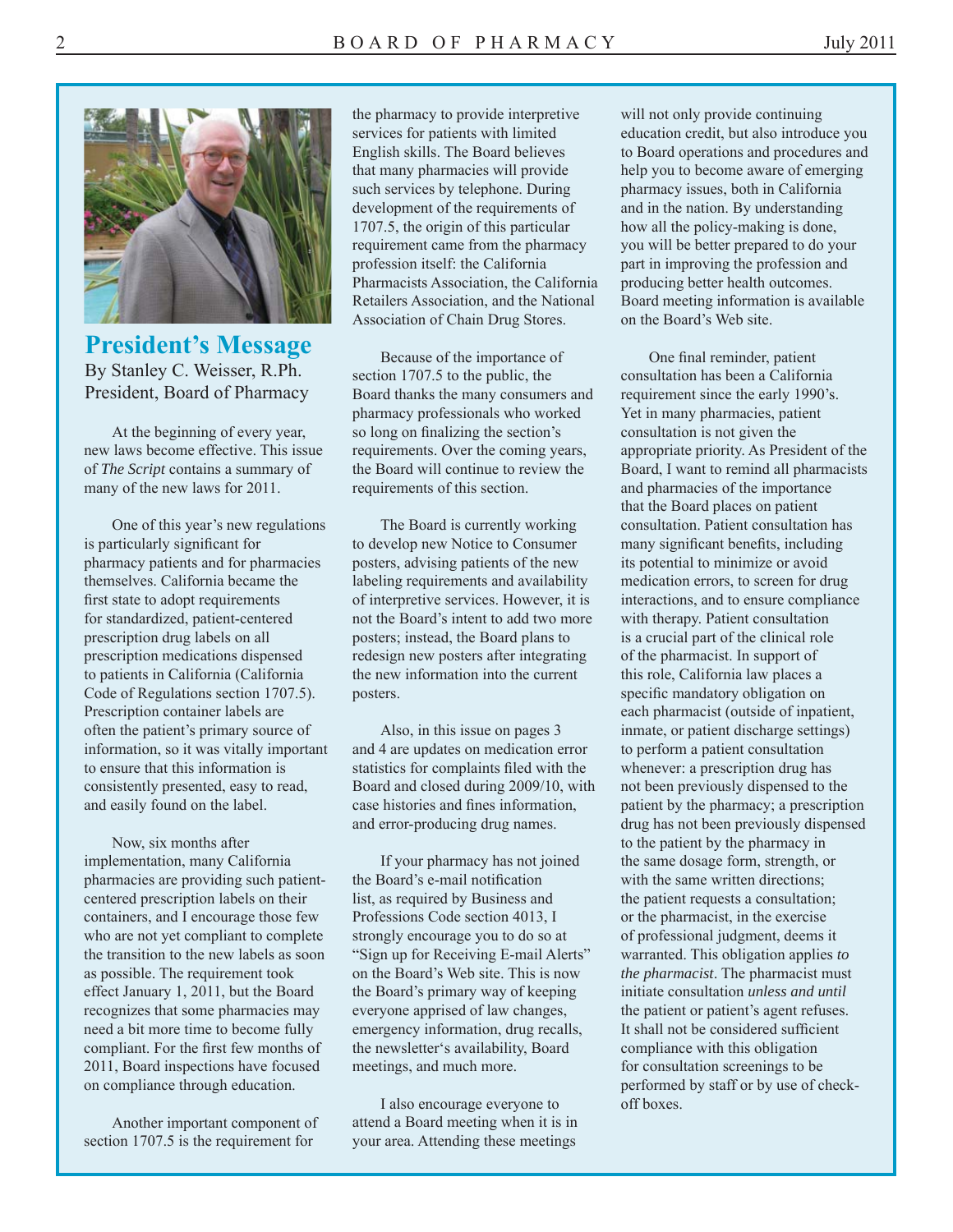## President's Message

By Stanley C. Weisser, R.Ph.
President, Board of Pharmacy

At the beginning of every year, new laws become effective. This issue of *The Script* contains a summary of many of the new laws for 2011.

One of this year's new regulations is particularly significant for pharmacy patients and for pharmacies themselves. California became the first state to adopt requirements for standardized, patient-centered prescription drug labels on all prescription medications dispensed to patients in California (California Code of Regulations section 1707.5). Prescription container labels are often the patient's primary source of information, so it was vitally important to ensure that this information is consistently presented, easy to read, and easily found on the label.

Now, six months after implementation, many California pharmacies are providing such patient-centered prescription labels on their containers, and I encourage those few who are not yet compliant to complete the transition to the new labels as soon as possible. The requirement took effect January 1, 2011, but the Board recognizes that some pharmacies may need a bit more time to become fully compliant. For the first few months of 2011, Board inspections have focused on compliance through education.

Another important component of section 1707.5 is the requirement for the pharmacy to provide interpretive services for patients with limited English skills. The Board believes that many pharmacies will provide such services by telephone. During development of the requirements of 1707.5, the origin of this particular requirement came from the pharmacy profession itself: the California Pharmacists Association, the California Retailers Association, and the National Association of Chain Drug Stores.

Because of the importance of section 1707.5 to the public, the Board thanks the many consumers and pharmacy professionals who worked so long on finalizing the section's requirements. Over the coming years, the Board will continue to review the requirements of this section.

The Board is currently working to develop new Notice to Consumer posters, advising patients of the new labeling requirements and availability of interpretive services. However, it is not the Board's intent to add two more posters; instead, the Board plans to redesign new posters after integrating the new information into the current posters.

Also, in this issue on pages 3 and 4 are updates on medication error statistics for complaints filed with the Board and closed during 2009/10, with case histories and fines information, and error-producing drug names.

If your pharmacy has not joined the Board's e-mail notification list, as required by Business and Professions Code section 4013, I strongly encourage you to do so at "Sign up for Receiving E-mail Alerts" on the Board's Web site. This is now the Board's primary way of keeping everyone apprised of law changes, emergency information, drug recalls, the newsletter's availability, Board meetings, and much more.

I also encourage everyone to attend a Board meeting when it is in your area. Attending these meetings will not only provide continuing education credit, but also introduce you to Board operations and procedures and help you to become aware of emerging pharmacy issues, both in California and in the nation. By understanding how all the policy-making is done, you will be better prepared to do your part in improving the profession and producing better health outcomes. Board meeting information is available on the Board's Web site.

One final reminder, patient consultation has been a California requirement since the early 1990's. Yet in many pharmacies, patient consultation is not given the appropriate priority. As President of the Board, I want to remind all pharmacists and pharmacies of the importance that the Board places on patient consultation. Patient consultation has many significant benefits, including its potential to minimize or avoid medication errors, to screen for drug interactions, and to ensure compliance with therapy. Patient consultation is a crucial part of the clinical role of the pharmacist. In support of this role, California law places a specific mandatory obligation on each pharmacist (outside of inpatient, inmate, or patient discharge settings) to perform a patient consultation whenever: a prescription drug has not been previously dispensed to the patient by the pharmacy; a prescription drug has not been previously dispensed to the patient by the pharmacy in the same dosage form, strength, or with the same written directions; the patient requests a consultation; or the pharmacist, in the exercise of professional judgment, deems it warranted. This obligation applies *to the pharmacist*. The pharmacist must initiate consultation *unless and until* the patient or patient's agent refuses. It shall not be considered sufficient compliance with this obligation for consultation screenings to be performed by staff or by use of check-off boxes.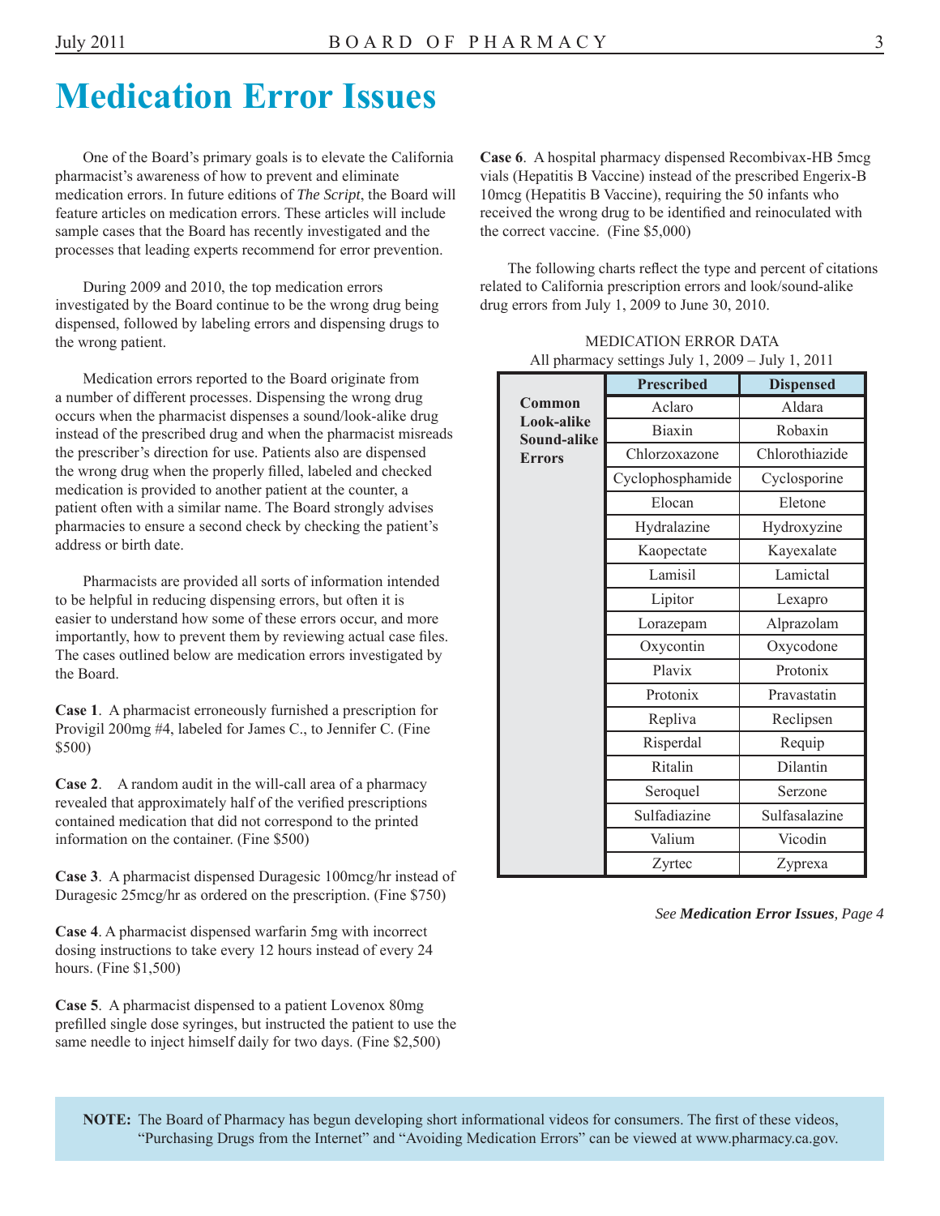# Medication Error Issues

One of the Board's primary goals is to elevate the California pharmacist's awareness of how to prevent and eliminate medication errors. In future editions of *The Script*, the Board will feature articles on medication errors. These articles will include sample cases that the Board has recently investigated and the processes that leading experts recommend for error prevention.

During 2009 and 2010, the top medication errors investigated by the Board continue to be the wrong drug being dispensed, followed by labeling errors and dispensing drugs to the wrong patient.

Medication errors reported to the Board originate from a number of different processes. Dispensing the wrong drug occurs when the pharmacist dispenses a sound/look-alike drug instead of the prescribed drug and when the pharmacist misreads the prescriber's direction for use. Patients also are dispensed the wrong drug when the properly filled, labeled and checked medication is provided to another patient at the counter, a patient often with a similar name. The Board strongly advises pharmacies to ensure a second check by checking the patient's address or birth date.

Pharmacists are provided all sorts of information intended to be helpful in reducing dispensing errors, but often it is easier to understand how some of these errors occur, and more importantly, how to prevent them by reviewing actual case files. The cases outlined below are medication errors investigated by the Board.

**Case 1**. A pharmacist erroneously furnished a prescription for Provigil 200mg #4, labeled for James C., to Jennifer C. (Fine $500)

**Case 2**. A random audit in the will-call area of a pharmacy revealed that approximately half of the verified prescriptions contained medication that did not correspond to the printed information on the container. (Fine $500)

**Case 3**. A pharmacist dispensed Duragesic 100mcg/hr instead of Duragesic 25mcg/hr as ordered on the prescription. (Fine $750)

**Case 4**. A pharmacist dispensed warfarin 5mg with incorrect dosing instructions to take every 12 hours instead of every 24 hours. (Fine $1,500)

**Case 5**. A pharmacist dispensed to a patient Lovenox 80mg prefilled single dose syringes, but instructed the patient to use the same needle to inject himself daily for two days. (Fine $2,500)

**Case 6**. A hospital pharmacy dispensed Recombivax-HB 5mcg vials (Hepatitis B Vaccine) instead of the prescribed Engerix-B 10mcg (Hepatitis B Vaccine), requiring the 50 infants who received the wrong drug to be identified and reinoculated with the correct vaccine. (Fine $5,000)

The following charts reflect the type and percent of citations related to California prescription errors and look/sound-alike drug errors from July 1, 2009 to June 30, 2010.

MEDICATION ERROR DATA
All pharmacy settings July 1, 2009 – July 1, 2011

| | Prescribed | Dispensed |
|---|---|---|
| **Common Look-alike Sound-alike Errors** | Aclaro | Aldara |
| | Biaxin | Robaxin |
| | Chlorzoxazone | Chlorothiazide |
| | Cyclophosphamide | Cyclosporine |
| | Elocan | Eletone |
| | Hydralazine | Hydroxyzine |
| | Kaopectate | Kayexalate |
| | Lamisil | Lamictal |
| | Lipitor | Lexapro |
| | Lorazepam | Alprazolam |
| | Oxycontin | Oxycodone |
| | Plavix | Protonix |
| | Protonix | Pravastatin |
| | Repliva | Reclipsen |
| | Risperdal | Requip |
| | Ritalin | Dilantin |
| | Seroquel | Serzone |
| | Sulfadiazine | Sulfasalazine |
| | Valium | Vicodin |
| | Zyrtec | Zyprexa |

*See* ***Medication Error Issues****, Page 4*

**NOTE:** The Board of Pharmacy has begun developing short informational videos for consumers. The first of these videos, "Purchasing Drugs from the Internet" and "Avoiding Medication Errors" can be viewed at www.pharmacy.ca.gov.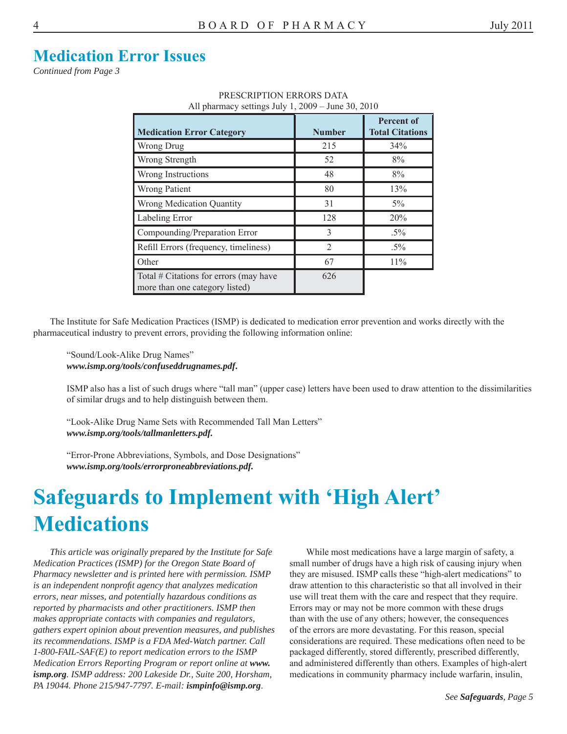## Medication Error Issues

*Continued from Page 3*

PRESCRIPTION ERRORS DATA
All pharmacy settings July 1, 2009 – June 30, 2010

| Medication Error Category | Number | Percent of Total Citations |
|---|---|---|
| Wrong Drug | 215 | 34% |
| Wrong Strength | 52 | 8% |
| Wrong Instructions | 48 | 8% |
| Wrong Patient | 80 | 13% |
| Wrong Medication Quantity | 31 | 5% |
| Labeling Error | 128 | 20% |
| Compounding/Preparation Error | 3 | .5% |
| Refill Errors (frequency, timeliness) | 2 | .5% |
| Other | 67 | 11% |
| Total # Citations for errors (may have more than one category listed) | 626 | |

The Institute for Safe Medication Practices (ISMP) is dedicated to medication error prevention and works directly with the pharmaceutical industry to prevent errors, providing the following information online:

"Sound/Look-Alike Drug Names"
***www.ismp.org/tools/confuseddrugnames.pdf.***

ISMP also has a list of such drugs where "tall man" (upper case) letters have been used to draw attention to the dissimilarities of similar drugs and to help distinguish between them.

"Look-Alike Drug Name Sets with Recommended Tall Man Letters"
***www.ismp.org/tools/tallmanletters.pdf.***

"Error-Prone Abbreviations, Symbols, and Dose Designations"
***www.ismp.org/tools/errorproneabbreviations.pdf.***

# Safeguards to Implement with 'High Alert' Medications

*This article was originally prepared by the Institute for Safe Medication Practices (ISMP) for the Oregon State Board of Pharmacy newsletter and is printed here with permission. ISMP is an independent nonprofit agency that analyzes medication errors, near misses, and potentially hazardous conditions as reported by pharmacists and other practitioners. ISMP then makes appropriate contacts with companies and regulators, gathers expert opinion about prevention measures, and publishes its recommendations. ISMP is a FDA Med-Watch partner. Call 1-800-FAIL-SAF(E) to report medication errors to the ISMP Medication Errors Reporting Program or report online at* ***www.ismp.org****. ISMP address: 200 Lakeside Dr., Suite 200, Horsham, PA 19044. Phone 215/947-7797. E-mail:* ***ismpinfo@ismp.org****.*

While most medications have a large margin of safety, a small number of drugs have a high risk of causing injury when they are misused. ISMP calls these "high-alert medications" to draw attention to this characteristic so that all involved in their use will treat them with the care and respect that they require. Errors may or may not be more common with these drugs than with the use of any others; however, the consequences of the errors are more devastating. For this reason, special considerations are required. These medications often need to be packaged differently, stored differently, prescribed differently, and administered differently than others. Examples of high-alert medications in community pharmacy include warfarin, insulin,

*See* ***Safeguards****, Page 5*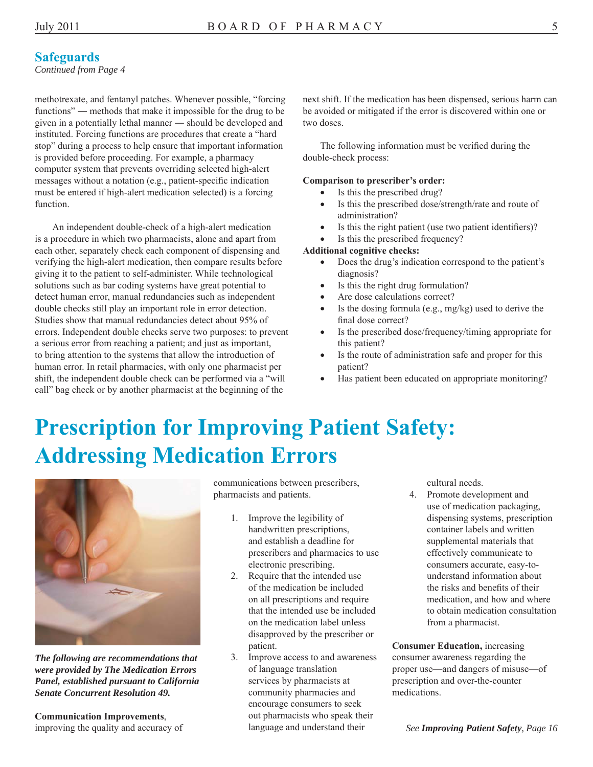## Safeguards

*Continued from Page 4*

methotrexate, and fentanyl patches. Whenever possible, "forcing functions" — methods that make it impossible for the drug to be given in a potentially lethal manner — should be developed and instituted. Forcing functions are procedures that create a "hard stop" during a process to help ensure that important information is provided before proceeding. For example, a pharmacy computer system that prevents overriding selected high-alert messages without a notation (e.g., patient-specific indication must be entered if high-alert medication selected) is a forcing function.

An independent double-check of a high-alert medication is a procedure in which two pharmacists, alone and apart from each other, separately check each component of dispensing and verifying the high-alert medication, then compare results before giving it to the patient to self-administer. While technological solutions such as bar coding systems have great potential to detect human error, manual redundancies such as independent double checks still play an important role in error detection. Studies show that manual redundancies detect about 95% of errors. Independent double checks serve two purposes: to prevent a serious error from reaching a patient; and just as important, to bring attention to the systems that allow the introduction of human error. In retail pharmacies, with only one pharmacist per shift, the independent double check can be performed via a "will call" bag check or by another pharmacist at the beginning of the next shift. If the medication has been dispensed, serious harm can be avoided or mitigated if the error is discovered within one or two doses.

The following information must be verified during the double-check process:

**Comparison to prescriber's order:**

- Is this the prescribed drug?
- Is this the prescribed dose/strength/rate and route of administration?
- Is this the right patient (use two patient identifiers)?
- Is this the prescribed frequency?

**Additional cognitive checks:**

- Does the drug's indication correspond to the patient's diagnosis?
- Is this the right drug formulation?
- Are dose calculations correct?
- Is the dosing formula (e.g., mg/kg) used to derive the final dose correct?
- Is the prescribed dose/frequency/timing appropriate for this patient?
- Is the route of administration safe and proper for this patient?
- Has patient been educated on appropriate monitoring?

# Prescription for Improving Patient Safety: Addressing Medication Errors

***The following are recommendations that were provided by The Medication Errors Panel, established pursuant to California Senate Concurrent Resolution 49.***

**Communication Improvements**, improving the quality and accuracy of communications between prescribers, pharmacists and patients.

1. Improve the legibility of handwritten prescriptions, and establish a deadline for prescribers and pharmacies to use electronic prescribing.
2. Require that the intended use of the medication be included on all prescriptions and require that the intended use be included on the medication label unless disapproved by the prescriber or patient.
3. Improve access to and awareness of language translation services by pharmacists at community pharmacies and encourage consumers to seek out pharmacists who speak their language and understand their cultural needs.
4. Promote development and use of medication packaging, dispensing systems, prescription container labels and written supplemental materials that effectively communicate to consumers accurate, easy-to-understand information about the risks and benefits of their medication, and how and where to obtain medication consultation from a pharmacist.

**Consumer Education,** increasing consumer awareness regarding the proper use—and dangers of misuse—of prescription and over-the-counter medications.

*See **Improving Patient Safety**, Page 16*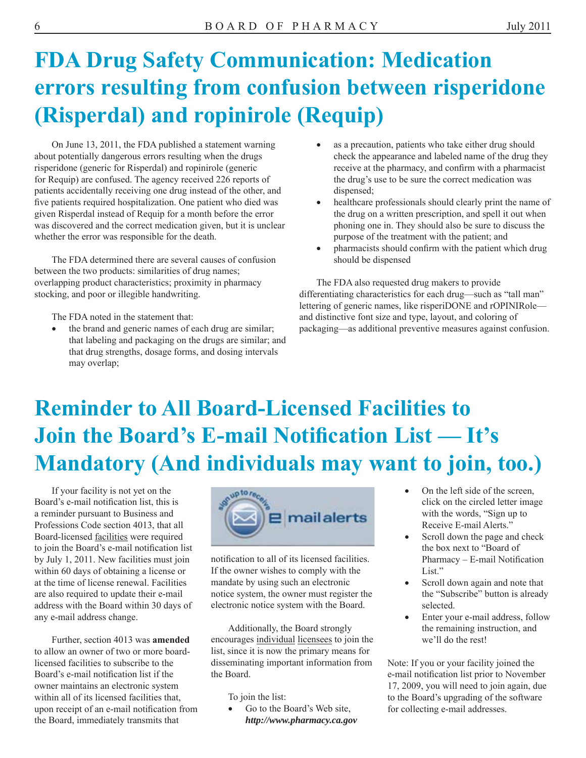# FDA Drug Safety Communication: Medication errors resulting from confusion between risperidone (Risperdal) and ropinirole (Requip)

On June 13, 2011, the FDA published a statement warning about potentially dangerous errors resulting when the drugs risperidone (generic for Risperdal) and ropinirole (generic for Requip) are confused. The agency received 226 reports of patients accidentally receiving one drug instead of the other, and five patients required hospitalization. One patient who died was given Risperdal instead of Requip for a month before the error was discovered and the correct medication given, but it is unclear whether the error was responsible for the death.

The FDA determined there are several causes of confusion between the two products: similarities of drug names; overlapping product characteristics; proximity in pharmacy stocking, and poor or illegible handwriting.

The FDA noted in the statement that:

- the brand and generic names of each drug are similar; that labeling and packaging on the drugs are similar; and that drug strengths, dosage forms, and dosing intervals may overlap;
- as a precaution, patients who take either drug should check the appearance and labeled name of the drug they receive at the pharmacy, and confirm with a pharmacist the drug's use to be sure the correct medication was dispensed;
- healthcare professionals should clearly print the name of the drug on a written prescription, and spell it out when phoning one in. They should also be sure to discuss the purpose of the treatment with the patient; and
- pharmacists should confirm with the patient which drug should be dispensed

The FDA also requested drug makers to provide differentiating characteristics for each drug—such as "tall man" lettering of generic names, like risperiDONE and rOPINIRole—and distinctive font size and type, layout, and coloring of packaging—as additional preventive measures against confusion.

# Reminder to All Board-Licensed Facilities to Join the Board's E-mail Notification List — It's Mandatory (And individuals may want to join, too.)

If your facility is not yet on the Board's e-mail notification list, this is a reminder pursuant to Business and Professions Code section 4013, that all Board-licensed facilities were required to join the Board's e-mail notification list by July 1, 2011. New facilities must join within 60 days of obtaining a license or at the time of license renewal. Facilities are also required to update their e-mail address with the Board within 30 days of any e-mail address change.

Further, section 4013 was **amended** to allow an owner of two or more board-licensed facilities to subscribe to the Board's e-mail notification list if the owner maintains an electronic system within all of its licensed facilities that, upon receipt of an e-mail notification from the Board, immediately transmits that notification to all of its licensed facilities. If the owner wishes to comply with the mandate by using such an electronic notice system, the owner must register the electronic notice system with the Board.

Additionally, the Board strongly encourages individual licensees to join the list, since it is now the primary means for disseminating important information from the Board.

To join the list:

- Go to the Board's Web site, ***http://www.pharmacy.ca.gov***
- On the left side of the screen, click on the circled letter image with the words, "Sign up to Receive E-mail Alerts."
- Scroll down the page and check the box next to "Board of Pharmacy – E-mail Notification List."
- Scroll down again and note that the "Subscribe" button is already selected.
- Enter your e-mail address, follow the remaining instruction, and we'll do the rest!

Note: If you or your facility joined the e-mail notification list prior to November 17, 2009, you will need to join again, due to the Board's upgrading of the software for collecting e-mail addresses.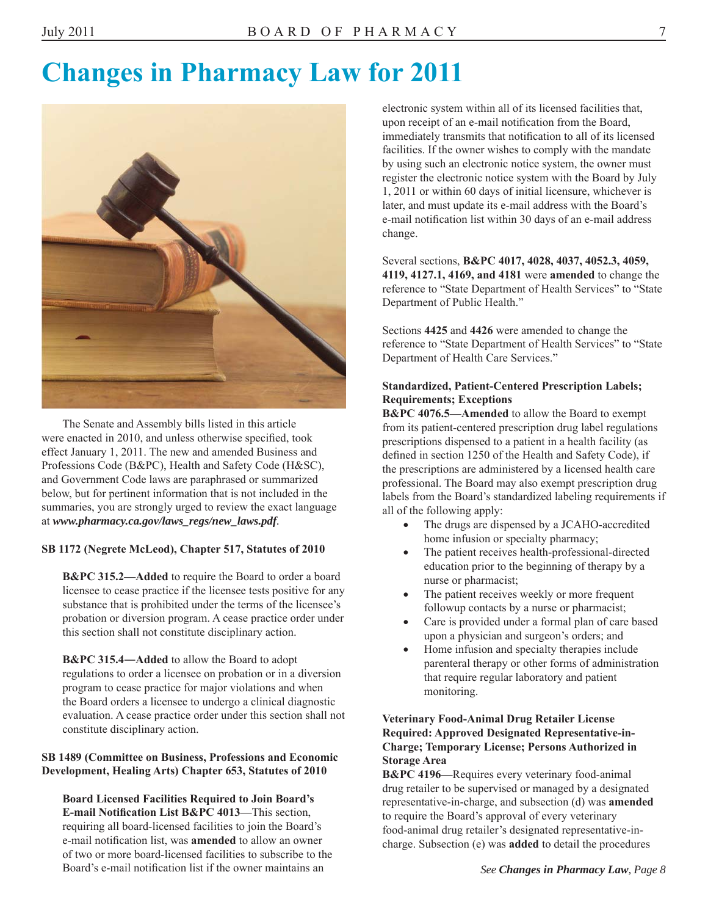# Changes in Pharmacy Law for 2011

The Senate and Assembly bills listed in this article were enacted in 2010, and unless otherwise specified, took effect January 1, 2011. The new and amended Business and Professions Code (B&PC), Health and Safety Code (H&SC), and Government Code laws are paraphrased or summarized below, but for pertinent information that is not included in the summaries, you are strongly urged to review the exact language at ***www.pharmacy.ca.gov/laws_regs/new_laws.pdf***.

### SB 1172 (Negrete McLeod), Chapter 517, Statutes of 2010

**B&PC 315.2—Added** to require the Board to order a board licensee to cease practice if the licensee tests positive for any substance that is prohibited under the terms of the licensee's probation or diversion program. A cease practice order under this section shall not constitute disciplinary action.

**B&PC 315.4—Added** to allow the Board to adopt regulations to order a licensee on probation or in a diversion program to cease practice for major violations and when the Board orders a licensee to undergo a clinical diagnostic evaluation. A cease practice order under this section shall not constitute disciplinary action.

### SB 1489 (Committee on Business, Professions and Economic Development, Healing Arts) Chapter 653, Statutes of 2010

**Board Licensed Facilities Required to Join Board's E-mail Notification List B&PC 4013—**This section, requiring all board-licensed facilities to join the Board's e-mail notification list, was **amended** to allow an owner of two or more board-licensed facilities to subscribe to the Board's e-mail notification list if the owner maintains an electronic system within all of its licensed facilities that, upon receipt of an e-mail notification from the Board, immediately transmits that notification to all of its licensed facilities. If the owner wishes to comply with the mandate by using such an electronic notice system, the owner must register the electronic notice system with the Board by July 1, 2011 or within 60 days of initial licensure, whichever is later, and must update its e-mail address with the Board's e-mail notification list within 30 days of an e-mail address change.

Several sections, **B&PC 4017, 4028, 4037, 4052.3, 4059, 4119, 4127.1, 4169, and 4181** were **amended** to change the reference to "State Department of Health Services" to "State Department of Public Health."

Sections **4425** and **4426** were amended to change the reference to "State Department of Health Services" to "State Department of Health Care Services."

**Standardized, Patient-Centered Prescription Labels; Requirements; Exceptions**

**B&PC 4076.5—Amended** to allow the Board to exempt from its patient-centered prescription drug label regulations prescriptions dispensed to a patient in a health facility (as defined in section 1250 of the Health and Safety Code), if the prescriptions are administered by a licensed health care professional. The Board may also exempt prescription drug labels from the Board's standardized labeling requirements if all of the following apply:

- The drugs are dispensed by a JCAHO-accredited home infusion or specialty pharmacy;
- The patient receives health-professional-directed education prior to the beginning of therapy by a nurse or pharmacist;
- The patient receives weekly or more frequent followup contacts by a nurse or pharmacist;
- Care is provided under a formal plan of care based upon a physician and surgeon's orders; and
- Home infusion and specialty therapies include parenteral therapy or other forms of administration that require regular laboratory and patient monitoring.

**Veterinary Food-Animal Drug Retailer License Required: Approved Designated Representative-in-Charge; Temporary License; Persons Authorized in Storage Area**

**B&PC 4196—**Requires every veterinary food-animal drug retailer to be supervised or managed by a designated representative-in-charge, and subsection (d) was **amended** to require the Board's approval of every veterinary food-animal drug retailer's designated representative-in-charge. Subsection (e) was **added** to detail the procedures

*See **Changes in Pharmacy Law**, Page 8*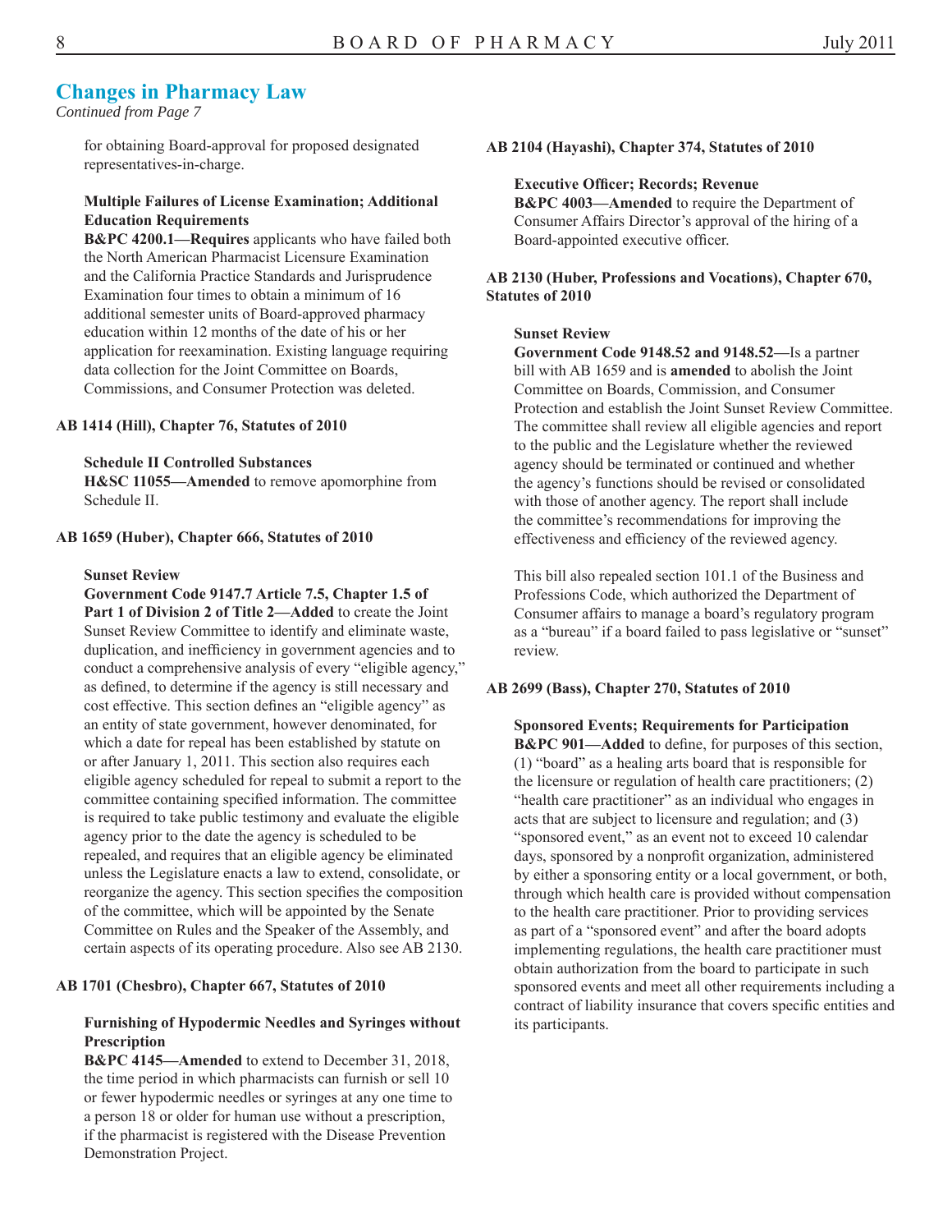## Changes in Pharmacy Law

*Continued from Page 7*

for obtaining Board-approval for proposed designated representatives-in-charge.

**Multiple Failures of License Examination; Additional Education Requirements**
**B&PC 4200.1—Requires** applicants who have failed both the North American Pharmacist Licensure Examination and the California Practice Standards and Jurisprudence Examination four times to obtain a minimum of 16 additional semester units of Board-approved pharmacy education within 12 months of the date of his or her application for reexamination. Existing language requiring data collection for the Joint Committee on Boards, Commissions, and Consumer Protection was deleted.

**AB 1414 (Hill), Chapter 76, Statutes of 2010**

**Schedule II Controlled Substances**
**H&SC 11055—Amended** to remove apomorphine from Schedule II.

**AB 1659 (Huber), Chapter 666, Statutes of 2010**

**Sunset Review**
**Government Code 9147.7 Article 7.5, Chapter 1.5 of Part 1 of Division 2 of Title 2—Added** to create the Joint Sunset Review Committee to identify and eliminate waste, duplication, and inefficiency in government agencies and to conduct a comprehensive analysis of every "eligible agency," as defined, to determine if the agency is still necessary and cost effective. This section defines an "eligible agency" as an entity of state government, however denominated, for which a date for repeal has been established by statute on or after January 1, 2011. This section also requires each eligible agency scheduled for repeal to submit a report to the committee containing specified information. The committee is required to take public testimony and evaluate the eligible agency prior to the date the agency is scheduled to be repealed, and requires that an eligible agency be eliminated unless the Legislature enacts a law to extend, consolidate, or reorganize the agency. This section specifies the composition of the committee, which will be appointed by the Senate Committee on Rules and the Speaker of the Assembly, and certain aspects of its operating procedure. Also see AB 2130.

**AB 1701 (Chesbro), Chapter 667, Statutes of 2010**

**Furnishing of Hypodermic Needles and Syringes without Prescription**
**B&PC 4145—Amended** to extend to December 31, 2018, the time period in which pharmacists can furnish or sell 10 or fewer hypodermic needles or syringes at any one time to a person 18 or older for human use without a prescription, if the pharmacist is registered with the Disease Prevention Demonstration Project.

**AB 2104 (Hayashi), Chapter 374, Statutes of 2010**

**Executive Officer; Records; Revenue**
**B&PC 4003—Amended** to require the Department of Consumer Affairs Director's approval of the hiring of a Board-appointed executive officer.

**AB 2130 (Huber, Professions and Vocations), Chapter 670, Statutes of 2010**

**Sunset Review**
**Government Code 9148.52 and 9148.52—**Is a partner bill with AB 1659 and is **amended** to abolish the Joint Committee on Boards, Commission, and Consumer Protection and establish the Joint Sunset Review Committee. The committee shall review all eligible agencies and report to the public and the Legislature whether the reviewed agency should be terminated or continued and whether the agency's functions should be revised or consolidated with those of another agency. The report shall include the committee's recommendations for improving the effectiveness and efficiency of the reviewed agency.

This bill also repealed section 101.1 of the Business and Professions Code, which authorized the Department of Consumer affairs to manage a board's regulatory program as a "bureau" if a board failed to pass legislative or "sunset" review.

**AB 2699 (Bass), Chapter 270, Statutes of 2010**

**Sponsored Events; Requirements for Participation**
**B&PC 901—Added** to define, for purposes of this section, (1) "board" as a healing arts board that is responsible for the licensure or regulation of health care practitioners; (2) "health care practitioner" as an individual who engages in acts that are subject to licensure and regulation; and (3) "sponsored event," as an event not to exceed 10 calendar days, sponsored by a nonprofit organization, administered by either a sponsoring entity or a local government, or both, through which health care is provided without compensation to the health care practitioner. Prior to providing services as part of a "sponsored event" and after the board adopts implementing regulations, the health care practitioner must obtain authorization from the board to participate in such sponsored events and meet all other requirements including a contract of liability insurance that covers specific entities and its participants.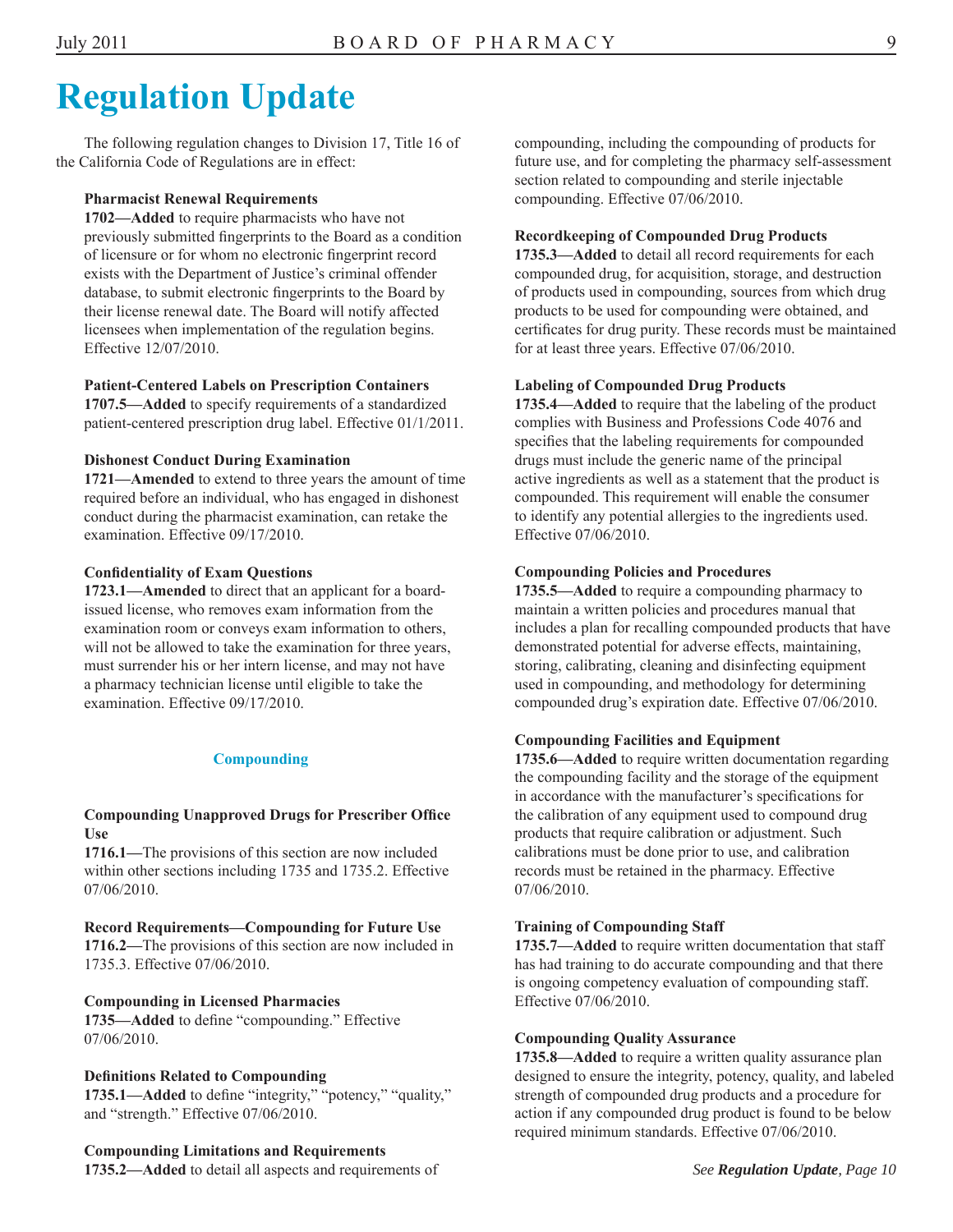# Regulation Update

The following regulation changes to Division 17, Title 16 of the California Code of Regulations are in effect:

**Pharmacist Renewal Requirements**
**1702—Added** to require pharmacists who have not previously submitted fingerprints to the Board as a condition of licensure or for whom no electronic fingerprint record exists with the Department of Justice's criminal offender database, to submit electronic fingerprints to the Board by their license renewal date. The Board will notify affected licensees when implementation of the regulation begins. Effective 12/07/2010.

**Patient-Centered Labels on Prescription Containers**
**1707.5—Added** to specify requirements of a standardized patient-centered prescription drug label. Effective 01/1/2011.

**Dishonest Conduct During Examination**
**1721—Amended** to extend to three years the amount of time required before an individual, who has engaged in dishonest conduct during the pharmacist examination, can retake the examination. Effective 09/17/2010.

**Confidentiality of Exam Questions**
**1723.1—Amended** to direct that an applicant for a board-issued license, who removes exam information from the examination room or conveys exam information to others, will not be allowed to take the examination for three years, must surrender his or her intern license, and may not have a pharmacy technician license until eligible to take the examination. Effective 09/17/2010.

## Compounding

**Compounding Unapproved Drugs for Prescriber Office Use**
**1716.1—**The provisions of this section are now included within other sections including 1735 and 1735.2. Effective 07/06/2010.

**Record Requirements—Compounding for Future Use**
**1716.2—**The provisions of this section are now included in 1735.3. Effective 07/06/2010.

**Compounding in Licensed Pharmacies**
**1735—Added** to define "compounding." Effective 07/06/2010.

**Definitions Related to Compounding**
**1735.1—Added** to define "integrity," "potency," "quality," and "strength." Effective 07/06/2010.

**Compounding Limitations and Requirements**
**1735.2—Added** to detail all aspects and requirements of compounding, including the compounding of products for future use, and for completing the pharmacy self-assessment section related to compounding and sterile injectable compounding. Effective 07/06/2010.

**Recordkeeping of Compounded Drug Products**
**1735.3—Added** to detail all record requirements for each compounded drug, for acquisition, storage, and destruction of products used in compounding, sources from which drug products to be used for compounding were obtained, and certificates for drug purity. These records must be maintained for at least three years. Effective 07/06/2010.

**Labeling of Compounded Drug Products**
**1735.4—Added** to require that the labeling of the product complies with Business and Professions Code 4076 and specifies that the labeling requirements for compounded drugs must include the generic name of the principal active ingredients as well as a statement that the product is compounded. This requirement will enable the consumer to identify any potential allergies to the ingredients used. Effective 07/06/2010.

**Compounding Policies and Procedures**
**1735.5—Added** to require a compounding pharmacy to maintain a written policies and procedures manual that includes a plan for recalling compounded products that have demonstrated potential for adverse effects, maintaining, storing, calibrating, cleaning and disinfecting equipment used in compounding, and methodology for determining compounded drug's expiration date. Effective 07/06/2010.

**Compounding Facilities and Equipment**
**1735.6—Added** to require written documentation regarding the compounding facility and the storage of the equipment in accordance with the manufacturer's specifications for the calibration of any equipment used to compound drug products that require calibration or adjustment. Such calibrations must be done prior to use, and calibration records must be retained in the pharmacy. Effective 07/06/2010.

**Training of Compounding Staff**
**1735.7—Added** to require written documentation that staff has had training to do accurate compounding and that there is ongoing competency evaluation of compounding staff. Effective 07/06/2010.

**Compounding Quality Assurance**
**1735.8—Added** to require a written quality assurance plan designed to ensure the integrity, potency, quality, and labeled strength of compounded drug products and a procedure for action if any compounded drug product is found to be below required minimum standards. Effective 07/06/2010.

*See **Regulation Update**, Page 10*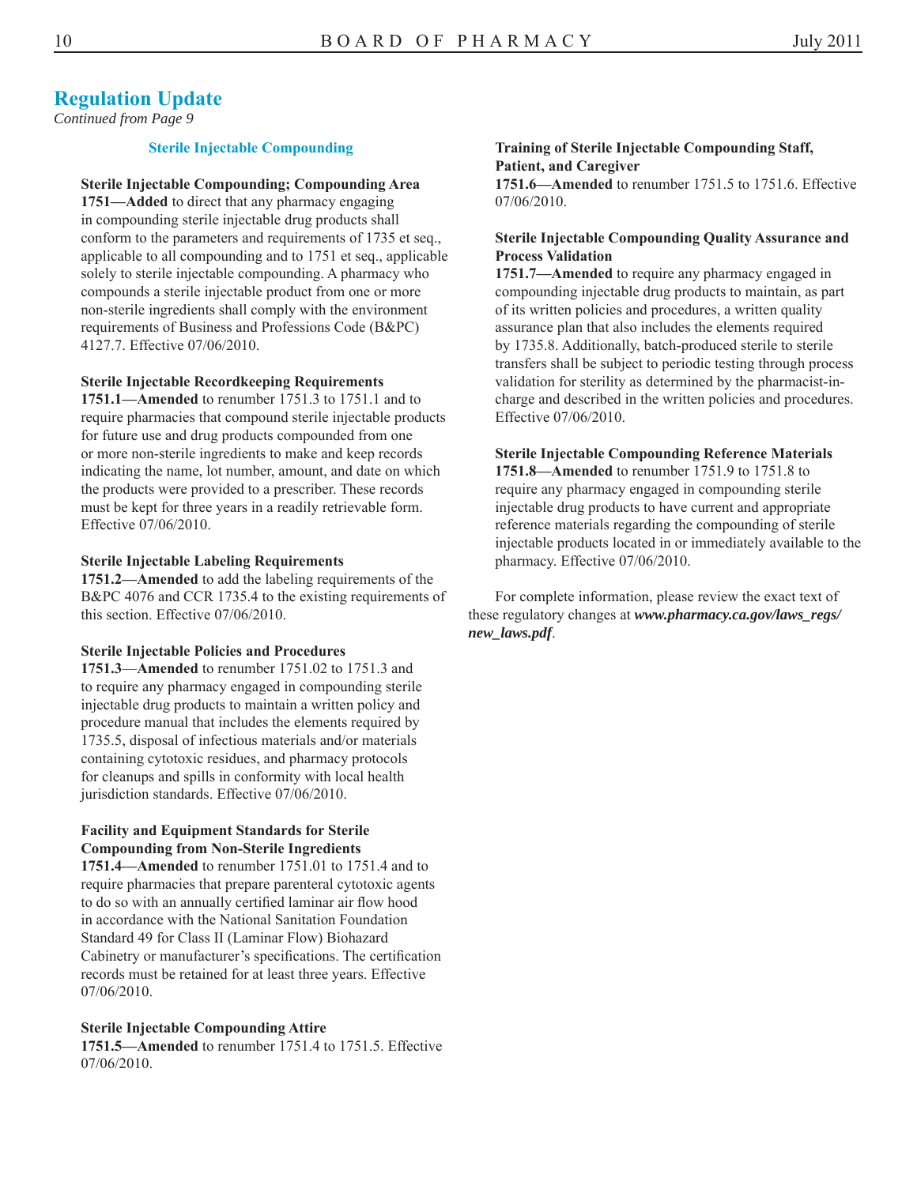## Regulation Update

*Continued from Page 9*

### Sterile Injectable Compounding

**Sterile Injectable Compounding; Compounding Area**
**1751—Added** to direct that any pharmacy engaging in compounding sterile injectable drug products shall conform to the parameters and requirements of 1735 et seq., applicable to all compounding and to 1751 et seq., applicable solely to sterile injectable compounding. A pharmacy who compounds a sterile injectable product from one or more non-sterile ingredients shall comply with the environment requirements of Business and Professions Code (B&PC) 4127.7. Effective 07/06/2010.

**Sterile Injectable Recordkeeping Requirements**
**1751.1—Amended** to renumber 1751.3 to 1751.1 and to require pharmacies that compound sterile injectable products for future use and drug products compounded from one or more non-sterile ingredients to make and keep records indicating the name, lot number, amount, and date on which the products were provided to a prescriber. These records must be kept for three years in a readily retrievable form. Effective 07/06/2010.

**Sterile Injectable Labeling Requirements**
**1751.2—Amended** to add the labeling requirements of the B&PC 4076 and CCR 1735.4 to the existing requirements of this section. Effective 07/06/2010.

**Sterile Injectable Policies and Procedures**
**1751.3**—**Amended** to renumber 1751.02 to 1751.3 and to require any pharmacy engaged in compounding sterile injectable drug products to maintain a written policy and procedure manual that includes the elements required by 1735.5, disposal of infectious materials and/or materials containing cytotoxic residues, and pharmacy protocols for cleanups and spills in conformity with local health jurisdiction standards. Effective 07/06/2010.

**Facility and Equipment Standards for Sterile Compounding from Non-Sterile Ingredients**
**1751.4—Amended** to renumber 1751.01 to 1751.4 and to require pharmacies that prepare parenteral cytotoxic agents to do so with an annually certified laminar air flow hood in accordance with the National Sanitation Foundation Standard 49 for Class II (Laminar Flow) Biohazard Cabinetry or manufacturer's specifications. The certification records must be retained for at least three years. Effective 07/06/2010.

**Sterile Injectable Compounding Attire**
**1751.5—Amended** to renumber 1751.4 to 1751.5. Effective 07/06/2010.

**Training of Sterile Injectable Compounding Staff, Patient, and Caregiver**
**1751.6—Amended** to renumber 1751.5 to 1751.6. Effective 07/06/2010.

**Sterile Injectable Compounding Quality Assurance and Process Validation**
**1751.7—Amended** to require any pharmacy engaged in compounding injectable drug products to maintain, as part of its written policies and procedures, a written quality assurance plan that also includes the elements required by 1735.8. Additionally, batch-produced sterile to sterile transfers shall be subject to periodic testing through process validation for sterility as determined by the pharmacist-in-charge and described in the written policies and procedures. Effective 07/06/2010.

**Sterile Injectable Compounding Reference Materials**
**1751.8—Amended** to renumber 1751.9 to 1751.8 to require any pharmacy engaged in compounding sterile injectable drug products to have current and appropriate reference materials regarding the compounding of sterile injectable products located in or immediately available to the pharmacy. Effective 07/06/2010.

For complete information, please review the exact text of these regulatory changes at ***www.pharmacy.ca.gov/laws_regs/new_laws.pdf***.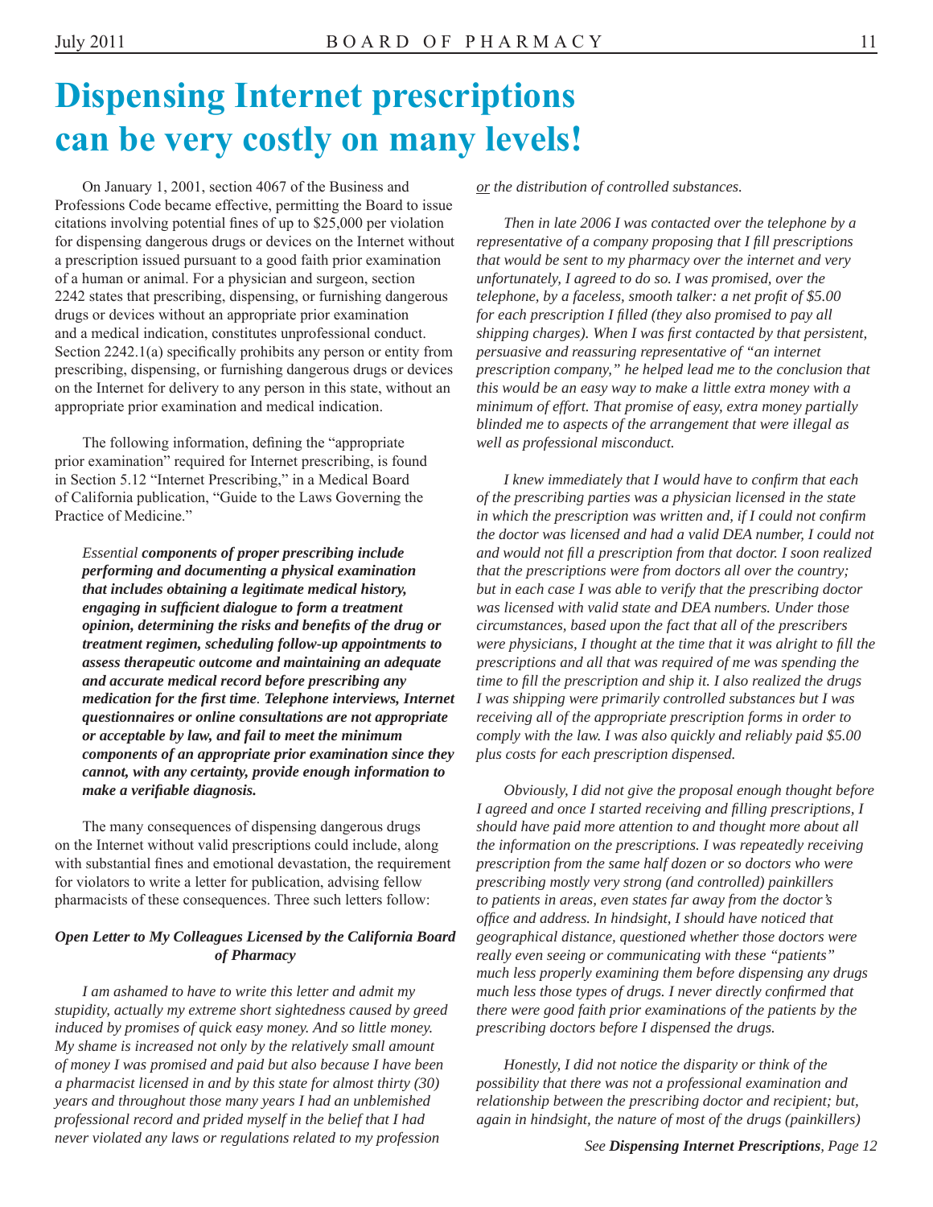# Dispensing Internet prescriptions can be very costly on many levels!

On January 1, 2001, section 4067 of the Business and Professions Code became effective, permitting the Board to issue citations involving potential fines of up to $25,000 per violation for dispensing dangerous drugs or devices on the Internet without a prescription issued pursuant to a good faith prior examination of a human or animal. For a physician and surgeon, section 2242 states that prescribing, dispensing, or furnishing dangerous drugs or devices without an appropriate prior examination and a medical indication, constitutes unprofessional conduct. Section 2242.1(a) specifically prohibits any person or entity from prescribing, dispensing, or furnishing dangerous drugs or devices on the Internet for delivery to any person in this state, without an appropriate prior examination and medical indication.

The following information, defining the "appropriate prior examination" required for Internet prescribing, is found in Section 5.12 "Internet Prescribing," in a Medical Board of California publication, "Guide to the Laws Governing the Practice of Medicine."

> *Essential* ***components of proper prescribing include performing and documenting a physical examination that includes obtaining a legitimate medical history, engaging in sufficient dialogue to form a treatment opinion, determining the risks and benefits of the drug or treatment regimen, scheduling follow-up appointments to assess therapeutic outcome and maintaining an adequate and accurate medical record before prescribing any medication for the first time*. *Telephone interviews, Internet questionnaires or online consultations are not appropriate or acceptable by law, and fail to meet the minimum components of an appropriate prior examination since they cannot, with any certainty, provide enough information to make a verifiable diagnosis.***

The many consequences of dispensing dangerous drugs on the Internet without valid prescriptions could include, along with substantial fines and emotional devastation, the requirement for violators to write a letter for publication, advising fellow pharmacists of these consequences. Three such letters follow:

***Open Letter to My Colleagues Licensed by the California Board of Pharmacy***

*I am ashamed to have to write this letter and admit my stupidity, actually my extreme short sightedness caused by greed induced by promises of quick easy money. And so little money. My shame is increased not only by the relatively small amount of money I was promised and paid but also because I have been a pharmacist licensed in and by this state for almost thirty (30) years and throughout those many years I had an unblemished professional record and prided myself in the belief that I had never violated any laws or regulations related to my profession or the distribution of controlled substances.*

*Then in late 2006 I was contacted over the telephone by a representative of a company proposing that I fill prescriptions that would be sent to my pharmacy over the internet and very unfortunately, I agreed to do so. I was promised, over the telephone, by a faceless, smooth talker: a net profit of $5.00 for each prescription I filled (they also promised to pay all shipping charges). When I was first contacted by that persistent, persuasive and reassuring representative of "an internet prescription company," he helped lead me to the conclusion that this would be an easy way to make a little extra money with a minimum of effort. That promise of easy, extra money partially blinded me to aspects of the arrangement that were illegal as well as professional misconduct.*

*I knew immediately that I would have to confirm that each of the prescribing parties was a physician licensed in the state in which the prescription was written and, if I could not confirm the doctor was licensed and had a valid DEA number, I could not and would not fill a prescription from that doctor. I soon realized that the prescriptions were from doctors all over the country; but in each case I was able to verify that the prescribing doctor was licensed with valid state and DEA numbers. Under those circumstances, based upon the fact that all of the prescribers were physicians, I thought at the time that it was alright to fill the prescriptions and all that was required of me was spending the time to fill the prescription and ship it. I also realized the drugs I was shipping were primarily controlled substances but I was receiving all of the appropriate prescription forms in order to comply with the law. I was also quickly and reliably paid $5.00 plus costs for each prescription dispensed.*

*Obviously, I did not give the proposal enough thought before I agreed and once I started receiving and filling prescriptions, I should have paid more attention to and thought more about all the information on the prescriptions. I was repeatedly receiving prescription from the same half dozen or so doctors who were prescribing mostly very strong (and controlled) painkillers to patients in areas, even states far away from the doctor's office and address. In hindsight, I should have noticed that geographical distance, questioned whether those doctors were really even seeing or communicating with these "patients" much less properly examining them before dispensing any drugs much less those types of drugs. I never directly confirmed that there were good faith prior examinations of the patients by the prescribing doctors before I dispensed the drugs.*

*Honestly, I did not notice the disparity or think of the possibility that there was not a professional examination and relationship between the prescribing doctor and recipient; but, again in hindsight, the nature of most of the drugs (painkillers)*

See ***Dispensing Internet Prescriptions***, Page 12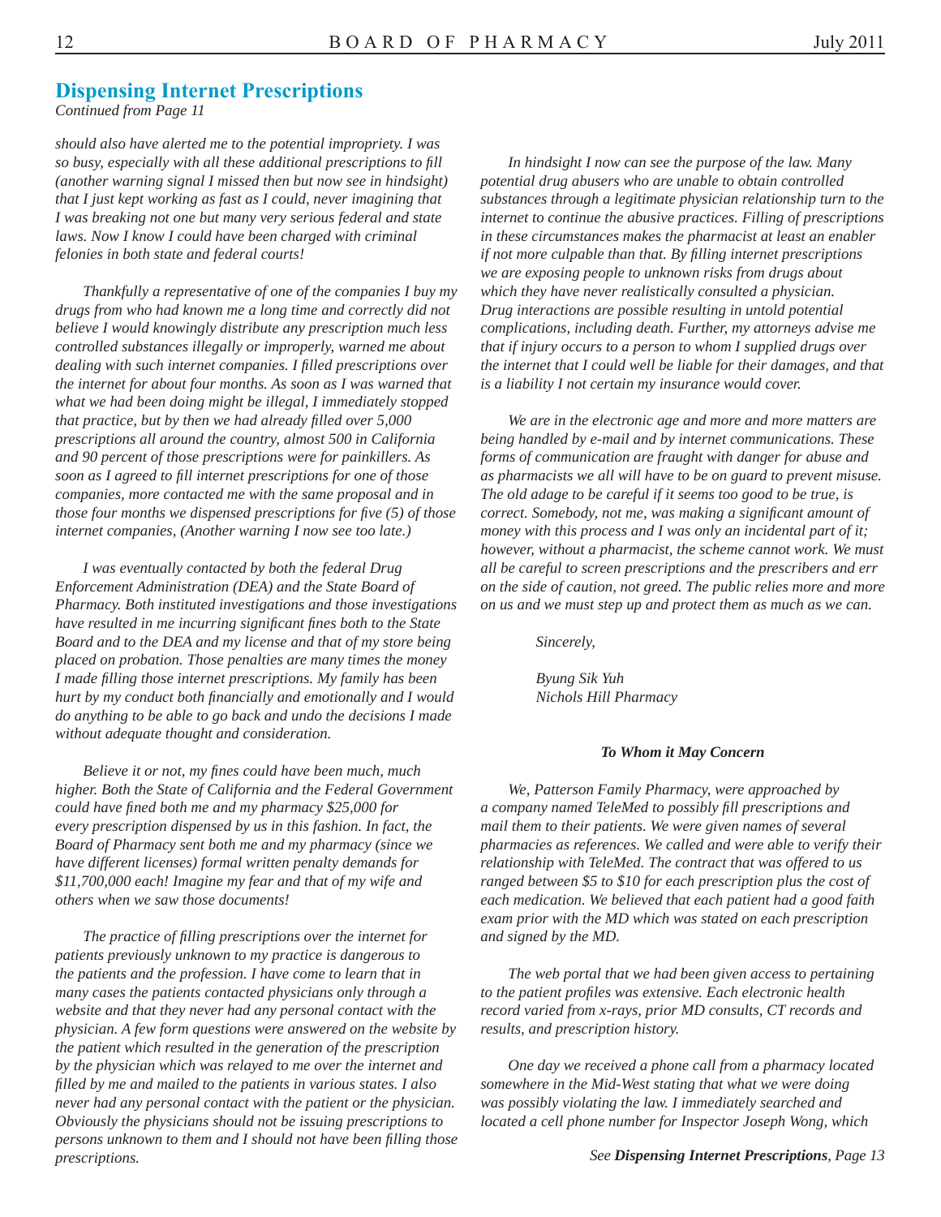## Dispensing Internet Prescriptions

*Continued from Page 11*

*should also have alerted me to the potential impropriety. I was so busy, especially with all these additional prescriptions to fill (another warning signal I missed then but now see in hindsight) that I just kept working as fast as I could, never imagining that I was breaking not one but many very serious federal and state laws. Now I know I could have been charged with criminal felonies in both state and federal courts!*

*Thankfully a representative of one of the companies I buy my drugs from who had known me a long time and correctly did not believe I would knowingly distribute any prescription much less controlled substances illegally or improperly, warned me about dealing with such internet companies. I filled prescriptions over the internet for about four months. As soon as I was warned that what we had been doing might be illegal, I immediately stopped that practice, but by then we had already filled over 5,000 prescriptions all around the country, almost 500 in California and 90 percent of those prescriptions were for painkillers. As soon as I agreed to fill internet prescriptions for one of those companies, more contacted me with the same proposal and in those four months we dispensed prescriptions for five (5) of those internet companies, (Another warning I now see too late.)*

*I was eventually contacted by both the federal Drug Enforcement Administration (DEA) and the State Board of Pharmacy. Both instituted investigations and those investigations have resulted in me incurring significant fines both to the State Board and to the DEA and my license and that of my store being placed on probation. Those penalties are many times the money I made filling those internet prescriptions. My family has been hurt by my conduct both financially and emotionally and I would do anything to be able to go back and undo the decisions I made without adequate thought and consideration.*

*Believe it or not, my fines could have been much, much higher. Both the State of California and the Federal Government could have fined both me and my pharmacy $25,000 for every prescription dispensed by us in this fashion. In fact, the Board of Pharmacy sent both me and my pharmacy (since we have different licenses) formal written penalty demands for $11,700,000 each! Imagine my fear and that of my wife and others when we saw those documents!*

*The practice of filling prescriptions over the internet for patients previously unknown to my practice is dangerous to the patients and the profession. I have come to learn that in many cases the patients contacted physicians only through a website and that they never had any personal contact with the physician. A few form questions were answered on the website by the patient which resulted in the generation of the prescription by the physician which was relayed to me over the internet and filled by me and mailed to the patients in various states. I also never had any personal contact with the patient or the physician. Obviously the physicians should not be issuing prescriptions to persons unknown to them and I should not have been filling those prescriptions.*

*In hindsight I now can see the purpose of the law. Many potential drug abusers who are unable to obtain controlled substances through a legitimate physician relationship turn to the internet to continue the abusive practices. Filling of prescriptions in these circumstances makes the pharmacist at least an enabler if not more culpable than that. By filling internet prescriptions we are exposing people to unknown risks from drugs about which they have never realistically consulted a physician. Drug interactions are possible resulting in untold potential complications, including death. Further, my attorneys advise me that if injury occurs to a person to whom I supplied drugs over the internet that I could well be liable for their damages, and that is a liability I not certain my insurance would cover.*

*We are in the electronic age and more and more matters are being handled by e-mail and by internet communications. These forms of communication are fraught with danger for abuse and as pharmacists we all will have to be on guard to prevent misuse. The old adage to be careful if it seems too good to be true, is correct. Somebody, not me, was making a significant amount of money with this process and I was only an incidental part of it; however, without a pharmacist, the scheme cannot work. We must all be careful to screen prescriptions and the prescribers and err on the side of caution, not greed. The public relies more and more on us and we must step up and protect them as much as we can.*

*Sincerely,*

*Byung Sik Yuh*
*Nichols Hill Pharmacy*

***To Whom it May Concern***

*We, Patterson Family Pharmacy, were approached by a company named TeleMed to possibly fill prescriptions and mail them to their patients. We were given names of several pharmacies as references. We called and were able to verify their relationship with TeleMed. The contract that was offered to us ranged between $5 to $10 for each prescription plus the cost of each medication. We believed that each patient had a good faith exam prior with the MD which was stated on each prescription and signed by the MD.*

*The web portal that we had been given access to pertaining to the patient profiles was extensive. Each electronic health record varied from x-rays, prior MD consults, CT records and results, and prescription history.*

*One day we received a phone call from a pharmacy located somewhere in the Mid-West stating that what we were doing was possibly violating the law. I immediately searched and located a cell phone number for Inspector Joseph Wong, which*

*See **Dispensing Internet Prescriptions**, Page 13*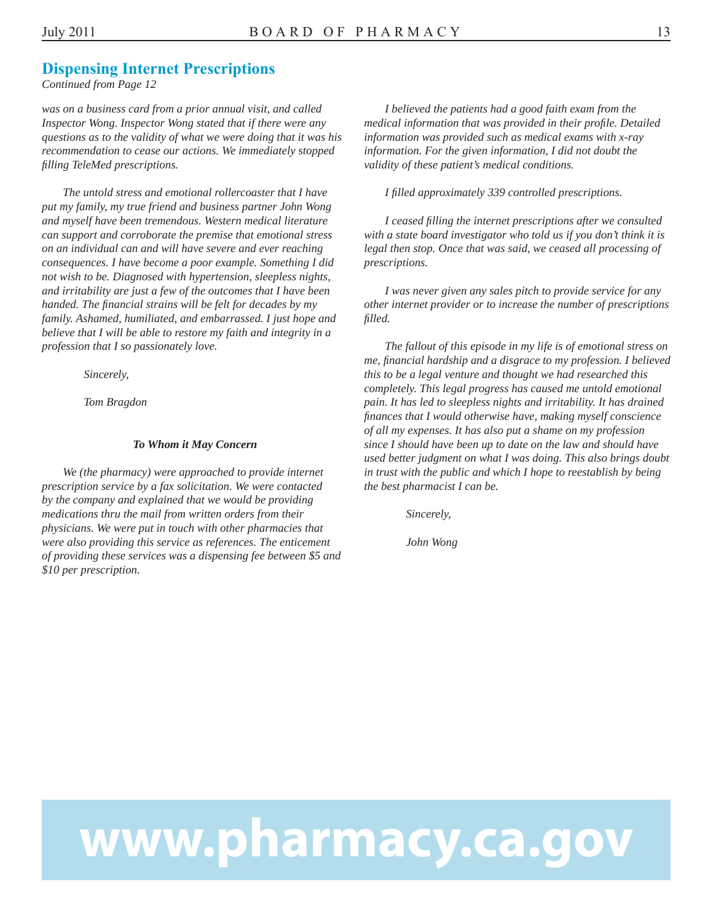## Dispensing Internet Prescriptions

*Continued from Page 12*

*was on a business card from a prior annual visit, and called Inspector Wong. Inspector Wong stated that if there were any questions as to the validity of what we were doing that it was his recommendation to cease our actions. We immediately stopped filling TeleMed prescriptions.*

*The untold stress and emotional rollercoaster that I have put my family, my true friend and business partner John Wong and myself have been tremendous. Western medical literature can support and corroborate the premise that emotional stress on an individual can and will have severe and ever reaching consequences. I have become a poor example. Something I did not wish to be. Diagnosed with hypertension, sleepless nights, and irritability are just a few of the outcomes that I have been handed. The financial strains will be felt for decades by my family. Ashamed, humiliated, and embarrassed. I just hope and believe that I will be able to restore my faith and integrity in a profession that I so passionately love.*

*Sincerely,*

*Tom Bragdon*

***To Whom it May Concern***

*We (the pharmacy) were approached to provide internet prescription service by a fax solicitation. We were contacted by the company and explained that we would be providing medications thru the mail from written orders from their physicians. We were put in touch with other pharmacies that were also providing this service as references. The enticement of providing these services was a dispensing fee between $5 and $10 per prescription.*

*I believed the patients had a good faith exam from the medical information that was provided in their profile. Detailed information was provided such as medical exams with x-ray information. For the given information, I did not doubt the validity of these patient's medical conditions.*

*I filled approximately 339 controlled prescriptions.*

*I ceased filling the internet prescriptions after we consulted with a state board investigator who told us if you don't think it is legal then stop. Once that was said, we ceased all processing of prescriptions.*

*I was never given any sales pitch to provide service for any other internet provider or to increase the number of prescriptions filled.*

*The fallout of this episode in my life is of emotional stress on me, financial hardship and a disgrace to my profession. I believed this to be a legal venture and thought we had researched this completely. This legal progress has caused me untold emotional pain. It has led to sleepless nights and irritability. It has drained finances that I would otherwise have, making myself conscience of all my expenses. It has also put a shame on my profession since I should have been up to date on the law and should have used better judgment on what I was doing. This also brings doubt in trust with the public and which I hope to reestablish by being the best pharmacist I can be.*

*Sincerely,*

*John Wong*

**www.pharmacy.ca.gov**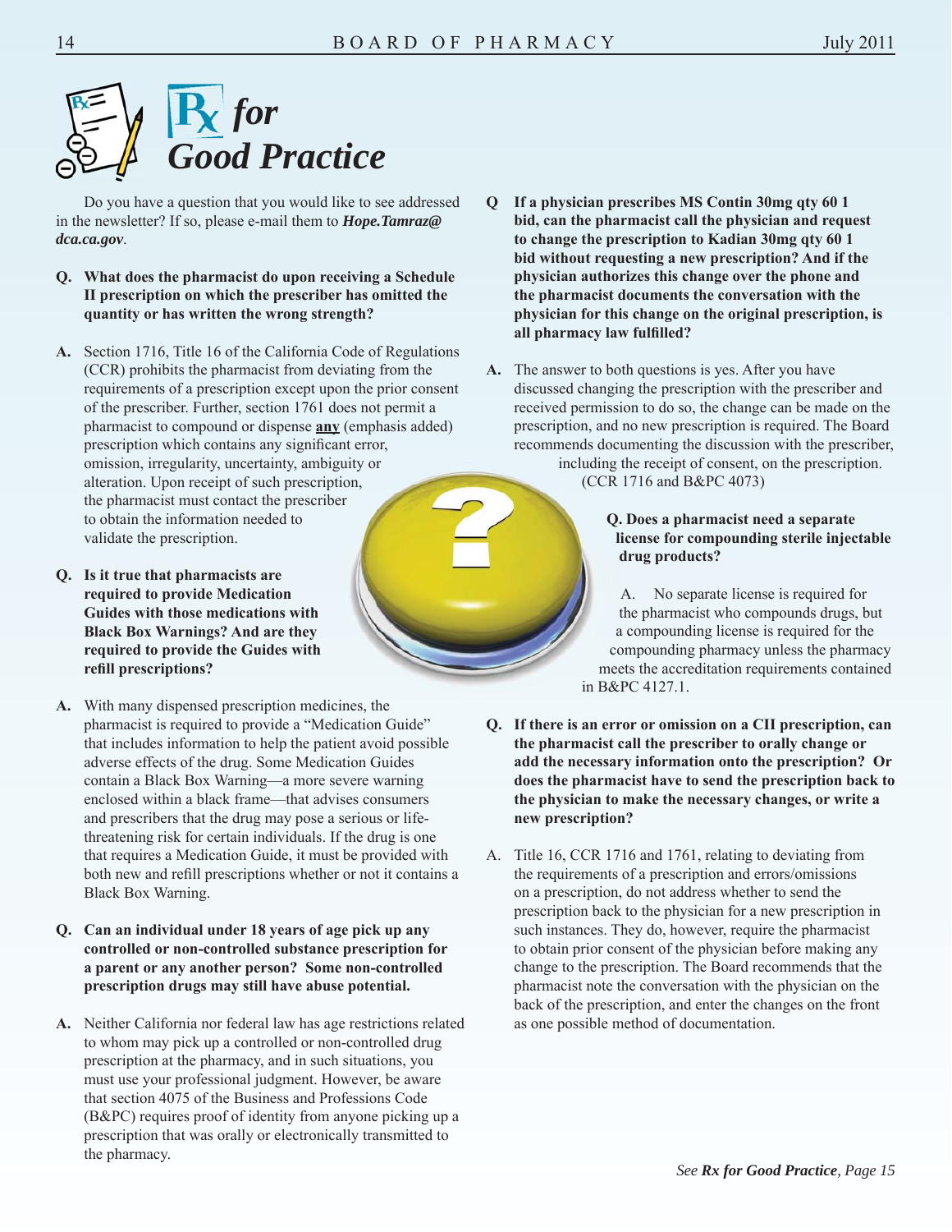# Rx for Good Practice

Do you have a question that you would like to see addressed in the newsletter? If so, please e-mail them to ***Hope.Tamraz@dca.ca.gov***.

**Q. What does the pharmacist do upon receiving a Schedule II prescription on which the prescriber has omitted the quantity or has written the wrong strength?**

**A.** Section 1716, Title 16 of the California Code of Regulations (CCR) prohibits the pharmacist from deviating from the requirements of a prescription except upon the prior consent of the prescriber. Further, section 1761 does not permit a pharmacist to compound or dispense **any** (emphasis added) prescription which contains any significant error, omission, irregularity, uncertainty, ambiguity or alteration. Upon receipt of such prescription, the pharmacist must contact the prescriber to obtain the information needed to validate the prescription.

**Q. Is it true that pharmacists are required to provide Medication Guides with those medications with Black Box Warnings? And are they required to provide the Guides with refill prescriptions?**

**A.** With many dispensed prescription medicines, the pharmacist is required to provide a "Medication Guide" that includes information to help the patient avoid possible adverse effects of the drug. Some Medication Guides contain a Black Box Warning—a more severe warning enclosed within a black frame—that advises consumers and prescribers that the drug may pose a serious or life-threatening risk for certain individuals. If the drug is one that requires a Medication Guide, it must be provided with both new and refill prescriptions whether or not it contains a Black Box Warning.

**Q. Can an individual under 18 years of age pick up any controlled or non-controlled substance prescription for a parent or any another person? Some non-controlled prescription drugs may still have abuse potential.**

**A.** Neither California nor federal law has age restrictions related to whom may pick up a controlled or non-controlled drug prescription at the pharmacy, and in such situations, you must use your professional judgment. However, be aware that section 4075 of the Business and Professions Code (B&PC) requires proof of identity from anyone picking up a prescription that was orally or electronically transmitted to the pharmacy.

**Q If a physician prescribes MS Contin 30mg qty 60 1 bid, can the pharmacist call the physician and request to change the prescription to Kadian 30mg qty 60 1 bid without requesting a new prescription? And if the physician authorizes this change over the phone and the pharmacist documents the conversation with the physician for this change on the original prescription, is all pharmacy law fulfilled?**

**A.** The answer to both questions is yes. After you have discussed changing the prescription with the prescriber and received permission to do so, the change can be made on the prescription, and no new prescription is required. The Board recommends documenting the discussion with the prescriber, including the receipt of consent, on the prescription. (CCR 1716 and B&PC 4073)

**Q. Does a pharmacist need a separate license for compounding sterile injectable drug products?**

A. No separate license is required for the pharmacist who compounds drugs, but a compounding license is required for the compounding pharmacy unless the pharmacy meets the accreditation requirements contained in B&PC 4127.1.

**Q. If there is an error or omission on a CII prescription, can the pharmacist call the prescriber to orally change or add the necessary information onto the prescription? Or does the pharmacist have to send the prescription back to the physician to make the necessary changes, or write a new prescription?**

A. Title 16, CCR 1716 and 1761, relating to deviating from the requirements of a prescription and errors/omissions on a prescription, do not address whether to send the prescription back to the physician for a new prescription in such instances. They do, however, require the pharmacist to obtain prior consent of the physician before making any change to the prescription. The Board recommends that the pharmacist note the conversation with the physician on the back of the prescription, and enter the changes on the front as one possible method of documentation.

*See **Rx for Good Practice**, Page 15*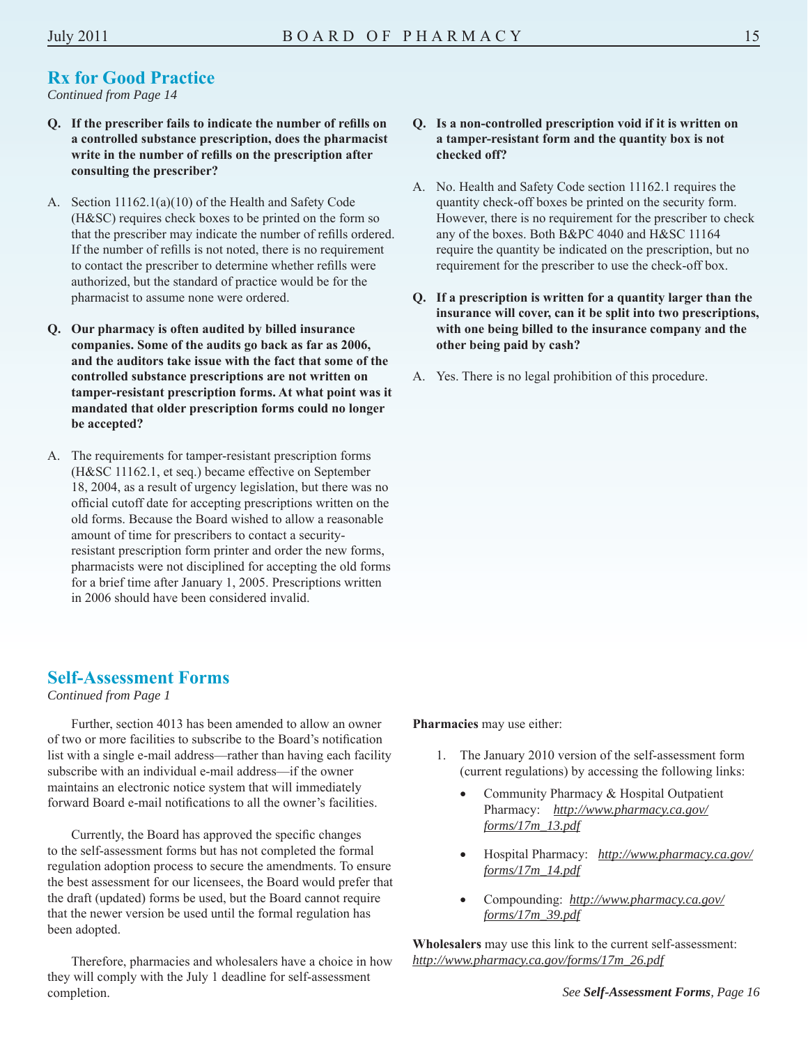## Rx for Good Practice

*Continued from Page 14*

**Q. If the prescriber fails to indicate the number of refills on a controlled substance prescription, does the pharmacist write in the number of refills on the prescription after consulting the prescriber?**

A. Section 11162.1(a)(10) of the Health and Safety Code (H&SC) requires check boxes to be printed on the form so that the prescriber may indicate the number of refills ordered. If the number of refills is not noted, there is no requirement to contact the prescriber to determine whether refills were authorized, but the standard of practice would be for the pharmacist to assume none were ordered.

**Q. Our pharmacy is often audited by billed insurance companies. Some of the audits go back as far as 2006, and the auditors take issue with the fact that some of the controlled substance prescriptions are not written on tamper-resistant prescription forms. At what point was it mandated that older prescription forms could no longer be accepted?**

A. The requirements for tamper-resistant prescription forms (H&SC 11162.1, et seq.) became effective on September 18, 2004, as a result of urgency legislation, but there was no official cutoff date for accepting prescriptions written on the old forms. Because the Board wished to allow a reasonable amount of time for prescribers to contact a security-resistant prescription form printer and order the new forms, pharmacists were not disciplined for accepting the old forms for a brief time after January 1, 2005. Prescriptions written in 2006 should have been considered invalid.

**Q. Is a non-controlled prescription void if it is written on a tamper-resistant form and the quantity box is not checked off?**

A. No. Health and Safety Code section 11162.1 requires the quantity check-off boxes be printed on the security form. However, there is no requirement for the prescriber to check any of the boxes. Both B&PC 4040 and H&SC 11164 require the quantity be indicated on the prescription, but no requirement for the prescriber to use the check-off box.

**Q. If a prescription is written for a quantity larger than the insurance will cover, can it be split into two prescriptions, with one being billed to the insurance company and the other being paid by cash?**

A. Yes. There is no legal prohibition of this procedure.

## Self-Assessment Forms

*Continued from Page 1*

Further, section 4013 has been amended to allow an owner of two or more facilities to subscribe to the Board's notification list with a single e-mail address—rather than having each facility subscribe with an individual e-mail address—if the owner maintains an electronic notice system that will immediately forward Board e-mail notifications to all the owner's facilities.

Currently, the Board has approved the specific changes to the self-assessment forms but has not completed the formal regulation adoption process to secure the amendments. To ensure the best assessment for our licensees, the Board would prefer that the draft (updated) forms be used, but the Board cannot require that the newer version be used until the formal regulation has been adopted.

Therefore, pharmacies and wholesalers have a choice in how they will comply with the July 1 deadline for self-assessment completion.

**Pharmacies** may use either:

1. The January 2010 version of the self-assessment form (current regulations) by accessing the following links:
   - Community Pharmacy & Hospital Outpatient Pharmacy: *http://www.pharmacy.ca.gov/forms/17m_13.pdf*
   - Hospital Pharmacy: *http://www.pharmacy.ca.gov/forms/17m_14.pdf*
   - Compounding: *http://www.pharmacy.ca.gov/forms/17m_39.pdf*

**Wholesalers** may use this link to the current self-assessment: *http://www.pharmacy.ca.gov/forms/17m_26.pdf*

*See **Self-Assessment Forms**, Page 16*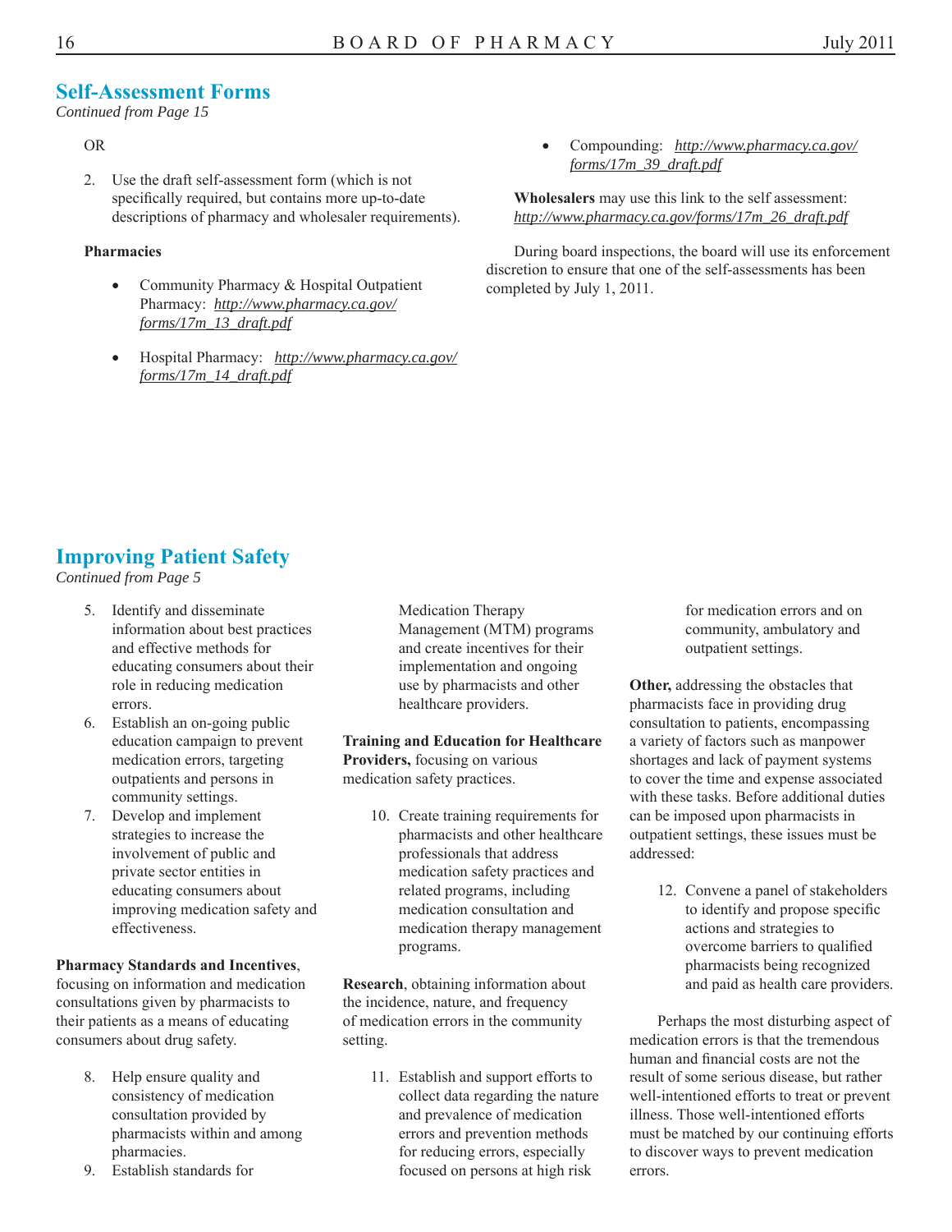## Self-Assessment Forms

*Continued from Page 15*

OR

2. Use the draft self-assessment form (which is not specifically required, but contains more up-to-date descriptions of pharmacy and wholesaler requirements).

**Pharmacies**

- Community Pharmacy & Hospital Outpatient Pharmacy: *http://www.pharmacy.ca.gov/forms/17m_13_draft.pdf*
- Hospital Pharmacy: *http://www.pharmacy.ca.gov/forms/17m_14_draft.pdf*
- Compounding: *http://www.pharmacy.ca.gov/forms/17m_39_draft.pdf*

**Wholesalers** may use this link to the self assessment: *http://www.pharmacy.ca.gov/forms/17m_26_draft.pdf*

During board inspections, the board will use its enforcement discretion to ensure that one of the self-assessments has been completed by July 1, 2011.

## Improving Patient Safety

*Continued from Page 5*

5. Identify and disseminate information about best practices and effective methods for educating consumers about their role in reducing medication errors.
6. Establish an on-going public education campaign to prevent medication errors, targeting outpatients and persons in community settings.
7. Develop and implement strategies to increase the involvement of public and private sector entities in educating consumers about improving medication safety and effectiveness.

**Pharmacy Standards and Incentives**, focusing on information and medication consultations given by pharmacists to their patients as a means of educating consumers about drug safety.

8. Help ensure quality and consistency of medication consultation provided by pharmacists within and among pharmacies.
9. Establish standards for Medication Therapy Management (MTM) programs and create incentives for their implementation and ongoing use by pharmacists and other healthcare providers.

**Training and Education for Healthcare Providers,** focusing on various medication safety practices.

10. Create training requirements for pharmacists and other healthcare professionals that address medication safety practices and related programs, including medication consultation and medication therapy management programs.

**Research**, obtaining information about the incidence, nature, and frequency of medication errors in the community setting.

11. Establish and support efforts to collect data regarding the nature and prevalence of medication errors and prevention methods for reducing errors, especially focused on persons at high risk for medication errors and on community, ambulatory and outpatient settings.

**Other,** addressing the obstacles that pharmacists face in providing drug consultation to patients, encompassing a variety of factors such as manpower shortages and lack of payment systems to cover the time and expense associated with these tasks. Before additional duties can be imposed upon pharmacists in outpatient settings, these issues must be addressed:

12. Convene a panel of stakeholders to identify and propose specific actions and strategies to overcome barriers to qualified pharmacists being recognized and paid as health care providers.

Perhaps the most disturbing aspect of medication errors is that the tremendous human and financial costs are not the result of some serious disease, but rather well-intentioned efforts to treat or prevent illness. Those well-intentioned efforts must be matched by our continuing efforts to discover ways to prevent medication errors.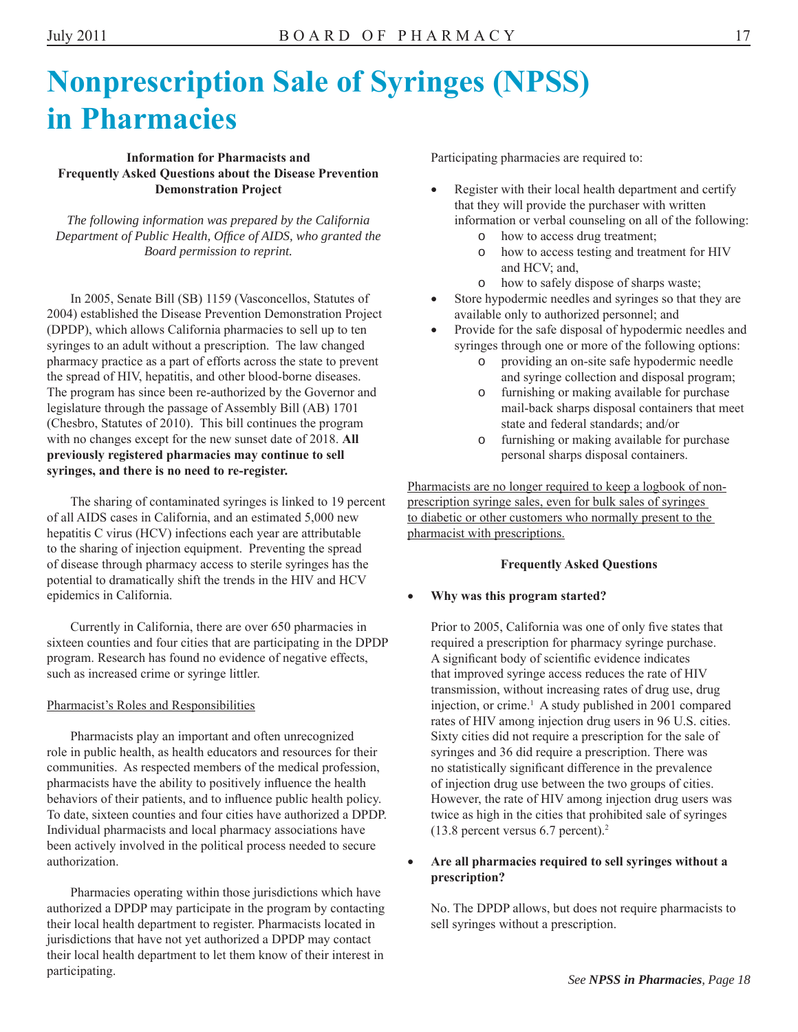# Nonprescription Sale of Syringes (NPSS) in Pharmacies

**Information for Pharmacists and Frequently Asked Questions about the Disease Prevention Demonstration Project**

*The following information was prepared by the California Department of Public Health, Office of AIDS, who granted the Board permission to reprint.*

In 2005, Senate Bill (SB) 1159 (Vasconcellos, Statutes of 2004) established the Disease Prevention Demonstration Project (DPDP), which allows California pharmacies to sell up to ten syringes to an adult without a prescription. The law changed pharmacy practice as a part of efforts across the state to prevent the spread of HIV, hepatitis, and other blood-borne diseases. The program has since been re-authorized by the Governor and legislature through the passage of Assembly Bill (AB) 1701 (Chesbro, Statutes of 2010). This bill continues the program with no changes except for the new sunset date of 2018. **All previously registered pharmacies may continue to sell syringes, and there is no need to re-register.**

The sharing of contaminated syringes is linked to 19 percent of all AIDS cases in California, and an estimated 5,000 new hepatitis C virus (HCV) infections each year are attributable to the sharing of injection equipment. Preventing the spread of disease through pharmacy access to sterile syringes has the potential to dramatically shift the trends in the HIV and HCV epidemics in California.

Currently in California, there are over 650 pharmacies in sixteen counties and four cities that are participating in the DPDP program. Research has found no evidence of negative effects, such as increased crime or syringe littler.

Pharmacist's Roles and Responsibilities

Pharmacists play an important and often unrecognized role in public health, as health educators and resources for their communities. As respected members of the medical profession, pharmacists have the ability to positively influence the health behaviors of their patients, and to influence public health policy. To date, sixteen counties and four cities have authorized a DPDP. Individual pharmacists and local pharmacy associations have been actively involved in the political process needed to secure authorization.

Pharmacies operating within those jurisdictions which have authorized a DPDP may participate in the program by contacting their local health department to register. Pharmacists located in jurisdictions that have not yet authorized a DPDP may contact their local health department to let them know of their interest in participating.

Participating pharmacies are required to:

- Register with their local health department and certify that they will provide the purchaser with written information or verbal counseling on all of the following:
  - how to access drug treatment;
  - how to access testing and treatment for HIV and HCV; and,
  - how to safely dispose of sharps waste;
- Store hypodermic needles and syringes so that they are available only to authorized personnel; and
- Provide for the safe disposal of hypodermic needles and syringes through one or more of the following options:
  - providing an on-site safe hypodermic needle and syringe collection and disposal program;
  - furnishing or making available for purchase mail-back sharps disposal containers that meet state and federal standards; and/or
  - furnishing or making available for purchase personal sharps disposal containers.

Pharmacists are no longer required to keep a logbook of non-prescription syringe sales, even for bulk sales of syringes to diabetic or other customers who normally present to the pharmacist with prescriptions.

**Frequently Asked Questions**

- **Why was this program started?**

  Prior to 2005, California was one of only five states that required a prescription for pharmacy syringe purchase. A significant body of scientific evidence indicates that improved syringe access reduces the rate of HIV transmission, without increasing rates of drug use, drug injection, or crime.[1] A study published in 2001 compared rates of HIV among injection drug users in 96 U.S. cities. Sixty cities did not require a prescription for the sale of syringes and 36 did require a prescription. There was no statistically significant difference in the prevalence of injection drug use between the two groups of cities. However, the rate of HIV among injection drug users was twice as high in the cities that prohibited sale of syringes (13.8 percent versus 6.7 percent).[2]

- **Are all pharmacies required to sell syringes without a prescription?**

  No. The DPDP allows, but does not require pharmacists to sell syringes without a prescription.

*See **NPSS in Pharmacies**, Page 18*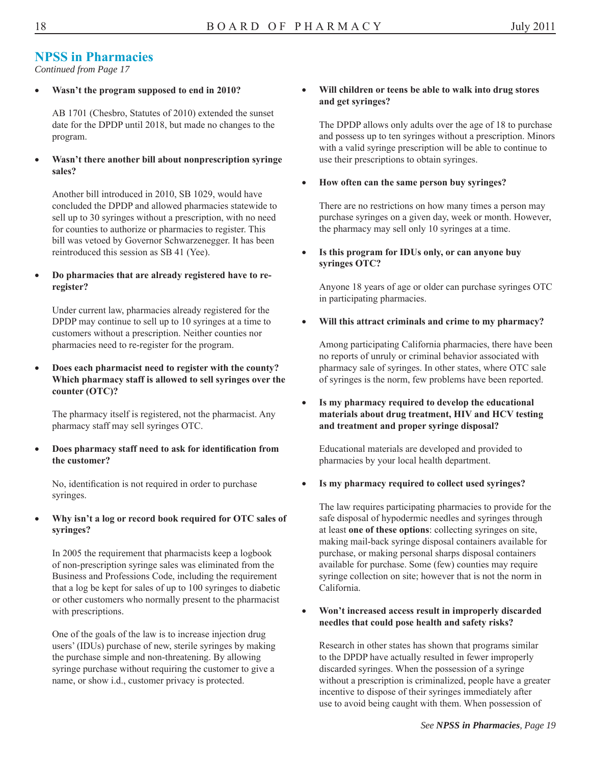## NPSS in Pharmacies

*Continued from Page 17*

- **Wasn't the program supposed to end in 2010?**

  AB 1701 (Chesbro, Statutes of 2010) extended the sunset date for the DPDP until 2018, but made no changes to the program.

- **Wasn't there another bill about nonprescription syringe sales?**

  Another bill introduced in 2010, SB 1029, would have concluded the DPDP and allowed pharmacies statewide to sell up to 30 syringes without a prescription, with no need for counties to authorize or pharmacies to register. This bill was vetoed by Governor Schwarzenegger. It has been reintroduced this session as SB 41 (Yee).

- **Do pharmacies that are already registered have to re-register?**

  Under current law, pharmacies already registered for the DPDP may continue to sell up to 10 syringes at a time to customers without a prescription. Neither counties nor pharmacies need to re-register for the program.

- **Does each pharmacist need to register with the county? Which pharmacy staff is allowed to sell syringes over the counter (OTC)?**

  The pharmacy itself is registered, not the pharmacist. Any pharmacy staff may sell syringes OTC.

- **Does pharmacy staff need to ask for identification from the customer?**

  No, identification is not required in order to purchase syringes.

- **Why isn't a log or record book required for OTC sales of syringes?**

  In 2005 the requirement that pharmacists keep a logbook of non-prescription syringe sales was eliminated from the Business and Professions Code, including the requirement that a log be kept for sales of up to 100 syringes to diabetic or other customers who normally present to the pharmacist with prescriptions.

  One of the goals of the law is to increase injection drug users' (IDUs) purchase of new, sterile syringes by making the purchase simple and non-threatening. By allowing syringe purchase without requiring the customer to give a name, or show i.d., customer privacy is protected.

- **Will children or teens be able to walk into drug stores and get syringes?**

  The DPDP allows only adults over the age of 18 to purchase and possess up to ten syringes without a prescription. Minors with a valid syringe prescription will be able to continue to use their prescriptions to obtain syringes.

- **How often can the same person buy syringes?**

  There are no restrictions on how many times a person may purchase syringes on a given day, week or month. However, the pharmacy may sell only 10 syringes at a time.

- **Is this program for IDUs only, or can anyone buy syringes OTC?**

  Anyone 18 years of age or older can purchase syringes OTC in participating pharmacies.

- **Will this attract criminals and crime to my pharmacy?**

  Among participating California pharmacies, there have been no reports of unruly or criminal behavior associated with pharmacy sale of syringes. In other states, where OTC sale of syringes is the norm, few problems have been reported.

- **Is my pharmacy required to develop the educational materials about drug treatment, HIV and HCV testing and treatment and proper syringe disposal?**

  Educational materials are developed and provided to pharmacies by your local health department.

- **Is my pharmacy required to collect used syringes?**

  The law requires participating pharmacies to provide for the safe disposal of hypodermic needles and syringes through at least **one of these options**: collecting syringes on site, making mail-back syringe disposal containers available for purchase, or making personal sharps disposal containers available for purchase. Some (few) counties may require syringe collection on site; however that is not the norm in California.

- **Won't increased access result in improperly discarded needles that could pose health and safety risks?**

  Research in other states has shown that programs similar to the DPDP have actually resulted in fewer improperly discarded syringes. When the possession of a syringe without a prescription is criminalized, people have a greater incentive to dispose of their syringes immediately after use to avoid being caught with them. When possession of

*See **NPSS in Pharmacies**, Page 19*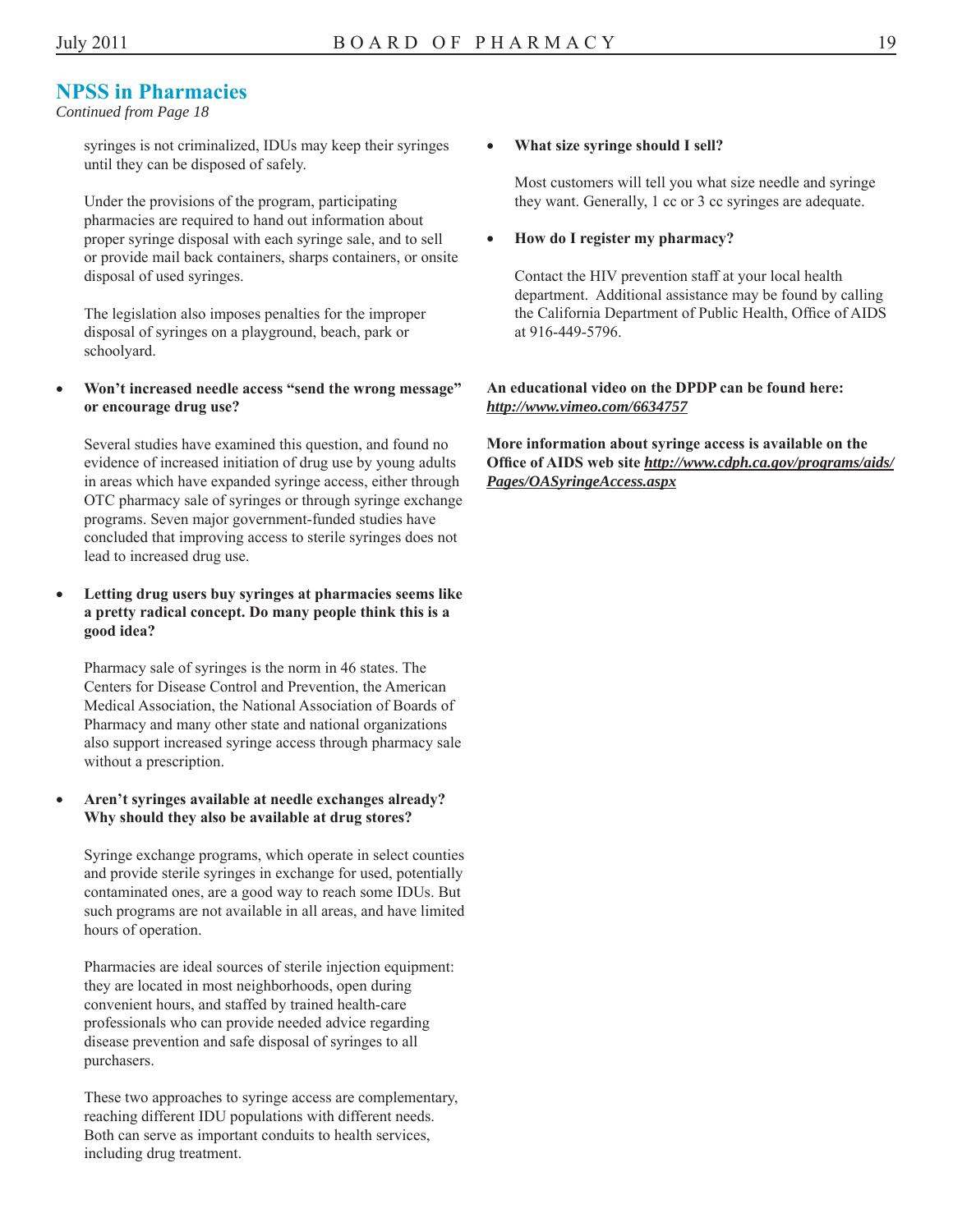## NPSS in Pharmacies

*Continued from Page 18*

syringes is not criminalized, IDUs may keep their syringes until they can be disposed of safely.

Under the provisions of the program, participating pharmacies are required to hand out information about proper syringe disposal with each syringe sale, and to sell or provide mail back containers, sharps containers, or onsite disposal of used syringes.

The legislation also imposes penalties for the improper disposal of syringes on a playground, beach, park or schoolyard.

- **Won't increased needle access "send the wrong message" or encourage drug use?**

  Several studies have examined this question, and found no evidence of increased initiation of drug use by young adults in areas which have expanded syringe access, either through OTC pharmacy sale of syringes or through syringe exchange programs. Seven major government-funded studies have concluded that improving access to sterile syringes does not lead to increased drug use.

- **Letting drug users buy syringes at pharmacies seems like a pretty radical concept. Do many people think this is a good idea?**

  Pharmacy sale of syringes is the norm in 46 states. The Centers for Disease Control and Prevention, the American Medical Association, the National Association of Boards of Pharmacy and many other state and national organizations also support increased syringe access through pharmacy sale without a prescription.

- **Aren't syringes available at needle exchanges already? Why should they also be available at drug stores?**

  Syringe exchange programs, which operate in select counties and provide sterile syringes in exchange for used, potentially contaminated ones, are a good way to reach some IDUs. But such programs are not available in all areas, and have limited hours of operation.

  Pharmacies are ideal sources of sterile injection equipment: they are located in most neighborhoods, open during convenient hours, and staffed by trained health-care professionals who can provide needed advice regarding disease prevention and safe disposal of syringes to all purchasers.

  These two approaches to syringe access are complementary, reaching different IDU populations with different needs. Both can serve as important conduits to health services, including drug treatment.

- **What size syringe should I sell?**

  Most customers will tell you what size needle and syringe they want. Generally, 1 cc or 3 cc syringes are adequate.

- **How do I register my pharmacy?**

  Contact the HIV prevention staff at your local health department. Additional assistance may be found by calling the California Department of Public Health, Office of AIDS at 916-449-5796.

**An educational video on the DPDP can be found here: *http://www.vimeo.com/6634757***

**More information about syringe access is available on the Office of AIDS web site *http://www.cdph.ca.gov/programs/aids/Pages/OASyringeAccess.aspx***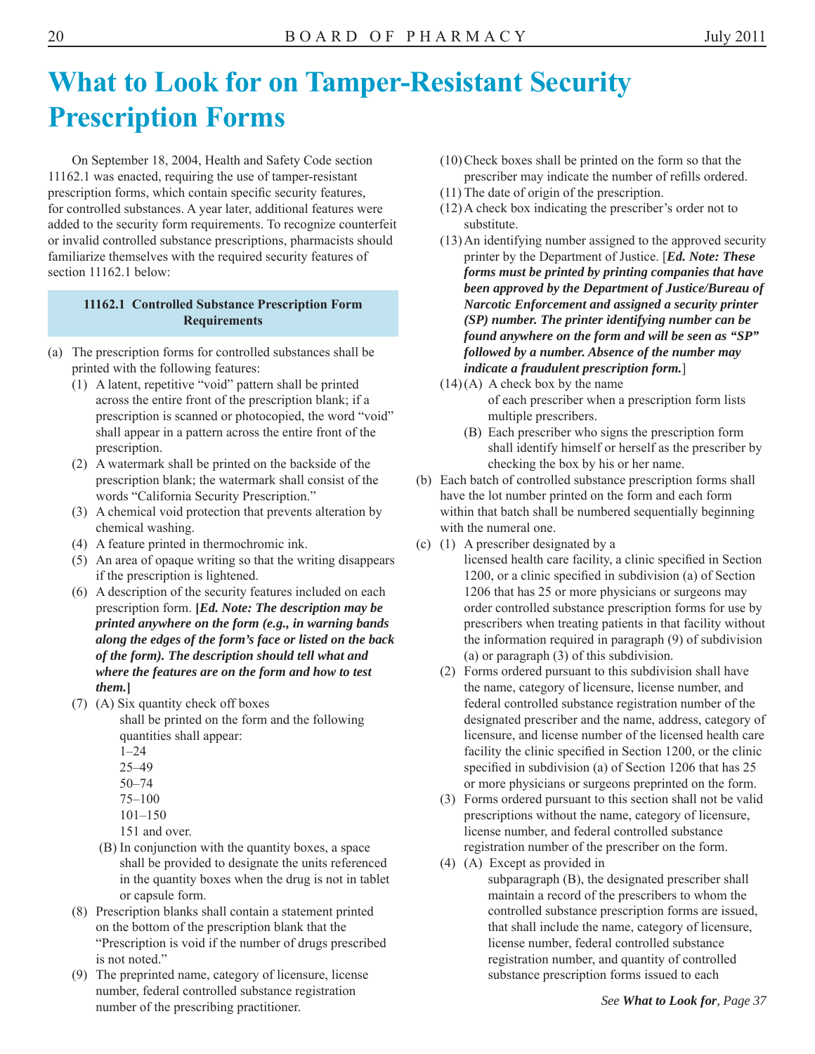# What to Look for on Tamper-Resistant Security Prescription Forms

On September 18, 2004, Health and Safety Code section 11162.1 was enacted, requiring the use of tamper-resistant prescription forms, which contain specific security features, for controlled substances. A year later, additional features were added to the security form requirements. To recognize counterfeit or invalid controlled substance prescriptions, pharmacists should familiarize themselves with the required security features of section 11162.1 below:

**11162.1 Controlled Substance Prescription Form Requirements**

(a) The prescription forms for controlled substances shall be printed with the following features:

(1) A latent, repetitive "void" pattern shall be printed across the entire front of the prescription blank; if a prescription is scanned or photocopied, the word "void" shall appear in a pattern across the entire front of the prescription.

(2) A watermark shall be printed on the backside of the prescription blank; the watermark shall consist of the words "California Security Prescription."

(3) A chemical void protection that prevents alteration by chemical washing.

(4) A feature printed in thermochromic ink.

(5) An area of opaque writing so that the writing disappears if the prescription is lightened.

(6) A description of the security features included on each prescription form. **[*Ed. Note: The description may be printed anywhere on the form (e.g., in warning bands along the edges of the form's face or listed on the back of the form). The description should tell what and where the features are on the form and how to test them.*]**

(7) (A) Six quantity check off boxes shall be printed on the form and the following quantities shall appear:
1–24
25–49
50–74
75–100
101–150
151 and over.

(B) In conjunction with the quantity boxes, a space shall be provided to designate the units referenced in the quantity boxes when the drug is not in tablet or capsule form.

(8) Prescription blanks shall contain a statement printed on the bottom of the prescription blank that the "Prescription is void if the number of drugs prescribed is not noted."

(9) The preprinted name, category of licensure, license number, federal controlled substance registration number of the prescribing practitioner.

(10) Check boxes shall be printed on the form so that the prescriber may indicate the number of refills ordered.

(11) The date of origin of the prescription.

(12) A check box indicating the prescriber's order not to substitute.

(13) An identifying number assigned to the approved security printer by the Department of Justice. [***Ed. Note: These forms must be printed by printing companies that have been approved by the Department of Justice/Bureau of Narcotic Enforcement and assigned a security printer (SP) number. The printer identifying number can be found anywhere on the form and will be seen as "SP" followed by a number. Absence of the number may indicate a fraudulent prescription form.***]

(14) (A) A check box by the name of each prescriber when a prescription form lists multiple prescribers.

(B) Each prescriber who signs the prescription form shall identify himself or herself as the prescriber by checking the box by his or her name.

(b) Each batch of controlled substance prescription forms shall have the lot number printed on the form and each form within that batch shall be numbered sequentially beginning with the numeral one.

(c) (1) A prescriber designated by a licensed health care facility, a clinic specified in Section 1200, or a clinic specified in subdivision (a) of Section 1206 that has 25 or more physicians or surgeons may order controlled substance prescription forms for use by prescribers when treating patients in that facility without the information required in paragraph (9) of subdivision (a) or paragraph (3) of this subdivision.

(2) Forms ordered pursuant to this subdivision shall have the name, category of licensure, license number, and federal controlled substance registration number of the designated prescriber and the name, address, category of licensure, and license number of the licensed health care facility the clinic specified in Section 1200, or the clinic specified in subdivision (a) of Section 1206 that has 25 or more physicians or surgeons preprinted on the form.

(3) Forms ordered pursuant to this section shall not be valid prescriptions without the name, category of licensure, license number, and federal controlled substance registration number of the prescriber on the form.

(4) (A) Except as provided in subparagraph (B), the designated prescriber shall maintain a record of the prescribers to whom the controlled substance prescription forms are issued, that shall include the name, category of licensure, license number, federal controlled substance registration number, and quantity of controlled substance prescription forms issued to each

*See **What to Look for**, Page 37*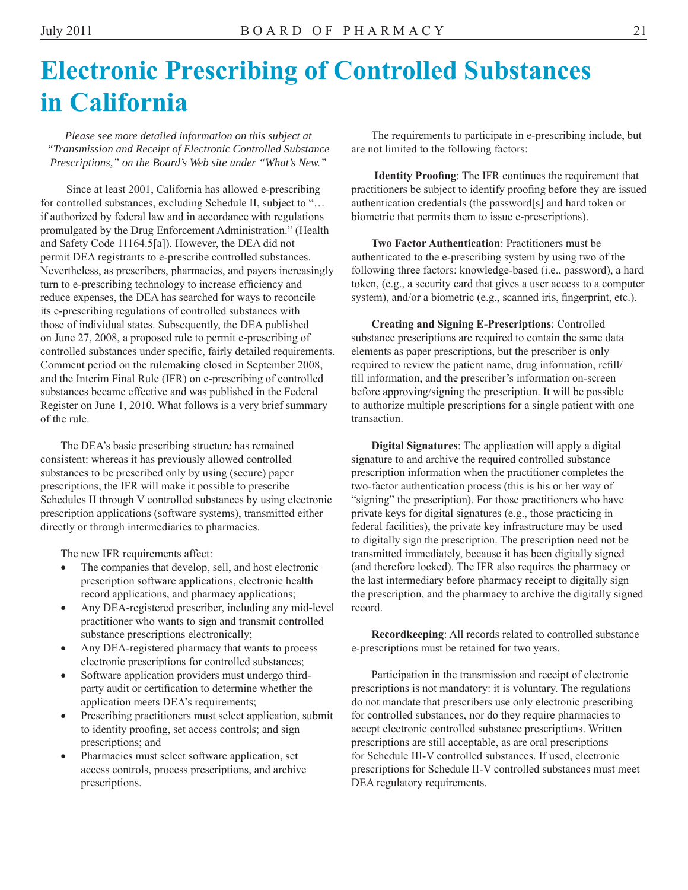# Electronic Prescribing of Controlled Substances in California

*Please see more detailed information on this subject at "Transmission and Receipt of Electronic Controlled Substance Prescriptions," on the Board's Web site under "What's New."*

Since at least 2001, California has allowed e-prescribing for controlled substances, excluding Schedule II, subject to "… if authorized by federal law and in accordance with regulations promulgated by the Drug Enforcement Administration." (Health and Safety Code 11164.5[a]). However, the DEA did not permit DEA registrants to e-prescribe controlled substances. Nevertheless, as prescribers, pharmacies, and payers increasingly turn to e-prescribing technology to increase efficiency and reduce expenses, the DEA has searched for ways to reconcile its e-prescribing regulations of controlled substances with those of individual states. Subsequently, the DEA published on June 27, 2008, a proposed rule to permit e-prescribing of controlled substances under specific, fairly detailed requirements. Comment period on the rulemaking closed in September 2008, and the Interim Final Rule (IFR) on e-prescribing of controlled substances became effective and was published in the Federal Register on June 1, 2010. What follows is a very brief summary of the rule.

The DEA's basic prescribing structure has remained consistent: whereas it has previously allowed controlled substances to be prescribed only by using (secure) paper prescriptions, the IFR will make it possible to prescribe Schedules II through V controlled substances by using electronic prescription applications (software systems), transmitted either directly or through intermediaries to pharmacies.

The new IFR requirements affect:

- The companies that develop, sell, and host electronic prescription software applications, electronic health record applications, and pharmacy applications;
- Any DEA-registered prescriber, including any mid-level practitioner who wants to sign and transmit controlled substance prescriptions electronically;
- Any DEA-registered pharmacy that wants to process electronic prescriptions for controlled substances;
- Software application providers must undergo third-party audit or certification to determine whether the application meets DEA's requirements;
- Prescribing practitioners must select application, submit to identity proofing, set access controls; and sign prescriptions; and
- Pharmacies must select software application, set access controls, process prescriptions, and archive prescriptions.

The requirements to participate in e-prescribing include, but are not limited to the following factors:

**Identity Proofing**: The IFR continues the requirement that practitioners be subject to identify proofing before they are issued authentication credentials (the password[s] and hard token or biometric that permits them to issue e-prescriptions).

**Two Factor Authentication**: Practitioners must be authenticated to the e-prescribing system by using two of the following three factors: knowledge-based (i.e., password), a hard token, (e.g., a security card that gives a user access to a computer system), and/or a biometric (e.g., scanned iris, fingerprint, etc.).

**Creating and Signing E-Prescriptions**: Controlled substance prescriptions are required to contain the same data elements as paper prescriptions, but the prescriber is only required to review the patient name, drug information, refill/fill information, and the prescriber's information on-screen before approving/signing the prescription. It will be possible to authorize multiple prescriptions for a single patient with one transaction.

**Digital Signatures**: The application will apply a digital signature to and archive the required controlled substance prescription information when the practitioner completes the two-factor authentication process (this is his or her way of "signing" the prescription). For those practitioners who have private keys for digital signatures (e.g., those practicing in federal facilities), the private key infrastructure may be used to digitally sign the prescription. The prescription need not be transmitted immediately, because it has been digitally signed (and therefore locked). The IFR also requires the pharmacy or the last intermediary before pharmacy receipt to digitally sign the prescription, and the pharmacy to archive the digitally signed record.

**Recordkeeping**: All records related to controlled substance e-prescriptions must be retained for two years.

Participation in the transmission and receipt of electronic prescriptions is not mandatory: it is voluntary. The regulations do not mandate that prescribers use only electronic prescribing for controlled substances, nor do they require pharmacies to accept electronic controlled substance prescriptions. Written prescriptions are still acceptable, as are oral prescriptions for Schedule III-V controlled substances. If used, electronic prescriptions for Schedule II-V controlled substances must meet DEA regulatory requirements.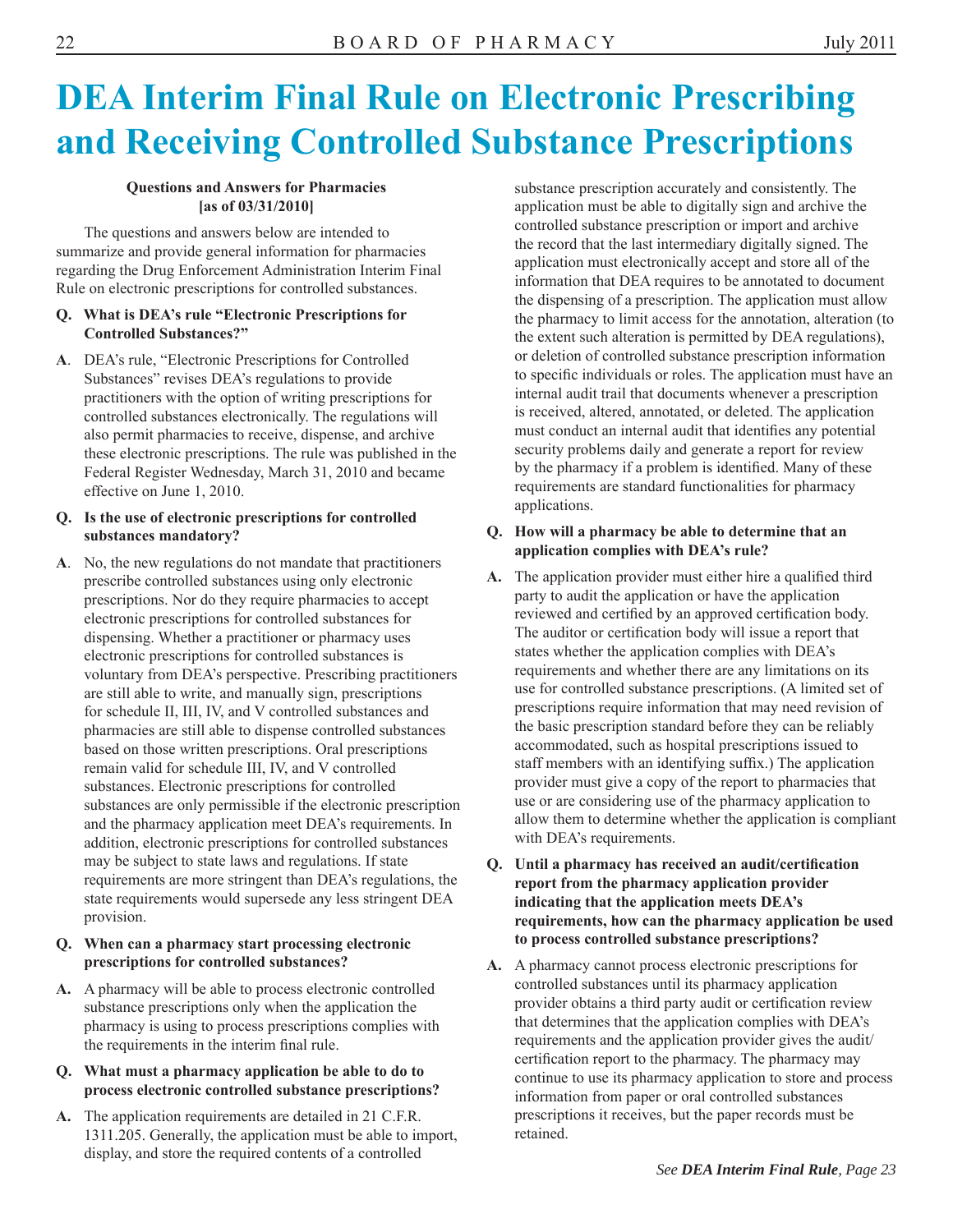# DEA Interim Final Rule on Electronic Prescribing and Receiving Controlled Substance Prescriptions

**Questions and Answers for Pharmacies [as of 03/31/2010]**

The questions and answers below are intended to summarize and provide general information for pharmacies regarding the Drug Enforcement Administration Interim Final Rule on electronic prescriptions for controlled substances.

**Q. What is DEA's rule "Electronic Prescriptions for Controlled Substances?"**

**A**. DEA's rule, "Electronic Prescriptions for Controlled Substances" revises DEA's regulations to provide practitioners with the option of writing prescriptions for controlled substances electronically. The regulations will also permit pharmacies to receive, dispense, and archive these electronic prescriptions. The rule was published in the Federal Register Wednesday, March 31, 2010 and became effective on June 1, 2010.

**Q. Is the use of electronic prescriptions for controlled substances mandatory?**

**A**. No, the new regulations do not mandate that practitioners prescribe controlled substances using only electronic prescriptions. Nor do they require pharmacies to accept electronic prescriptions for controlled substances for dispensing. Whether a practitioner or pharmacy uses electronic prescriptions for controlled substances is voluntary from DEA's perspective. Prescribing practitioners are still able to write, and manually sign, prescriptions for schedule II, III, IV, and V controlled substances and pharmacies are still able to dispense controlled substances based on those written prescriptions. Oral prescriptions remain valid for schedule III, IV, and V controlled substances. Electronic prescriptions for controlled substances are only permissible if the electronic prescription and the pharmacy application meet DEA's requirements. In addition, electronic prescriptions for controlled substances may be subject to state laws and regulations. If state requirements are more stringent than DEA's regulations, the state requirements would supersede any less stringent DEA provision.

**Q. When can a pharmacy start processing electronic prescriptions for controlled substances?**

**A.** A pharmacy will be able to process electronic controlled substance prescriptions only when the application the pharmacy is using to process prescriptions complies with the requirements in the interim final rule.

**Q. What must a pharmacy application be able to do to process electronic controlled substance prescriptions?**

**A.** The application requirements are detailed in 21 C.F.R. 1311.205. Generally, the application must be able to import, display, and store the required contents of a controlled substance prescription accurately and consistently. The application must be able to digitally sign and archive the controlled substance prescription or import and archive the record that the last intermediary digitally signed. The application must electronically accept and store all of the information that DEA requires to be annotated to document the dispensing of a prescription. The application must allow the pharmacy to limit access for the annotation, alteration (to the extent such alteration is permitted by DEA regulations), or deletion of controlled substance prescription information to specific individuals or roles. The application must have an internal audit trail that documents whenever a prescription is received, altered, annotated, or deleted. The application must conduct an internal audit that identifies any potential security problems daily and generate a report for review by the pharmacy if a problem is identified. Many of these requirements are standard functionalities for pharmacy applications.

**Q. How will a pharmacy be able to determine that an application complies with DEA's rule?**

**A.** The application provider must either hire a qualified third party to audit the application or have the application reviewed and certified by an approved certification body. The auditor or certification body will issue a report that states whether the application complies with DEA's requirements and whether there are any limitations on its use for controlled substance prescriptions. (A limited set of prescriptions require information that may need revision of the basic prescription standard before they can be reliably accommodated, such as hospital prescriptions issued to staff members with an identifying suffix.) The application provider must give a copy of the report to pharmacies that use or are considering use of the pharmacy application to allow them to determine whether the application is compliant with DEA's requirements.

**Q. Until a pharmacy has received an audit/certification report from the pharmacy application provider indicating that the application meets DEA's requirements, how can the pharmacy application be used to process controlled substance prescriptions?**

**A.** A pharmacy cannot process electronic prescriptions for controlled substances until its pharmacy application provider obtains a third party audit or certification review that determines that the application complies with DEA's requirements and the application provider gives the audit/certification report to the pharmacy. The pharmacy may continue to use its pharmacy application to store and process information from paper or oral controlled substances prescriptions it receives, but the paper records must be retained.

*See **DEA Interim Final Rule**, Page 23*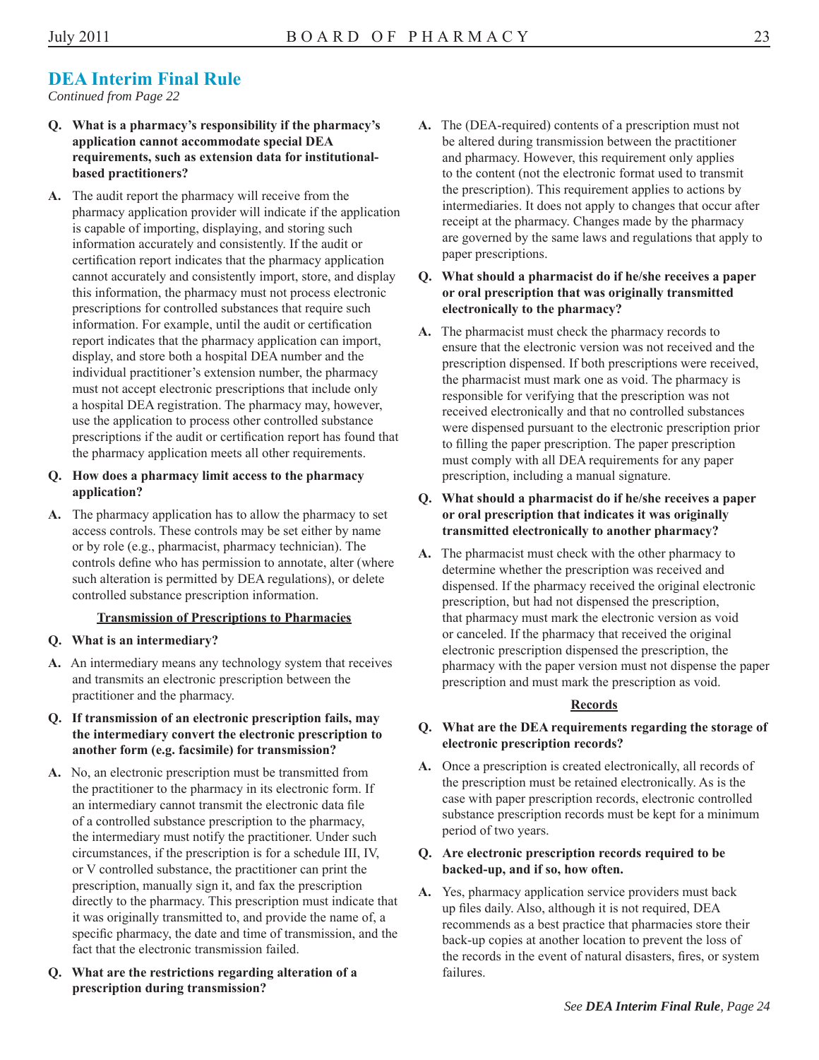## DEA Interim Final Rule

*Continued from Page 22*

**Q. What is a pharmacy's responsibility if the pharmacy's application cannot accommodate special DEA requirements, such as extension data for institutional-based practitioners?**

**A.** The audit report the pharmacy will receive from the pharmacy application provider will indicate if the application is capable of importing, displaying, and storing such information accurately and consistently. If the audit or certification report indicates that the pharmacy application cannot accurately and consistently import, store, and display this information, the pharmacy must not process electronic prescriptions for controlled substances that require such information. For example, until the audit or certification report indicates that the pharmacy application can import, display, and store both a hospital DEA number and the individual practitioner's extension number, the pharmacy must not accept electronic prescriptions that include only a hospital DEA registration. The pharmacy may, however, use the application to process other controlled substance prescriptions if the audit or certification report has found that the pharmacy application meets all other requirements.

**Q. How does a pharmacy limit access to the pharmacy application?**

**A.** The pharmacy application has to allow the pharmacy to set access controls. These controls may be set either by name or by role (e.g., pharmacist, pharmacy technician). The controls define who has permission to annotate, alter (where such alteration is permitted by DEA regulations), or delete controlled substance prescription information.

### Transmission of Prescriptions to Pharmacies

**Q. What is an intermediary?**

**A.** An intermediary means any technology system that receives and transmits an electronic prescription between the practitioner and the pharmacy.

**Q. If transmission of an electronic prescription fails, may the intermediary convert the electronic prescription to another form (e.g. facsimile) for transmission?**

**A.** No, an electronic prescription must be transmitted from the practitioner to the pharmacy in its electronic form. If an intermediary cannot transmit the electronic data file of a controlled substance prescription to the pharmacy, the intermediary must notify the practitioner. Under such circumstances, if the prescription is for a schedule III, IV, or V controlled substance, the practitioner can print the prescription, manually sign it, and fax the prescription directly to the pharmacy. This prescription must indicate that it was originally transmitted to, and provide the name of, a specific pharmacy, the date and time of transmission, and the fact that the electronic transmission failed.

**Q. What are the restrictions regarding alteration of a prescription during transmission?**

**A.** The (DEA-required) contents of a prescription must not be altered during transmission between the practitioner and pharmacy. However, this requirement only applies to the content (not the electronic format used to transmit the prescription). This requirement applies to actions by intermediaries. It does not apply to changes that occur after receipt at the pharmacy. Changes made by the pharmacy are governed by the same laws and regulations that apply to paper prescriptions.

**Q. What should a pharmacist do if he/she receives a paper or oral prescription that was originally transmitted electronically to the pharmacy?**

**A.** The pharmacist must check the pharmacy records to ensure that the electronic version was not received and the prescription dispensed. If both prescriptions were received, the pharmacist must mark one as void. The pharmacy is responsible for verifying that the prescription was not received electronically and that no controlled substances were dispensed pursuant to the electronic prescription prior to filling the paper prescription. The paper prescription must comply with all DEA requirements for any paper prescription, including a manual signature.

**Q. What should a pharmacist do if he/she receives a paper or oral prescription that indicates it was originally transmitted electronically to another pharmacy?**

**A.** The pharmacist must check with the other pharmacy to determine whether the prescription was received and dispensed. If the pharmacy received the original electronic prescription, but had not dispensed the prescription, that pharmacy must mark the electronic version as void or canceled. If the pharmacy that received the original electronic prescription dispensed the prescription, the pharmacy with the paper version must not dispense the paper prescription and must mark the prescription as void.

### Records

**Q. What are the DEA requirements regarding the storage of electronic prescription records?**

**A.** Once a prescription is created electronically, all records of the prescription must be retained electronically. As is the case with paper prescription records, electronic controlled substance prescription records must be kept for a minimum period of two years.

**Q. Are electronic prescription records required to be backed-up, and if so, how often?**

**A.** Yes, pharmacy application service providers must back up files daily. Also, although it is not required, DEA recommends as a best practice that pharmacies store their back-up copies at another location to prevent the loss of the records in the event of natural disasters, fires, or system failures.

*See **DEA Interim Final Rule**, Page 24*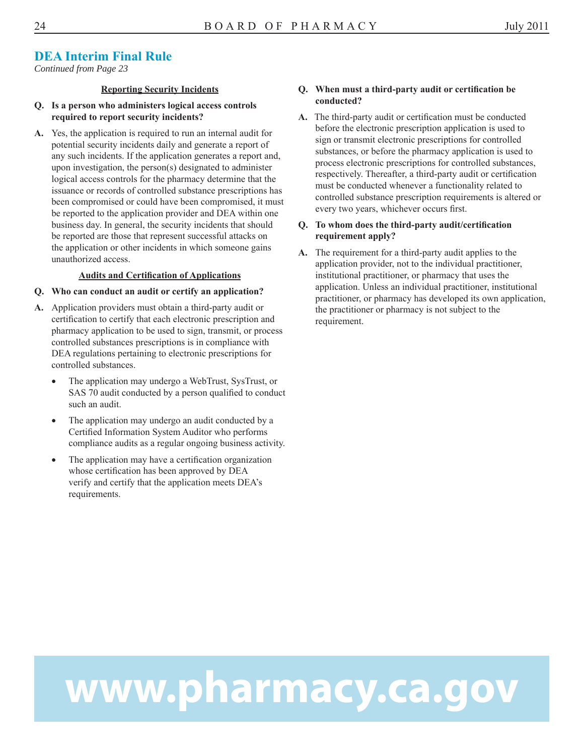## DEA Interim Final Rule

*Continued from Page 23*

**Reporting Security Incidents**

**Q. Is a person who administers logical access controls required to report security incidents?**

**A.** Yes, the application is required to run an internal audit for potential security incidents daily and generate a report of any such incidents. If the application generates a report and, upon investigation, the person(s) designated to administer logical access controls for the pharmacy determine that the issuance or records of controlled substance prescriptions has been compromised or could have been compromised, it must be reported to the application provider and DEA within one business day. In general, the security incidents that should be reported are those that represent successful attacks on the application or other incidents in which someone gains unauthorized access.

**Audits and Certification of Applications**

**Q. Who can conduct an audit or certify an application?**

**A.** Application providers must obtain a third-party audit or certification to certify that each electronic prescription and pharmacy application to be used to sign, transmit, or process controlled substances prescriptions is in compliance with DEA regulations pertaining to electronic prescriptions for controlled substances.

- The application may undergo a WebTrust, SysTrust, or SAS 70 audit conducted by a person qualified to conduct such an audit.
- The application may undergo an audit conducted by a Certified Information System Auditor who performs compliance audits as a regular ongoing business activity.
- The application may have a certification organization whose certification has been approved by DEA verify and certify that the application meets DEA's requirements.

**Q. When must a third-party audit or certification be conducted?**

**A.** The third-party audit or certification must be conducted before the electronic prescription application is used to sign or transmit electronic prescriptions for controlled substances, or before the pharmacy application is used to process electronic prescriptions for controlled substances, respectively. Thereafter, a third-party audit or certification must be conducted whenever a functionality related to controlled substance prescription requirements is altered or every two years, whichever occurs first.

**Q. To whom does the third-party audit/certification requirement apply?**

**A.** The requirement for a third-party audit applies to the application provider, not to the individual practitioner, institutional practitioner, or pharmacy that uses the application. Unless an individual practitioner, institutional practitioner, or pharmacy has developed its own application, the practitioner or pharmacy is not subject to the requirement.

**www.pharmacy.ca.gov**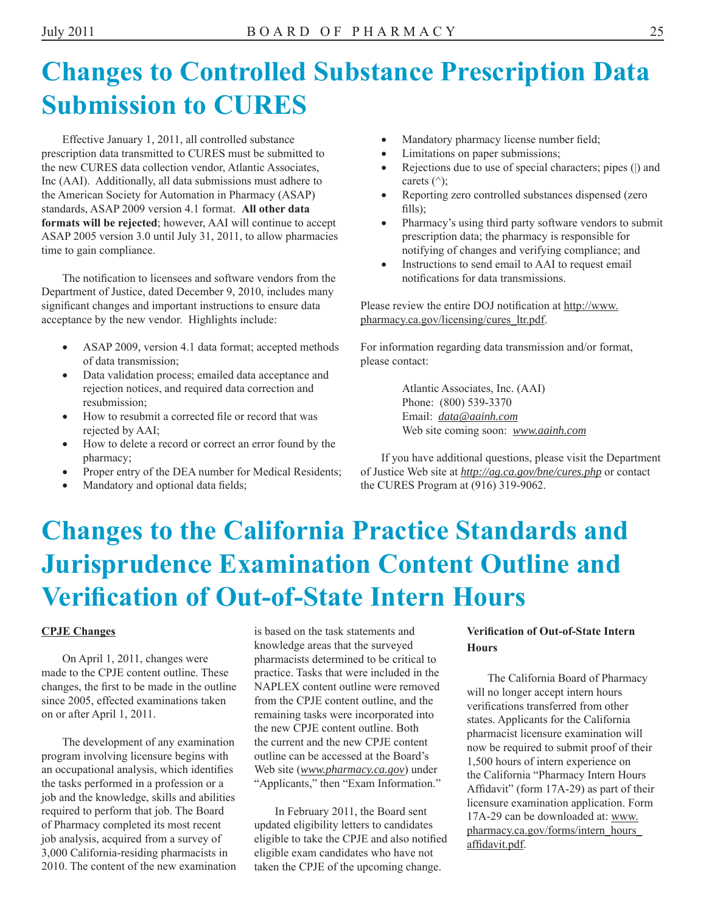# Changes to Controlled Substance Prescription Data Submission to CURES

Effective January 1, 2011, all controlled substance prescription data transmitted to CURES must be submitted to the new CURES data collection vendor, Atlantic Associates, Inc (AAI). Additionally, all data submissions must adhere to the American Society for Automation in Pharmacy (ASAP) standards, ASAP 2009 version 4.1 format. **All other data formats will be rejected**; however, AAI will continue to accept ASAP 2005 version 3.0 until July 31, 2011, to allow pharmacies time to gain compliance.

The notification to licensees and software vendors from the Department of Justice, dated December 9, 2010, includes many significant changes and important instructions to ensure data acceptance by the new vendor. Highlights include:

- ASAP 2009, version 4.1 data format; accepted methods of data transmission;
- Data validation process; emailed data acceptance and rejection notices, and required data correction and resubmission;
- How to resubmit a corrected file or record that was rejected by AAI;
- How to delete a record or correct an error found by the pharmacy;
- Proper entry of the DEA number for Medical Residents;
- Mandatory and optional data fields;
- Mandatory pharmacy license number field;
- Limitations on paper submissions;
- Rejections due to use of special characters; pipes (|) and carets (^);
- Reporting zero controlled substances dispensed (zero fills);
- Pharmacy's using third party software vendors to submit prescription data; the pharmacy is responsible for notifying of changes and verifying compliance; and
- Instructions to send email to AAI to request email notifications for data transmissions.

Please review the entire DOJ notification at http://www.pharmacy.ca.gov/licensing/cures_ltr.pdf.

For information regarding data transmission and/or format, please contact:

Atlantic Associates, Inc. (AAI)
Phone: (800) 539-3370
Email: *data@aainh.com*
Web site coming soon: *www.aainh.com*

If you have additional questions, please visit the Department of Justice Web site at *http://ag.ca.gov/bne/cures.php* or contact the CURES Program at (916) 319-9062.

# Changes to the California Practice Standards and Jurisprudence Examination Content Outline and Verification of Out-of-State Intern Hours

## CPJE Changes

On April 1, 2011, changes were made to the CPJE content outline. These changes, the first to be made in the outline since 2005, effected examinations taken on or after April 1, 2011.

The development of any examination program involving licensure begins with an occupational analysis, which identifies the tasks performed in a profession or a job and the knowledge, skills and abilities required to perform that job. The Board of Pharmacy completed its most recent job analysis, acquired from a survey of 3,000 California-residing pharmacists in 2010. The content of the new examination is based on the task statements and knowledge areas that the surveyed pharmacists determined to be critical to practice. Tasks that were included in the NAPLEX content outline were removed from the CPJE content outline, and the remaining tasks were incorporated into the new CPJE content outline. Both the current and the new CPJE content outline can be accessed at the Board's Web site (*www.pharmacy.ca.gov*) under "Applicants," then "Exam Information."

In February 2011, the Board sent updated eligibility letters to candidates eligible to take the CPJE and also notified eligible exam candidates who have not taken the CPJE of the upcoming change.

## Verification of Out-of-State Intern Hours

The California Board of Pharmacy will no longer accept intern hours verifications transferred from other states. Applicants for the California pharmacist licensure examination will now be required to submit proof of their 1,500 hours of intern experience on the California "Pharmacy Intern Hours Affidavit" (form 17A-29) as part of their licensure examination application. Form 17A-29 can be downloaded at: www.pharmacy.ca.gov/forms/intern_hours_affidavit.pdf.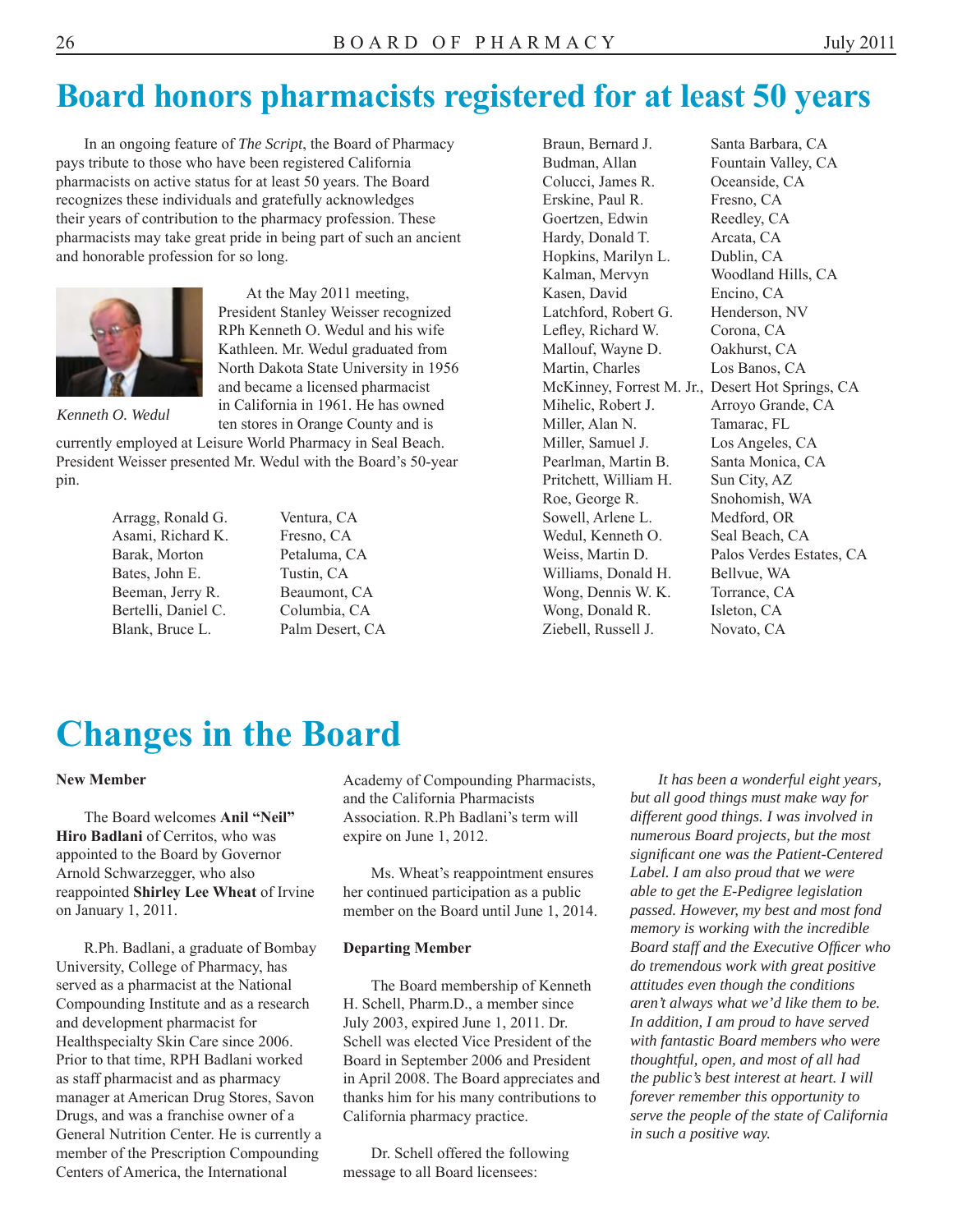# Board honors pharmacists registered for at least 50 years

In an ongoing feature of *The Script*, the Board of Pharmacy pays tribute to those who have been registered California pharmacists on active status for at least 50 years. The Board recognizes these individuals and gratefully acknowledges their years of contribution to the pharmacy profession. These pharmacists may take great pride in being part of such an ancient and honorable profession for so long.

*Kenneth O. Wedul*

At the May 2011 meeting, President Stanley Weisser recognized RPh Kenneth O. Wedul and his wife Kathleen. Mr. Wedul graduated from North Dakota State University in 1956 and became a licensed pharmacist in California in 1961. He has owned ten stores in Orange County and is currently employed at Leisure World Pharmacy in Seal Beach. President Weisser presented Mr. Wedul with the Board's 50-year pin.

| Name | Location |
|---|---|
| Arragg, Ronald G. | Ventura, CA |
| Asami, Richard K. | Fresno, CA |
| Barak, Morton | Petaluma, CA |
| Bates, John E. | Tustin, CA |
| Beeman, Jerry R. | Beaumont, CA |
| Bertelli, Daniel C. | Columbia, CA |
| Blank, Bruce L. | Palm Desert, CA |
| Braun, Bernard J. | Santa Barbara, CA |
| Budman, Allan | Fountain Valley, CA |
| Colucci, James R. | Oceanside, CA |
| Erskine, Paul R. | Fresno, CA |
| Goertzen, Edwin | Reedley, CA |
| Hardy, Donald T. | Arcata, CA |
| Hopkins, Marilyn L. | Dublin, CA |
| Kalman, Mervyn | Woodland Hills, CA |
| Kasen, David | Encino, CA |
| Latchford, Robert G. | Henderson, NV |
| Lefley, Richard W. | Corona, CA |
| Mallouf, Wayne D. | Oakhurst, CA |
| Martin, Charles | Los Banos, CA |
| McKinney, Forrest M. Jr. | Desert Hot Springs, CA |
| Mihelic, Robert J. | Arroyo Grande, CA |
| Miller, Alan N. | Tamarac, FL |
| Miller, Samuel J. | Los Angeles, CA |
| Pearlman, Martin B. | Santa Monica, CA |
| Pritchett, William H. | Sun City, AZ |
| Roe, George R. | Snohomish, WA |
| Sowell, Arlene L. | Medford, OR |
| Wedul, Kenneth O. | Seal Beach, CA |
| Weiss, Martin D. | Palos Verdes Estates, CA |
| Williams, Donald H. | Bellvue, WA |
| Wong, Dennis W. K. | Torrance, CA |
| Wong, Donald R. | Isleton, CA |
| Ziebell, Russell J. | Novato, CA |

# Changes in the Board

**New Member**

The Board welcomes **Anil "Neil" Hiro Badlani** of Cerritos, who was appointed to the Board by Governor Arnold Schwarzegger, who also reappointed **Shirley Lee Wheat** of Irvine on January 1, 2011.

R.Ph. Badlani, a graduate of Bombay University, College of Pharmacy, has served as a pharmacist at the National Compounding Institute and as a research and development pharmacist for Healthspecialty Skin Care since 2006. Prior to that time, RPH Badlani worked as staff pharmacist and as pharmacy manager at American Drug Stores, Savon Drugs, and was a franchise owner of a General Nutrition Center. He is currently a member of the Prescription Compounding Centers of America, the International Academy of Compounding Pharmacists, and the California Pharmacists Association. R.Ph Badlani's term will expire on June 1, 2012.

Ms. Wheat's reappointment ensures her continued participation as a public member on the Board until June 1, 2014.

**Departing Member**

The Board membership of Kenneth H. Schell, Pharm.D., a member since July 2003, expired June 1, 2011. Dr. Schell was elected Vice President of the Board in September 2006 and President in April 2008. The Board appreciates and thanks him for his many contributions to California pharmacy practice.

Dr. Schell offered the following message to all Board licensees:

*It has been a wonderful eight years, but all good things must make way for different good things. I was involved in numerous Board projects, but the most significant one was the Patient-Centered Label. I am also proud that we were able to get the E-Pedigree legislation passed. However, my best and most fond memory is working with the incredible Board staff and the Executive Officer who do tremendous work with great positive attitudes even though the conditions aren't always what we'd like them to be. In addition, I am proud to have served with fantastic Board members who were thoughtful, open, and most of all had the public's best interest at heart. I will forever remember this opportunity to serve the people of the state of California in such a positive way.*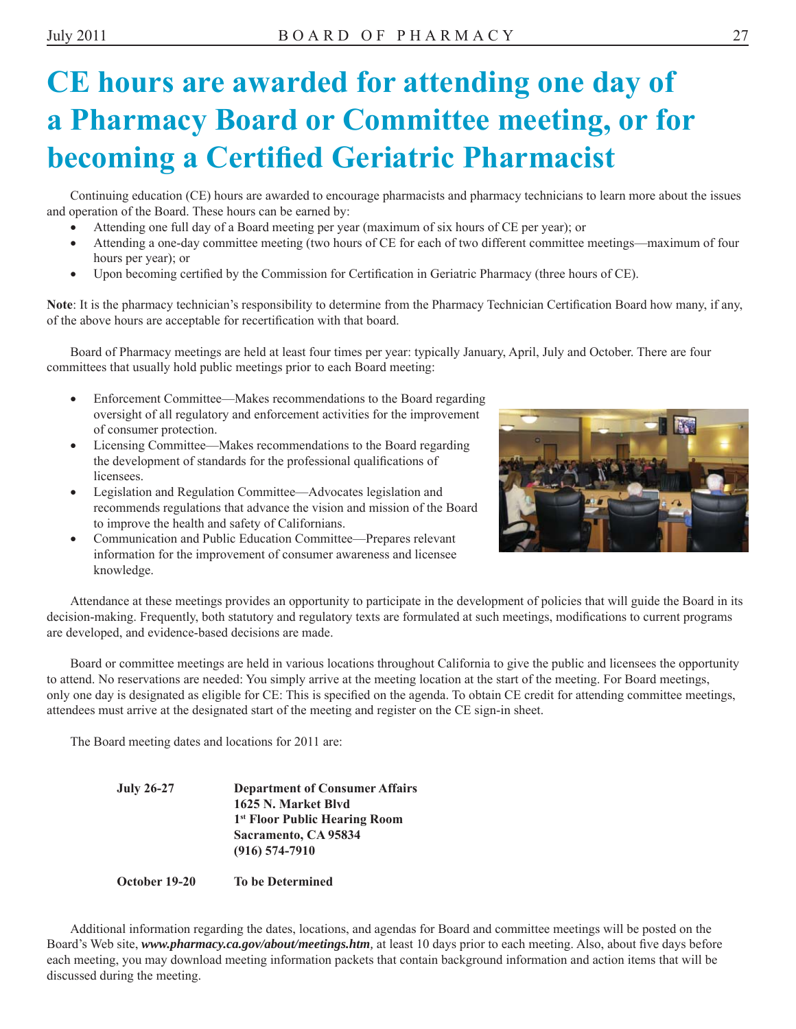# CE hours are awarded for attending one day of a Pharmacy Board or Committee meeting, or for becoming a Certified Geriatric Pharmacist

Continuing education (CE) hours are awarded to encourage pharmacists and pharmacy technicians to learn more about the issues and operation of the Board. These hours can be earned by:

- Attending one full day of a Board meeting per year (maximum of six hours of CE per year); or
- Attending a one-day committee meeting (two hours of CE for each of two different committee meetings—maximum of four hours per year); or
- Upon becoming certified by the Commission for Certification in Geriatric Pharmacy (three hours of CE).

**Note**: It is the pharmacy technician's responsibility to determine from the Pharmacy Technician Certification Board how many, if any, of the above hours are acceptable for recertification with that board.

Board of Pharmacy meetings are held at least four times per year: typically January, April, July and October. There are four committees that usually hold public meetings prior to each Board meeting:

- Enforcement Committee—Makes recommendations to the Board regarding oversight of all regulatory and enforcement activities for the improvement of consumer protection.
- Licensing Committee—Makes recommendations to the Board regarding the development of standards for the professional qualifications of licensees.
- Legislation and Regulation Committee—Advocates legislation and recommends regulations that advance the vision and mission of the Board to improve the health and safety of Californians.
- Communication and Public Education Committee—Prepares relevant information for the improvement of consumer awareness and licensee knowledge.

Attendance at these meetings provides an opportunity to participate in the development of policies that will guide the Board in its decision-making. Frequently, both statutory and regulatory texts are formulated at such meetings, modifications to current programs are developed, and evidence-based decisions are made.

Board or committee meetings are held in various locations throughout California to give the public and licensees the opportunity to attend. No reservations are needed: You simply arrive at the meeting location at the start of the meeting. For Board meetings, only one day is designated as eligible for CE: This is specified on the agenda. To obtain CE credit for attending committee meetings, attendees must arrive at the designated start of the meeting and register on the CE sign-in sheet.

The Board meeting dates and locations for 2011 are:

| | |
|---|---|
| **July 26-27** | **Department of Consumer Affairs**<br>**1625 N. Market Blvd**<br>**1st Floor Public Hearing Room**<br>**Sacramento, CA 95834**<br>**(916) 574-7910** |
| **October 19-20** | **To be Determined** |

Additional information regarding the dates, locations, and agendas for Board and committee meetings will be posted on the Board's Web site, ***www.pharmacy.ca.gov/about/meetings.htm****,* at least 10 days prior to each meeting. Also, about five days before each meeting, you may download meeting information packets that contain background information and action items that will be discussed during the meeting.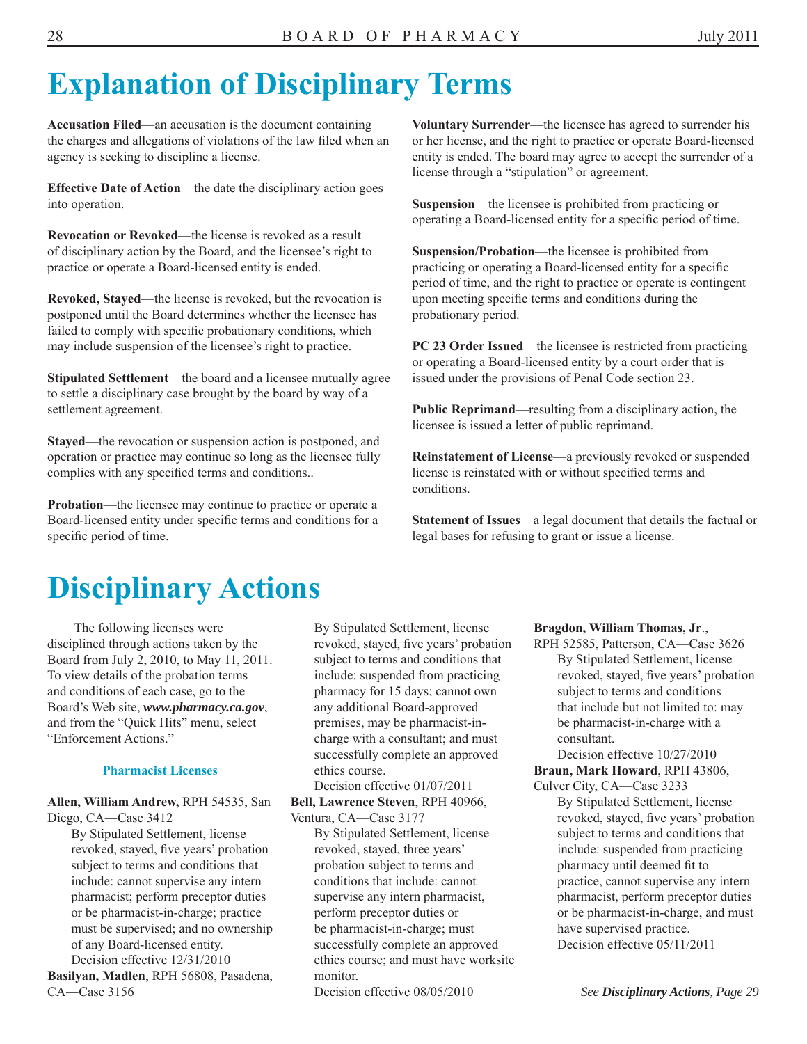# Explanation of Disciplinary Terms

**Accusation Filed**—an accusation is the document containing the charges and allegations of violations of the law filed when an agency is seeking to discipline a license.

**Effective Date of Action**—the date the disciplinary action goes into operation.

**Revocation or Revoked**—the license is revoked as a result of disciplinary action by the Board, and the licensee's right to practice or operate a Board-licensed entity is ended.

**Revoked, Stayed**—the license is revoked, but the revocation is postponed until the Board determines whether the licensee has failed to comply with specific probationary conditions, which may include suspension of the licensee's right to practice.

**Stipulated Settlement**—the board and a licensee mutually agree to settle a disciplinary case brought by the board by way of a settlement agreement.

**Stayed**—the revocation or suspension action is postponed, and operation or practice may continue so long as the licensee fully complies with any specified terms and conditions..

**Probation**—the licensee may continue to practice or operate a Board-licensed entity under specific terms and conditions for a specific period of time.

**Voluntary Surrender**—the licensee has agreed to surrender his or her license, and the right to practice or operate Board-licensed entity is ended. The board may agree to accept the surrender of a license through a "stipulation" or agreement.

**Suspension**—the licensee is prohibited from practicing or operating a Board-licensed entity for a specific period of time.

**Suspension/Probation**—the licensee is prohibited from practicing or operating a Board-licensed entity for a specific period of time, and the right to practice or operate is contingent upon meeting specific terms and conditions during the probationary period.

**PC 23 Order Issued**—the licensee is restricted from practicing or operating a Board-licensed entity by a court order that is issued under the provisions of Penal Code section 23.

**Public Reprimand**—resulting from a disciplinary action, the licensee is issued a letter of public reprimand.

**Reinstatement of License**—a previously revoked or suspended license is reinstated with or without specified terms and conditions.

**Statement of Issues**—a legal document that details the factual or legal bases for refusing to grant or issue a license.

# Disciplinary Actions

The following licenses were disciplined through actions taken by the Board from July 2, 2010, to May 11, 2011. To view details of the probation terms and conditions of each case, go to the Board's Web site, ***www.pharmacy.ca.gov***, and from the "Quick Hits" menu, select "Enforcement Actions."

### Pharmacist Licenses

**Allen, William Andrew,** RPH 54535, San Diego, CA—Case 3412
By Stipulated Settlement, license revoked, stayed, five years' probation subject to terms and conditions that include: cannot supervise any intern pharmacist; perform preceptor duties or be pharmacist-in-charge; practice must be supervised; and no ownership of any Board-licensed entity.
Decision effective 12/31/2010

**Basilyan, Madlen**, RPH 56808, Pasadena, CA—Case 3156
By Stipulated Settlement, license revoked, stayed, five years' probation subject to terms and conditions that include: suspended from practicing pharmacy for 15 days; cannot own any additional Board-approved premises, may be pharmacist-in-charge with a consultant; and must successfully complete an approved ethics course.
Decision effective 01/07/2011

**Bell, Lawrence Steven**, RPH 40966, Ventura, CA—Case 3177
By Stipulated Settlement, license revoked, stayed, three years' probation subject to terms and conditions that include: cannot supervise any intern pharmacist, perform preceptor duties or be pharmacist-in-charge; must successfully complete an approved ethics course; and must have worksite monitor.
Decision effective 08/05/2010

**Bragdon, William Thomas, Jr**., RPH 52585, Patterson, CA—Case 3626
By Stipulated Settlement, license revoked, stayed, five years' probation subject to terms and conditions that include but not limited to: may be pharmacist-in-charge with a consultant.
Decision effective 10/27/2010

**Braun, Mark Howard**, RPH 43806, Culver City, CA—Case 3233
By Stipulated Settlement, license revoked, stayed, five years' probation subject to terms and conditions that include: suspended from practicing pharmacy until deemed fit to practice, cannot supervise any intern pharmacist, perform preceptor duties or be pharmacist-in-charge, and must have supervised practice.
Decision effective 05/11/2011

*See **Disciplinary Actions**, Page 29*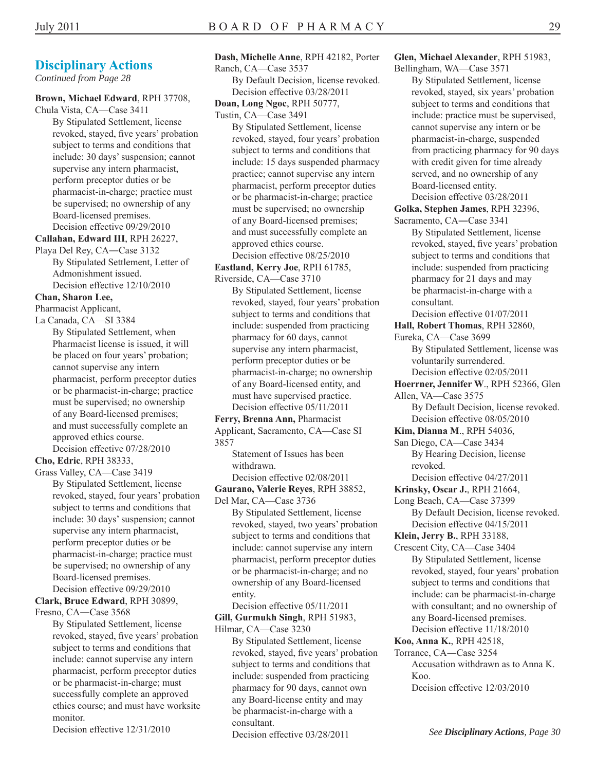## Disciplinary Actions

*Continued from Page 28*

**Brown, Michael Edward**, RPH 37708, Chula Vista, CA—Case 3411

By Stipulated Settlement, license revoked, stayed, five years' probation subject to terms and conditions that include: 30 days' suspension; cannot supervise any intern pharmacist, perform preceptor duties or be pharmacist-in-charge; practice must be supervised; no ownership of any Board-licensed premises.

Decision effective 09/29/2010

**Callahan, Edward III**, RPH 26227, Playa Del Rey, CA—Case 3132

By Stipulated Settlement, Letter of Admonishment issued.

Decision effective 12/10/2010

**Chan, Sharon Lee,** Pharmacist Applicant, La Canada, CA—SI 3384

By Stipulated Settlement, when Pharmacist license is issued, it will be placed on four years' probation; cannot supervise any intern pharmacist, perform preceptor duties or be pharmacist-in-charge; practice must be supervised; no ownership of any Board-licensed premises; and must successfully complete an approved ethics course.

Decision effective 07/28/2010

**Cho, Edric**, RPH 38333, Grass Valley, CA—Case 3419

By Stipulated Settlement, license revoked, stayed, four years' probation subject to terms and conditions that include: 30 days' suspension; cannot supervise any intern pharmacist, perform preceptor duties or be pharmacist-in-charge; practice must be supervised; no ownership of any Board-licensed premises.

Decision effective 09/29/2010

**Clark, Bruce Edward**, RPH 30899, Fresno, CA—Case 3568

By Stipulated Settlement, license revoked, stayed, five years' probation subject to terms and conditions that include: cannot supervise any intern pharmacist, perform preceptor duties or be pharmacist-in-charge; must successfully complete an approved ethics course; and must have worksite monitor.

Decision effective 12/31/2010

**Dash, Michelle Anne**, RPH 42182, Porter Ranch, CA—Case 3537

By Default Decision, license revoked.

Decision effective 03/28/2011

**Doan, Long Ngoc**, RPH 50777, Tustin, CA—Case 3491

By Stipulated Settlement, license revoked, stayed, four years' probation subject to terms and conditions that include: 15 days suspended pharmacy practice; cannot supervise any intern pharmacist, perform preceptor duties or be pharmacist-in-charge; practice must be supervised; no ownership of any Board-licensed premises; and must successfully complete an approved ethics course.

Decision effective 08/25/2010

**Eastland, Kerry Joe**, RPH 61785, Riverside, CA—Case 3710

By Stipulated Settlement, license revoked, stayed, four years' probation subject to terms and conditions that include: suspended from practicing pharmacy for 60 days, cannot supervise any intern pharmacist, perform preceptor duties or be pharmacist-in-charge; no ownership of any Board-licensed entity, and must have supervised practice.

Decision effective 05/11/2011

**Ferry, Brenna Ann,** Pharmacist Applicant, Sacramento, CA—Case SI 3857

Statement of Issues has been withdrawn.

Decision effective 02/08/2011

**Gaurano, Valerie Reyes**, RPH 38852, Del Mar, CA—Case 3736

By Stipulated Settlement, license revoked, stayed, two years' probation subject to terms and conditions that include: cannot supervise any intern pharmacist, perform preceptor duties or be pharmacist-in-charge; and no ownership of any Board-licensed entity.

Decision effective 05/11/2011

**Gill, Gurmukh Singh**, RPH 51983, Hilmar, CA—Case 3230

By Stipulated Settlement, license revoked, stayed, five years' probation subject to terms and conditions that include: suspended from practicing pharmacy for 90 days, cannot own any Board-license entity and may be pharmacist-in-charge with a consultant.

Decision effective 03/28/2011

**Glen, Michael Alexander**, RPH 51983, Bellingham, WA—Case 3571

By Stipulated Settlement, license revoked, stayed, six years' probation subject to terms and conditions that include: practice must be supervised, cannot supervise any intern or be pharmacist-in-charge, suspended from practicing pharmacy for 90 days with credit given for time already served, and no ownership of any Board-licensed entity.

Decision effective 03/28/2011

**Golka, Stephen James**, RPH 32396, Sacramento, CA—Case 3341

By Stipulated Settlement, license revoked, stayed, five years' probation subject to terms and conditions that include: suspended from practicing pharmacy for 21 days and may be pharmacist-in-charge with a consultant.

Decision effective 01/07/2011

**Hall, Robert Thomas**, RPH 32860, Eureka, CA—Case 3699

By Stipulated Settlement, license was voluntarily surrendered.

Decision effective 02/05/2011

**Hoerrner, Jennifer W**., RPH 52366, Glen Allen, VA—Case 3575

By Default Decision, license revoked.

Decision effective 08/05/2010

**Kim, Dianna M**., RPH 54036, San Diego, CA—Case 3434

By Hearing Decision, license revoked.

Decision effective 04/27/2011

**Krinsky, Oscar J.**, RPH 21664, Long Beach, CA—Case 37399

By Default Decision, license revoked.

Decision effective 04/15/2011

**Klein, Jerry B.**, RPH 33188, Crescent City, CA—Case 3404

By Stipulated Settlement, license revoked, stayed, four years' probation subject to terms and conditions that include: can be pharmacist-in-charge with consultant; and no ownership of any Board-licensed premises.

Decision effective 11/18/2010

**Koo, Anna K.**, RPH 42518, Torrance, CA—Case 3254

Accusation withdrawn as to Anna K. Koo.

Decision effective 12/03/2010

*See **Disciplinary Actions**, Page 30*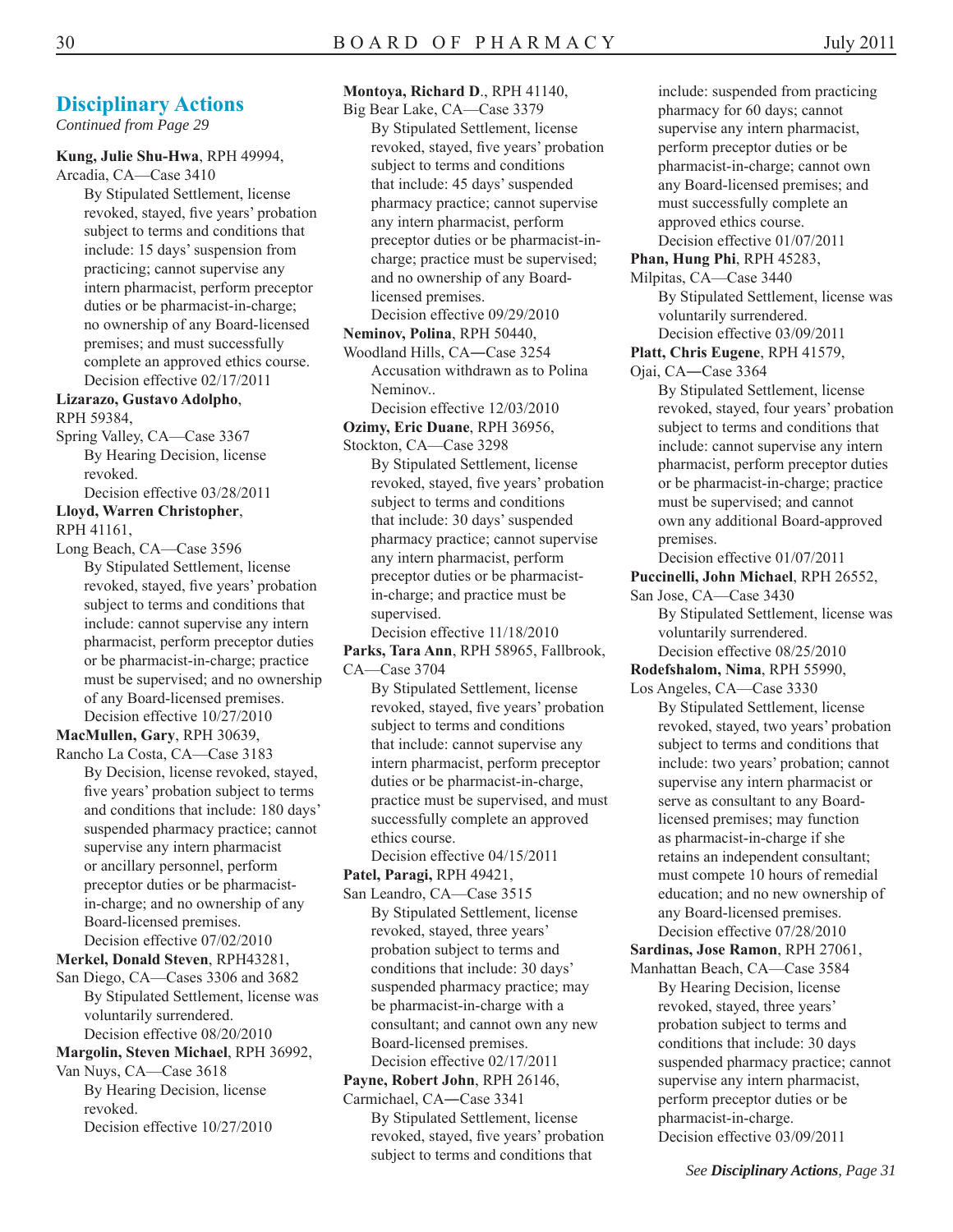## Disciplinary Actions

*Continued from Page 29*

**Kung, Julie Shu-Hwa**, RPH 49994, Arcadia, CA—Case 3410
By Stipulated Settlement, license revoked, stayed, five years' probation subject to terms and conditions that include: 15 days' suspension from practicing; cannot supervise any intern pharmacist, perform preceptor duties or be pharmacist-in-charge; no ownership of any Board-licensed premises; and must successfully complete an approved ethics course.
Decision effective 02/17/2011

**Lizarazo, Gustavo Adolpho**, RPH 59384, Spring Valley, CA—Case 3367
By Hearing Decision, license revoked.
Decision effective 03/28/2011

**Lloyd, Warren Christopher**, RPH 41161, Long Beach, CA—Case 3596
By Stipulated Settlement, license revoked, stayed, five years' probation subject to terms and conditions that include: cannot supervise any intern pharmacist, perform preceptor duties or be pharmacist-in-charge; practice must be supervised; and no ownership of any Board-licensed premises.
Decision effective 10/27/2010

**MacMullen, Gary**, RPH 30639, Rancho La Costa, CA—Case 3183
By Decision, license revoked, stayed, five years' probation subject to terms and conditions that include: 180 days' suspended pharmacy practice; cannot supervise any intern pharmacist or ancillary personnel, perform preceptor duties or be pharmacist-in-charge; and no ownership of any Board-licensed premises.
Decision effective 07/02/2010

**Merkel, Donald Steven**, RPH43281, San Diego, CA—Cases 3306 and 3682
By Stipulated Settlement, license was voluntarily surrendered.
Decision effective 08/20/2010

**Margolin, Steven Michael**, RPH 36992, Van Nuys, CA—Case 3618
By Hearing Decision, license revoked.
Decision effective 10/27/2010

**Montoya, Richard D**., RPH 41140, Big Bear Lake, CA—Case 3379
By Stipulated Settlement, license revoked, stayed, five years' probation subject to terms and conditions that include: 45 days' suspended pharmacy practice; cannot supervise any intern pharmacist, perform preceptor duties or be pharmacist-in-charge; practice must be supervised; and no ownership of any Board-licensed premises.
Decision effective 09/29/2010

**Neminov, Polina**, RPH 50440, Woodland Hills, CA—Case 3254
Accusation withdrawn as to Polina Neminov..
Decision effective 12/03/2010

**Ozimy, Eric Duane**, RPH 36956, Stockton, CA—Case 3298
By Stipulated Settlement, license revoked, stayed, five years' probation subject to terms and conditions that include: 30 days' suspended pharmacy practice; cannot supervise any intern pharmacist, perform preceptor duties or be pharmacist-in-charge; and practice must be supervised.
Decision effective 11/18/2010

**Parks, Tara Ann**, RPH 58965, Fallbrook, CA—Case 3704
By Stipulated Settlement, license revoked, stayed, five years' probation subject to terms and conditions that include: cannot supervise any intern pharmacist, perform preceptor duties or be pharmacist-in-charge, practice must be supervised, and must successfully complete an approved ethics course.
Decision effective 04/15/2011

**Patel, Paragi,** RPH 49421, San Leandro, CA—Case 3515
By Stipulated Settlement, license revoked, stayed, three years' probation subject to terms and conditions that include: 30 days' suspended pharmacy practice; may be pharmacist-in-charge with a consultant; and cannot own any new Board-licensed premises.
Decision effective 02/17/2011

**Payne, Robert John**, RPH 26146, Carmichael, CA—Case 3341
By Stipulated Settlement, license revoked, stayed, five years' probation subject to terms and conditions that include: suspended from practicing pharmacy for 60 days; cannot supervise any intern pharmacist, perform preceptor duties or be pharmacist-in-charge; cannot own any Board-licensed premises; and must successfully complete an approved ethics course.
Decision effective 01/07/2011

**Phan, Hung Phi**, RPH 45283, Milpitas, CA—Case 3440
By Stipulated Settlement, license was voluntarily surrendered.
Decision effective 03/09/2011

**Platt, Chris Eugene**, RPH 41579, Ojai, CA—Case 3364
By Stipulated Settlement, license revoked, stayed, four years' probation subject to terms and conditions that include: cannot supervise any intern pharmacist, perform preceptor duties or be pharmacist-in-charge; practice must be supervised; and cannot own any additional Board-approved premises.
Decision effective 01/07/2011

**Puccinelli, John Michael**, RPH 26552, San Jose, CA—Case 3430
By Stipulated Settlement, license was voluntarily surrendered.
Decision effective 08/25/2010

**Rodefshalom, Nima**, RPH 55990, Los Angeles, CA—Case 3330
By Stipulated Settlement, license revoked, stayed, two years' probation subject to terms and conditions that include: two years' probation; cannot supervise any intern pharmacist or serve as consultant to any Board-licensed premises; may function as pharmacist-in-charge if she retains an independent consultant; must compete 10 hours of remedial education; and no new ownership of any Board-licensed premises.
Decision effective 07/28/2010

**Sardinas, Jose Ramon**, RPH 27061, Manhattan Beach, CA—Case 3584
By Hearing Decision, license revoked, stayed, three years' probation subject to terms and conditions that include: 30 days suspended pharmacy practice; cannot supervise any intern pharmacist, perform preceptor duties or be pharmacist-in-charge.
Decision effective 03/09/2011

*See **Disciplinary Actions**, Page 31*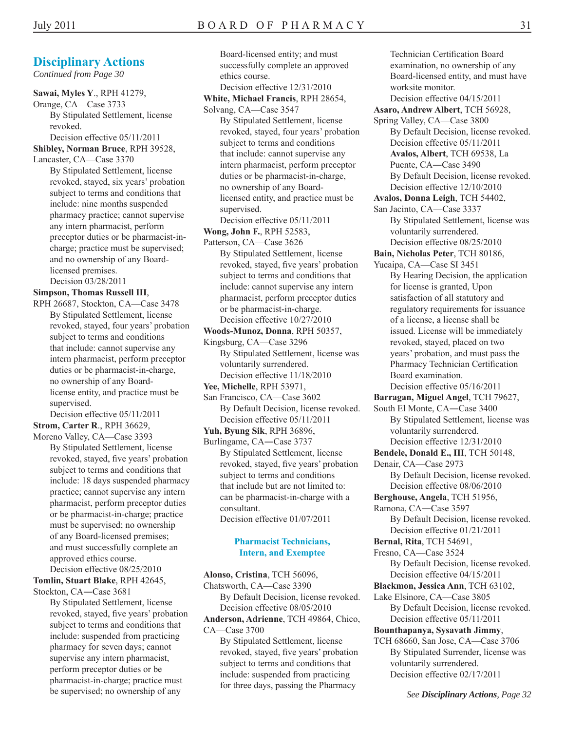## Disciplinary Actions

*Continued from Page 30*

**Sawai, Myles Y**., RPH 41279, Orange, CA—Case 3733
By Stipulated Settlement, license revoked.
Decision effective 05/11/2011

**Shibley, Norman Bruce**, RPH 39528, Lancaster, CA—Case 3370
By Stipulated Settlement, license revoked, stayed, six years' probation subject to terms and conditions that include: nine months suspended pharmacy practice; cannot supervise any intern pharmacist, perform preceptor duties or be pharmacist-in-charge; practice must be supervised; and no ownership of any Board-licensed premises.
Decision 03/28/2011

**Simpson, Thomas Russell III**, RPH 26687, Stockton, CA—Case 3478
By Stipulated Settlement, license revoked, stayed, four years' probation subject to terms and conditions that include: cannot supervise any intern pharmacist, perform preceptor duties or be pharmacist-in-charge, no ownership of any Board-license entity, and practice must be supervised.
Decision effective 05/11/2011

**Strom, Carter R**., RPH 36629, Moreno Valley, CA—Case 3393
By Stipulated Settlement, license revoked, stayed, five years' probation subject to terms and conditions that include: 18 days suspended pharmacy practice; cannot supervise any intern pharmacist, perform preceptor duties or be pharmacist-in-charge; practice must be supervised; no ownership of any Board-licensed premises; and must successfully complete an approved ethics course.
Decision effective 08/25/2010

**Tomlin, Stuart Blake**, RPH 42645, Stockton, CA—Case 3681
By Stipulated Settlement, license revoked, stayed, five years' probation subject to terms and conditions that include: suspended from practicing pharmacy for seven days; cannot supervise any intern pharmacist, perform preceptor duties or be pharmacist-in-charge; practice must be supervised; no ownership of any Board-licensed entity; and must successfully complete an approved ethics course.
Decision effective 12/31/2010

**White, Michael Francis**, RPH 28654, Solvang, CA—Case 3547
By Stipulated Settlement, license revoked, stayed, four years' probation subject to terms and conditions that include: cannot supervise any intern pharmacist, perform preceptor duties or be pharmacist-in-charge, no ownership of any Board-licensed entity, and practice must be supervised.
Decision effective 05/11/2011

**Wong, John F.**, RPH 52583, Patterson, CA—Case 3626
By Stipulated Settlement, license revoked, stayed, five years' probation subject to terms and conditions that include: cannot supervise any intern pharmacist, perform preceptor duties or be pharmacist-in-charge.
Decision effective 10/27/2010

**Woods-Munoz, Donna**, RPH 50357, Kingsburg, CA—Case 3296
By Stipulated Settlement, license was voluntarily surrendered.
Decision effective 11/18/2010

**Yee, Michelle**, RPH 53971, San Francisco, CA—Case 3602
By Default Decision, license revoked.
Decision effective 05/11/2011

**Yuh, Byung Sik**, RPH 36896, Burlingame, CA—Case 3737
By Stipulated Settlement, license revoked, stayed, five years' probation subject to terms and conditions that include but are not limited to: can be pharmacist-in-charge with a consultant.
Decision effective 01/07/2011

### Pharmacist Technicians, Intern, and Exemptee

**Alonso, Cristina**, TCH 56096, Chatsworth, CA—Case 3390
By Default Decision, license revoked.
Decision effective 08/05/2010

**Anderson, Adrienne**, TCH 49864, Chico, CA—Case 3700
By Stipulated Settlement, license revoked, stayed, five years' probation subject to terms and conditions that include: suspended from practicing for three days, passing the Pharmacy Technician Certification Board examination, no ownership of any Board-licensed entity, and must have worksite monitor.
Decision effective 04/15/2011

**Asaro, Andrew Albert**, TCH 56928, Spring Valley, CA—Case 3800
By Default Decision, license revoked.
Decision effective 05/11/2011
**Avalos, Albert**, TCH 69538, La Puente, CA—Case 3490
By Default Decision, license revoked.
Decision effective 12/10/2010

**Avalos, Donna Leigh**, TCH 54402, San Jacinto, CA—Case 3337
By Stipulated Settlement, license was voluntarily surrendered.
Decision effective 08/25/2010

**Bain, Nicholas Peter**, TCH 80186, Yucaipa, CA—Case SI 3451
By Hearing Decision, the application for license is granted, Upon satisfaction of all statutory and regulatory requirements for issuance of a license, a license shall be issued. License will be immediately revoked, stayed, placed on two years' probation, and must pass the Pharmacy Technician Certification Board examination.
Decision effective 05/16/2011

**Barragan, Miguel Angel**, TCH 79627, South El Monte, CA—Case 3400
By Stipulated Settlement, license was voluntarily surrendered.
Decision effective 12/31/2010

**Bendele, Donald E., III**, TCH 50148, Denair, CA—Case 2973
By Default Decision, license revoked.
Decision effective 08/06/2010

**Berghouse, Angela**, TCH 51956, Ramona, CA—Case 3597
By Default Decision, license revoked.
Decision effective 01/21/2011

**Bernal, Rita**, TCH 54691, Fresno, CA—Case 3524
By Default Decision, license revoked.
Decision effective 04/15/2011

**Blackmon, Jessica Ann**, TCH 63102, Lake Elsinore, CA—Case 3805
By Default Decision, license revoked.
Decision effective 05/11/2011

**Bounthapanya, Sysavath Jimmy**, TCH 68660, San Jose, CA—Case 3706
By Stipulated Surrender, license was voluntarily surrendered.
Decision effective 02/17/2011

*See **Disciplinary Actions**, Page 32*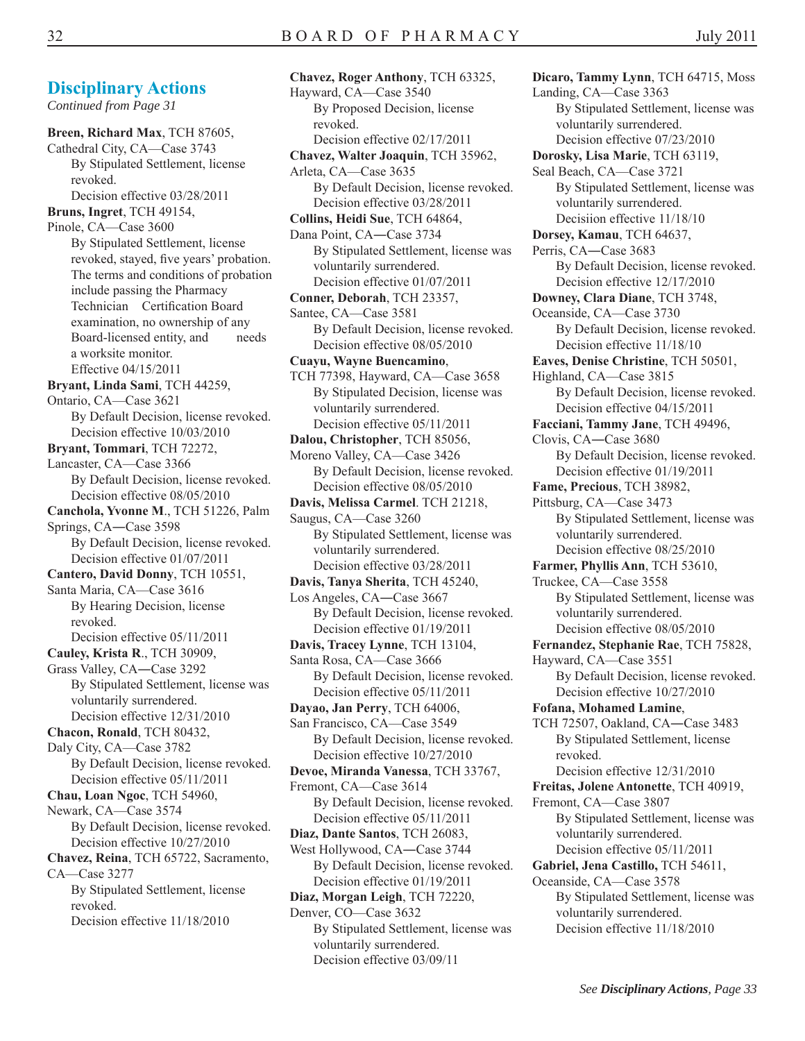## Disciplinary Actions

*Continued from Page 31*

**Breen, Richard Max**, TCH 87605, Cathedral City, CA—Case 3743
By Stipulated Settlement, license revoked.
Decision effective 03/28/2011

**Bruns, Ingret**, TCH 49154, Pinole, CA—Case 3600
By Stipulated Settlement, license revoked, stayed, five years' probation. The terms and conditions of probation include passing the Pharmacy Technician Certification Board examination, no ownership of any Board-licensed entity, and needs a worksite monitor.
Effective 04/15/2011

**Bryant, Linda Sami**, TCH 44259, Ontario, CA—Case 3621
By Default Decision, license revoked.
Decision effective 10/03/2010

**Bryant, Tommari**, TCH 72272, Lancaster, CA—Case 3366
By Default Decision, license revoked.
Decision effective 08/05/2010

**Canchola, Yvonne M.**, TCH 51226, Palm Springs, CA—Case 3598
By Default Decision, license revoked.
Decision effective 01/07/2011

**Cantero, David Donny**, TCH 10551, Santa Maria, CA—Case 3616
By Hearing Decision, license revoked.
Decision effective 05/11/2011

**Cauley, Krista R.**, TCH 30909, Grass Valley, CA—Case 3292
By Stipulated Settlement, license was voluntarily surrendered.
Decision effective 12/31/2010

**Chacon, Ronald**, TCH 80432, Daly City, CA—Case 3782
By Default Decision, license revoked.
Decision effective 05/11/2011

**Chau, Loan Ngoc**, TCH 54960, Newark, CA—Case 3574
By Default Decision, license revoked.
Decision effective 10/27/2010

**Chavez, Reina**, TCH 65722, Sacramento, CA—Case 3277
By Stipulated Settlement, license revoked.
Decision effective 11/18/2010

**Chavez, Roger Anthony**, TCH 63325, Hayward, CA—Case 3540
By Proposed Decision, license revoked.
Decision effective 02/17/2011

**Chavez, Walter Joaquin**, TCH 35962, Arleta, CA—Case 3635
By Default Decision, license revoked.
Decision effective 03/28/2011

**Collins, Heidi Sue**, TCH 64864, Dana Point, CA—Case 3734
By Stipulated Settlement, license was voluntarily surrendered.
Decision effective 01/07/2011

**Conner, Deborah**, TCH 23357, Santee, CA—Case 3581
By Default Decision, license revoked.
Decision effective 08/05/2010

**Cuayu, Wayne Buencamino**, TCH 77398, Hayward, CA—Case 3658
By Stipulated Decision, license was voluntarily surrendered.
Decision effective 05/11/2011

**Dalou, Christopher**, TCH 85056, Moreno Valley, CA—Case 3426
By Default Decision, license revoked.
Decision effective 08/05/2010

**Davis, Melissa Carmel**. TCH 21218, Saugus, CA—Case 3260
By Stipulated Settlement, license was voluntarily surrendered.
Decision effective 03/28/2011

**Davis, Tanya Sherita**, TCH 45240, Los Angeles, CA—Case 3667
By Default Decision, license revoked.
Decision effective 01/19/2011

**Davis, Tracey Lynne**, TCH 13104, Santa Rosa, CA—Case 3666
By Default Decision, license revoked.
Decision effective 05/11/2011

**Dayao, Jan Perry**, TCH 64006, San Francisco, CA—Case 3549
By Default Decision, license revoked.
Decision effective 10/27/2010

**Devoe, Miranda Vanessa**, TCH 33767, Fremont, CA—Case 3614
By Default Decision, license revoked.
Decision effective 05/11/2011

**Diaz, Dante Santos**, TCH 26083, West Hollywood, CA—Case 3744
By Default Decision, license revoked.
Decision effective 01/19/2011

**Diaz, Morgan Leigh**, TCH 72220, Denver, CO—Case 3632
By Stipulated Settlement, license was voluntarily surrendered.
Decision effective 03/09/11

**Dicaro, Tammy Lynn**, TCH 64715, Moss Landing, CA—Case 3363
By Stipulated Settlement, license was voluntarily surrendered.
Decision effective 07/23/2010

**Dorosky, Lisa Marie**, TCH 63119, Seal Beach, CA—Case 3721
By Stipulated Settlement, license was voluntarily surrendered.
Decisiion effective 11/18/10

**Dorsey, Kamau**, TCH 64637, Perris, CA—Case 3683
By Default Decision, license revoked.
Decision effective 12/17/2010

**Downey, Clara Diane**, TCH 3748, Oceanside, CA—Case 3730
By Default Decision, license revoked.
Decision effective 11/18/10

**Eaves, Denise Christine**, TCH 50501, Highland, CA—Case 3815
By Default Decision, license revoked.
Decision effective 04/15/2011

**Facciani, Tammy Jane**, TCH 49496, Clovis, CA—Case 3680
By Default Decision, license revoked.
Decision effective 01/19/2011

**Fame, Precious**, TCH 38982, Pittsburg, CA—Case 3473
By Stipulated Settlement, license was voluntarily surrendered.
Decision effective 08/25/2010

**Farmer, Phyllis Ann**, TCH 53610, Truckee, CA—Case 3558
By Stipulated Settlement, license was voluntarily surrendered.
Decision effective 08/05/2010

**Fernandez, Stephanie Rae**, TCH 75828, Hayward, CA—Case 3551
By Default Decision, license revoked.
Decision effective 10/27/2010

**Fofana, Mohamed Lamine**, TCH 72507, Oakland, CA—Case 3483
By Stipulated Settlement, license revoked.
Decision effective 12/31/2010

**Freitas, Jolene Antonette**, TCH 40919, Fremont, CA—Case 3807
By Stipulated Settlement, license was voluntarily surrendered.
Decision effective 05/11/2011

**Gabriel, Jena Castillo,** TCH 54611, Oceanside, CA—Case 3578
By Stipulated Settlement, license was voluntarily surrendered.
Decision effective 11/18/2010

*See **Disciplinary Actions**, Page 33*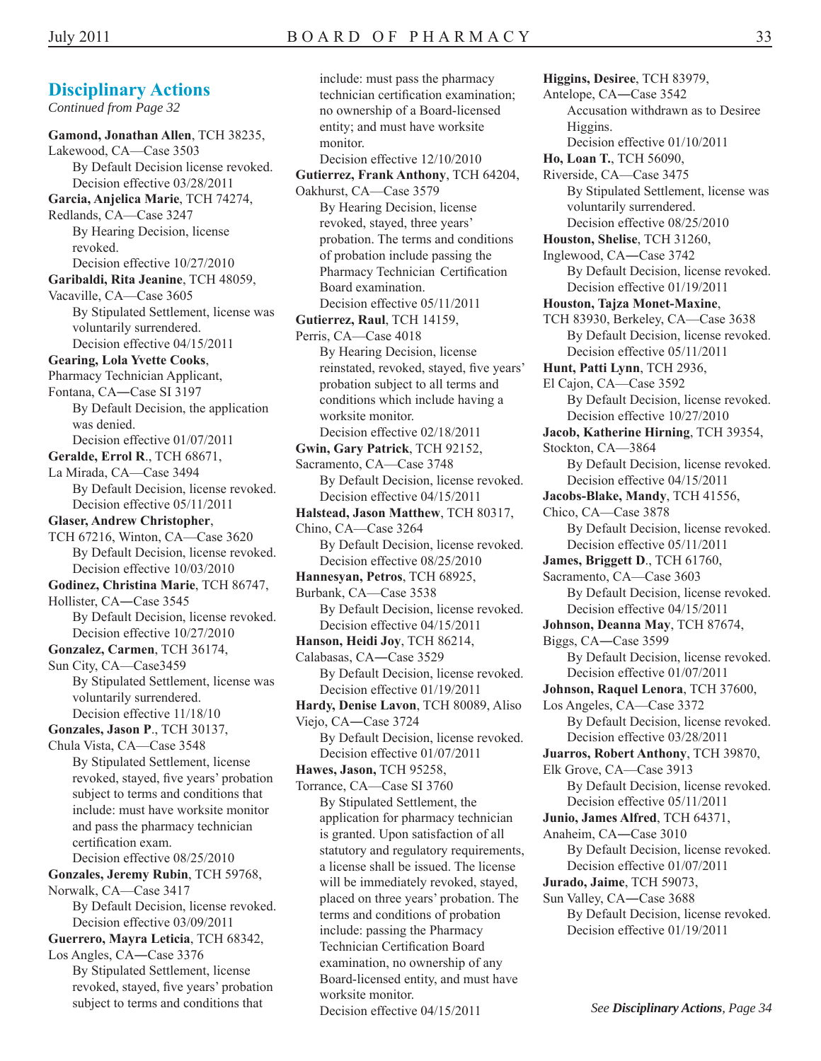## Disciplinary Actions

*Continued from Page 32*

**Gamond, Jonathan Allen**, TCH 38235, Lakewood, CA—Case 3503
By Default Decision license revoked.
Decision effective 03/28/2011

**Garcia, Anjelica Marie**, TCH 74274, Redlands, CA—Case 3247
By Hearing Decision, license revoked.
Decision effective 10/27/2010

**Garibaldi, Rita Jeanine**, TCH 48059, Vacaville, CA—Case 3605
By Stipulated Settlement, license was voluntarily surrendered.
Decision effective 04/15/2011

**Gearing, Lola Yvette Cooks**, Pharmacy Technician Applicant, Fontana, CA—Case SI 3197
By Default Decision, the application was denied.
Decision effective 01/07/2011

**Geralde, Errol R**., TCH 68671, La Mirada, CA—Case 3494
By Default Decision, license revoked.
Decision effective 05/11/2011

**Glaser, Andrew Christopher**, TCH 67216, Winton, CA—Case 3620
By Default Decision, license revoked.
Decision effective 10/03/2010

**Godinez, Christina Marie**, TCH 86747, Hollister, CA—Case 3545
By Default Decision, license revoked.
Decision effective 10/27/2010

**Gonzalez, Carmen**, TCH 36174, Sun City, CA—Case3459
By Stipulated Settlement, license was voluntarily surrendered.
Decision effective 11/18/10

**Gonzales, Jason P**., TCH 30137, Chula Vista, CA—Case 3548
By Stipulated Settlement, license revoked, stayed, five years' probation subject to terms and conditions that include: must have worksite monitor and pass the pharmacy technician certification exam.
Decision effective 08/25/2010

**Gonzales, Jeremy Rubin**, TCH 59768, Norwalk, CA—Case 3417
By Default Decision, license revoked.
Decision effective 03/09/2011

**Guerrero, Mayra Leticia**, TCH 68342, Los Angles, CA—Case 3376
By Stipulated Settlement, license revoked, stayed, five years' probation subject to terms and conditions that include: must pass the pharmacy technician certification examination; no ownership of a Board-licensed entity; and must have worksite monitor.
Decision effective 12/10/2010

**Gutierrez, Frank Anthony**, TCH 64204, Oakhurst, CA—Case 3579
By Hearing Decision, license revoked, stayed, three years' probation. The terms and conditions of probation include passing the Pharmacy Technician Certification Board examination.
Decision effective 05/11/2011

**Gutierrez, Raul**, TCH 14159, Perris, CA—Case 4018
By Hearing Decision, license reinstated, revoked, stayed, five years' probation subject to all terms and conditions which include having a worksite monitor.
Decision effective 02/18/2011

**Gwin, Gary Patrick**, TCH 92152, Sacramento, CA—Case 3748
By Default Decision, license revoked.
Decision effective 04/15/2011

**Halstead, Jason Matthew**, TCH 80317, Chino, CA—Case 3264
By Default Decision, license revoked.
Decision effective 08/25/2010

**Hannesyan, Petros**, TCH 68925, Burbank, CA—Case 3538
By Default Decision, license revoked.
Decision effective 04/15/2011

**Hanson, Heidi Joy**, TCH 86214, Calabasas, CA—Case 3529
By Default Decision, license revoked.
Decision effective 01/19/2011

**Hardy, Denise Lavon**, TCH 80089, Aliso Viejo, CA—Case 3724
By Default Decision, license revoked.
Decision effective 01/07/2011

**Hawes, Jason,** TCH 95258, Torrance, CA—Case SI 3760
By Stipulated Settlement, the application for pharmacy technician is granted. Upon satisfaction of all statutory and regulatory requirements, a license shall be issued. The license will be immediately revoked, stayed, placed on three years' probation. The terms and conditions of probation include: passing the Pharmacy Technician Certification Board examination, no ownership of any Board-licensed entity, and must have worksite monitor.
Decision effective 04/15/2011

**Higgins, Desiree**, TCH 83979, Antelope, CA—Case 3542
Accusation withdrawn as to Desiree Higgins.
Decision effective 01/10/2011

**Ho, Loan T.**, TCH 56090, Riverside, CA—Case 3475
By Stipulated Settlement, license was voluntarily surrendered.
Decision effective 08/25/2010

**Houston, Shelise**, TCH 31260, Inglewood, CA—Case 3742
By Default Decision, license revoked.
Decision effective 01/19/2011

**Houston, Tajza Monet-Maxine**, TCH 83930, Berkeley, CA—Case 3638
By Default Decision, license revoked.
Decision effective 05/11/2011

**Hunt, Patti Lynn**, TCH 2936, El Cajon, CA—Case 3592
By Default Decision, license revoked.
Decision effective 10/27/2010

**Jacob, Katherine Hirning**, TCH 39354, Stockton, CA—3864
By Default Decision, license revoked.
Decision effective 04/15/2011

**Jacobs-Blake, Mandy**, TCH 41556, Chico, CA—Case 3878
By Default Decision, license revoked.
Decision effective 05/11/2011

**James, Briggett D**., TCH 61760, Sacramento, CA—Case 3603
By Default Decision, license revoked.
Decision effective 04/15/2011

**Johnson, Deanna May**, TCH 87674, Biggs, CA—Case 3599
By Default Decision, license revoked.
Decision effective 01/07/2011

**Johnson, Raquel Lenora**, TCH 37600, Los Angeles, CA—Case 3372
By Default Decision, license revoked.
Decision effective 03/28/2011

**Juarros, Robert Anthony**, TCH 39870, Elk Grove, CA—Case 3913
By Default Decision, license revoked.
Decision effective 05/11/2011

**Junio, James Alfred**, TCH 64371, Anaheim, CA—Case 3010
By Default Decision, license revoked.
Decision effective 01/07/2011

**Jurado, Jaime**, TCH 59073, Sun Valley, CA—Case 3688
By Default Decision, license revoked.
Decision effective 01/19/2011

*See **Disciplinary Actions**, Page 34*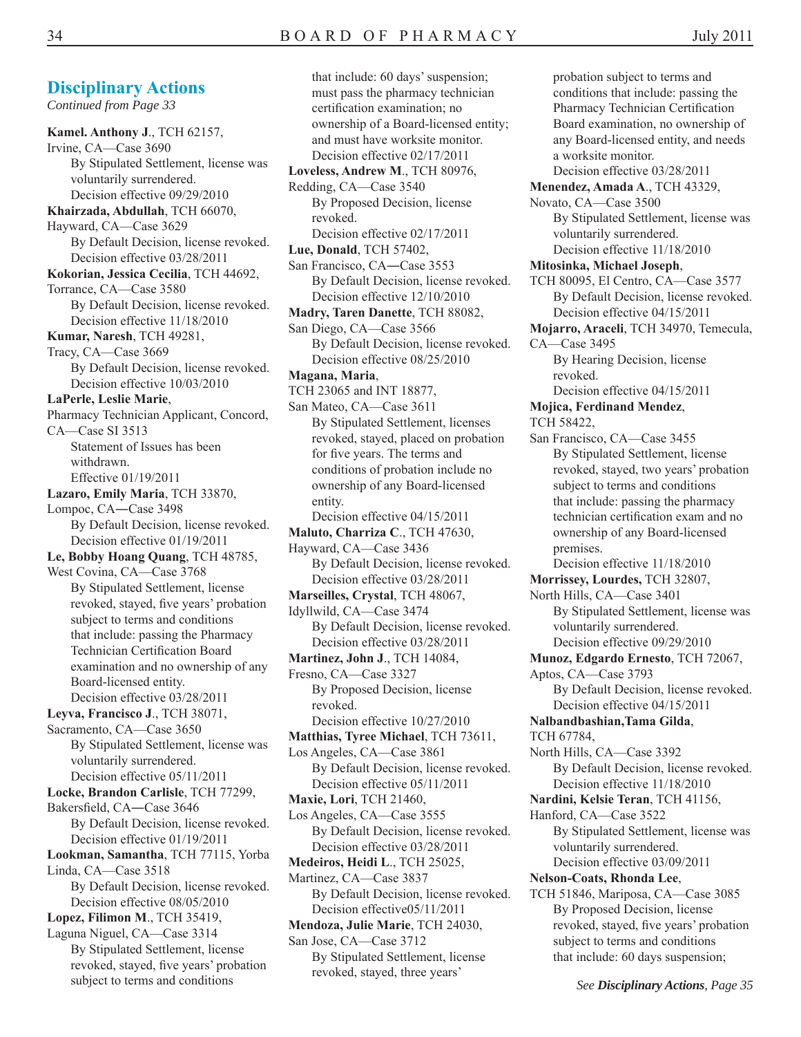## Disciplinary Actions

*Continued from Page 33*

**Kamel. Anthony J**., TCH 62157, Irvine, CA—Case 3690
By Stipulated Settlement, license was voluntarily surrendered.
Decision effective 09/29/2010

**Khairzada, Abdullah**, TCH 66070, Hayward, CA—Case 3629
By Default Decision, license revoked.
Decision effective 03/28/2011

**Kokorian, Jessica Cecilia**, TCH 44692, Torrance, CA—Case 3580
By Default Decision, license revoked.
Decision effective 11/18/2010

**Kumar, Naresh**, TCH 49281, Tracy, CA—Case 3669
By Default Decision, license revoked.
Decision effective 10/03/2010

**LaPerle, Leslie Marie**, Pharmacy Technician Applicant, Concord, CA—Case SI 3513
Statement of Issues has been withdrawn.
Effective 01/19/2011

**Lazaro, Emily Maria**, TCH 33870, Lompoc, CA—Case 3498
By Default Decision, license revoked.
Decision effective 01/19/2011

**Le, Bobby Hoang Quang**, TCH 48785, West Covina, CA—Case 3768
By Stipulated Settlement, license revoked, stayed, five years' probation subject to terms and conditions that include: passing the Pharmacy Technician Certification Board examination and no ownership of any Board-licensed entity.
Decision effective 03/28/2011

**Leyva, Francisco J**., TCH 38071, Sacramento, CA—Case 3650
By Stipulated Settlement, license was voluntarily surrendered.
Decision effective 05/11/2011

**Locke, Brandon Carlisle**, TCH 77299, Bakersfield, CA—Case 3646
By Default Decision, license revoked.
Decision effective 01/19/2011

**Lookman, Samantha**, TCH 77115, Yorba Linda, CA—Case 3518
By Default Decision, license revoked.
Decision effective 08/05/2010

**Lopez, Filimon M**., TCH 35419, Laguna Niguel, CA—Case 3314
By Stipulated Settlement, license revoked, stayed, five years' probation subject to terms and conditions that include: 60 days' suspension; must pass the pharmacy technician certification examination; no ownership of a Board-licensed entity; and must have worksite monitor.
Decision effective 02/17/2011

**Loveless, Andrew M**., TCH 80976, Redding, CA—Case 3540
By Proposed Decision, license revoked.
Decision effective 02/17/2011

**Lue, Donald**, TCH 57402, San Francisco, CA—Case 3553
By Default Decision, license revoked.
Decision effective 12/10/2010

**Madry, Taren Danette**, TCH 88082, San Diego, CA—Case 3566
By Default Decision, license revoked.
Decision effective 08/25/2010

**Magana, Maria**, TCH 23065 and INT 18877, San Mateo, CA—Case 3611
By Stipulated Settlement, licenses revoked, stayed, placed on probation for five years. The terms and conditions of probation include no ownership of any Board-licensed entity.
Decision effective 04/15/2011

**Maluto, Charriza C**., TCH 47630, Hayward, CA—Case 3436
By Default Decision, license revoked.
Decision effective 03/28/2011

**Marseilles, Crystal**, TCH 48067, Idyllwild, CA—Case 3474
By Default Decision, license revoked.
Decision effective 03/28/2011

**Martinez, John J**., TCH 14084, Fresno, CA—Case 3327
By Proposed Decision, license revoked.
Decision effective 10/27/2010

**Matthias, Tyree Michael**, TCH 73611, Los Angeles, CA—Case 3861
By Default Decision, license revoked.
Decision effective 05/11/2011

**Maxie, Lori**, TCH 21460, Los Angeles, CA—Case 3555
By Default Decision, license revoked.
Decision effective 03/28/2011

**Medeiros, Heidi L**., TCH 25025, Martinez, CA—Case 3837
By Default Decision, license revoked.
Decision effective05/11/2011

**Mendoza, Julie Marie**, TCH 24030, San Jose, CA—Case 3712
By Stipulated Settlement, license revoked, stayed, three years' probation subject to terms and conditions that include: passing the Pharmacy Technician Certification Board examination, no ownership of any Board-licensed entity, and needs a worksite monitor.
Decision effective 03/28/2011

**Menendez, Amada A**., TCH 43329, Novato, CA—Case 3500
By Stipulated Settlement, license was voluntarily surrendered.
Decision effective 11/18/2010

**Mitosinka, Michael Joseph**, TCH 80095, El Centro, CA—Case 3577
By Default Decision, license revoked.
Decision effective 04/15/2011

**Mojarro, Araceli**, TCH 34970, Temecula, CA—Case 3495
By Hearing Decision, license revoked.
Decision effective 04/15/2011

**Mojica, Ferdinand Mendez**, TCH 58422, San Francisco, CA—Case 3455
By Stipulated Settlement, license revoked, stayed, two years' probation subject to terms and conditions that include: passing the pharmacy technician certification exam and no ownership of any Board-licensed premises.
Decision effective 11/18/2010

**Morrissey, Lourdes,** TCH 32807, North Hills, CA—Case 3401
By Stipulated Settlement, license was voluntarily surrendered.
Decision effective 09/29/2010

**Munoz, Edgardo Ernesto**, TCH 72067, Aptos, CA—Case 3793
By Default Decision, license revoked.
Decision effective 04/15/2011

**Nalbandbashian,Tama Gilda**, TCH 67784, North Hills, CA—Case 3392
By Default Decision, license revoked.
Decision effective 11/18/2010

**Nardini, Kelsie Teran**, TCH 41156, Hanford, CA—Case 3522
By Stipulated Settlement, license was voluntarily surrendered.
Decision effective 03/09/2011

**Nelson-Coats, Rhonda Lee**, TCH 51846, Mariposa, CA—Case 3085
By Proposed Decision, license revoked, stayed, five years' probation subject to terms and conditions that include: 60 days suspension;

*See **Disciplinary Actions**, Page 35*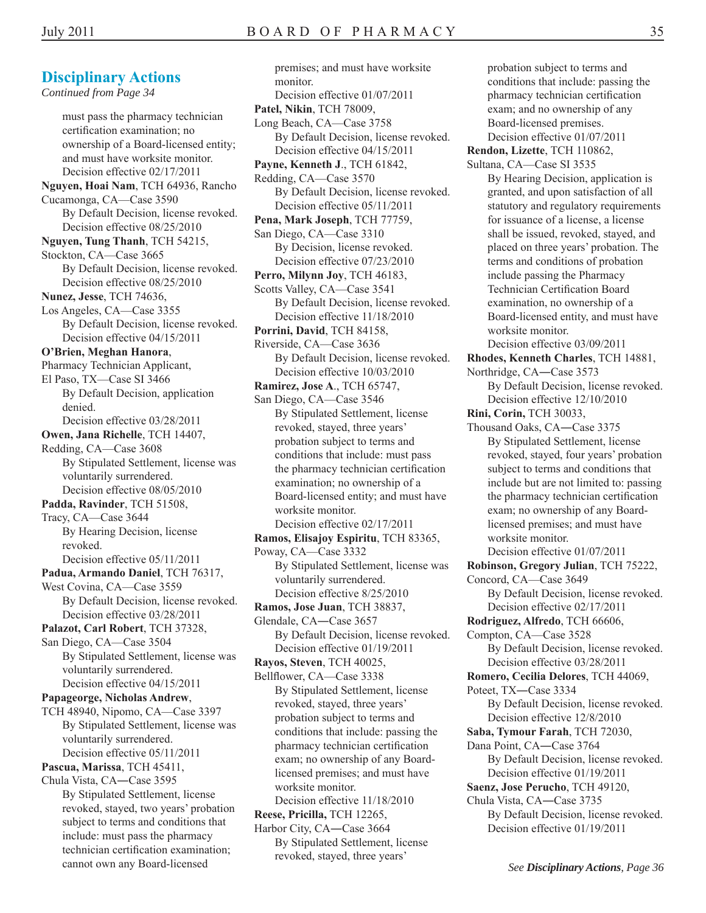## Disciplinary Actions

*Continued from Page 34*

must pass the pharmacy technician certification examination; no ownership of a Board-licensed entity; and must have worksite monitor.
Decision effective 02/17/2011

**Nguyen, Hoai Nam**, TCH 64936, Rancho Cucamonga, CA—Case 3590
By Default Decision, license revoked.
Decision effective 08/25/2010

**Nguyen, Tung Thanh**, TCH 54215, Stockton, CA—Case 3665
By Default Decision, license revoked.
Decision effective 08/25/2010

**Nunez, Jesse**, TCH 74636, Los Angeles, CA—Case 3355
By Default Decision, license revoked.
Decision effective 04/15/2011

**O'Brien, Meghan Hanora**, Pharmacy Technician Applicant, El Paso, TX—Case SI 3466
By Default Decision, application denied.
Decision effective 03/28/2011

**Owen, Jana Richelle**, TCH 14407, Redding, CA—Case 3608
By Stipulated Settlement, license was voluntarily surrendered.
Decision effective 08/05/2010

**Padda, Ravinder**, TCH 51508, Tracy, CA—Case 3644
By Hearing Decision, license revoked.
Decision effective 05/11/2011

**Padua, Armando Daniel**, TCH 76317, West Covina, CA—Case 3559
By Default Decision, license revoked.
Decision effective 03/28/2011

**Palazot, Carl Robert**, TCH 37328, San Diego, CA—Case 3504
By Stipulated Settlement, license was voluntarily surrendered.
Decision effective 04/15/2011

**Papageorge, Nicholas Andrew**, TCH 48940, Nipomo, CA—Case 3397
By Stipulated Settlement, license was voluntarily surrendered.
Decision effective 05/11/2011

**Pascua, Marissa**, TCH 45411, Chula Vista, CA—Case 3595
By Stipulated Settlement, license revoked, stayed, two years' probation subject to terms and conditions that include: must pass the pharmacy technician certification examination; cannot own any Board-licensed premises; and must have worksite monitor.
Decision effective 01/07/2011

**Patel, Nikin**, TCH 78009, Long Beach, CA—Case 3758
By Default Decision, license revoked.
Decision effective 04/15/2011

**Payne, Kenneth J**., TCH 61842, Redding, CA—Case 3570
By Default Decision, license revoked.
Decision effective 05/11/2011

**Pena, Mark Joseph**, TCH 77759, San Diego, CA—Case 3310
By Decision, license revoked.
Decision effective 07/23/2010

**Perro, Milynn Joy**, TCH 46183, Scotts Valley, CA—Case 3541
By Default Decision, license revoked.
Decision effective 11/18/2010

**Porrini, David**, TCH 84158, Riverside, CA—Case 3636
By Default Decision, license revoked.
Decision effective 10/03/2010

**Ramirez, Jose A**., TCH 65747, San Diego, CA—Case 3546
By Stipulated Settlement, license revoked, stayed, three years' probation subject to terms and conditions that include: must pass the pharmacy technician certification examination; no ownership of a Board-licensed entity; and must have worksite monitor.
Decision effective 02/17/2011

**Ramos, Elisajoy Espiritu**, TCH 83365, Poway, CA—Case 3332
By Stipulated Settlement, license was voluntarily surrendered.
Decision effective 8/25/2010

**Ramos, Jose Juan**, TCH 38837, Glendale, CA—Case 3657
By Default Decision, license revoked.
Decision effective 01/19/2011

**Rayos, Steven**, TCH 40025, Bellflower, CA—Case 3338
By Stipulated Settlement, license revoked, stayed, three years' probation subject to terms and conditions that include: passing the pharmacy technician certification exam; no ownership of any Board-licensed premises; and must have worksite monitor.
Decision effective 11/18/2010

**Reese, Pricilla,** TCH 12265, Harbor City, CA—Case 3664
By Stipulated Settlement, license revoked, stayed, three years' probation subject to terms and conditions that include: passing the pharmacy technician certification exam; and no ownership of any Board-licensed premises.
Decision effective 01/07/2011

**Rendon, Lizette**, TCH 110862, Sultana, CA—Case SI 3535
By Hearing Decision, application is granted, and upon satisfaction of all statutory and regulatory requirements for issuance of a license, a license shall be issued, revoked, stayed, and placed on three years' probation. The terms and conditions of probation include passing the Pharmacy Technician Certification Board examination, no ownership of a Board-licensed entity, and must have worksite monitor.
Decision effective 03/09/2011

**Rhodes, Kenneth Charles**, TCH 14881, Northridge, CA—Case 3573
By Default Decision, license revoked.
Decision effective 12/10/2010

**Rini, Corin,** TCH 30033, Thousand Oaks, CA—Case 3375
By Stipulated Settlement, license revoked, stayed, four years' probation subject to terms and conditions that include but are not limited to: passing the pharmacy technician certification exam; no ownership of any Board-licensed premises; and must have worksite monitor.
Decision effective 01/07/2011

**Robinson, Gregory Julian**, TCH 75222, Concord, CA—Case 3649
By Default Decision, license revoked.
Decision effective 02/17/2011

**Rodriguez, Alfredo**, TCH 66606, Compton, CA—Case 3528
By Default Decision, license revoked.
Decision effective 03/28/2011

**Romero, Cecilia Delores**, TCH 44069, Poteet, TX—Case 3334
By Default Decision, license revoked.
Decision effective 12/8/2010

**Saba, Tymour Farah**, TCH 72030, Dana Point, CA—Case 3764
By Default Decision, license revoked.
Decision effective 01/19/2011

**Saenz, Jose Perucho**, TCH 49120, Chula Vista, CA—Case 3735
By Default Decision, license revoked.
Decision effective 01/19/2011

*See **Disciplinary Actions**, Page 36*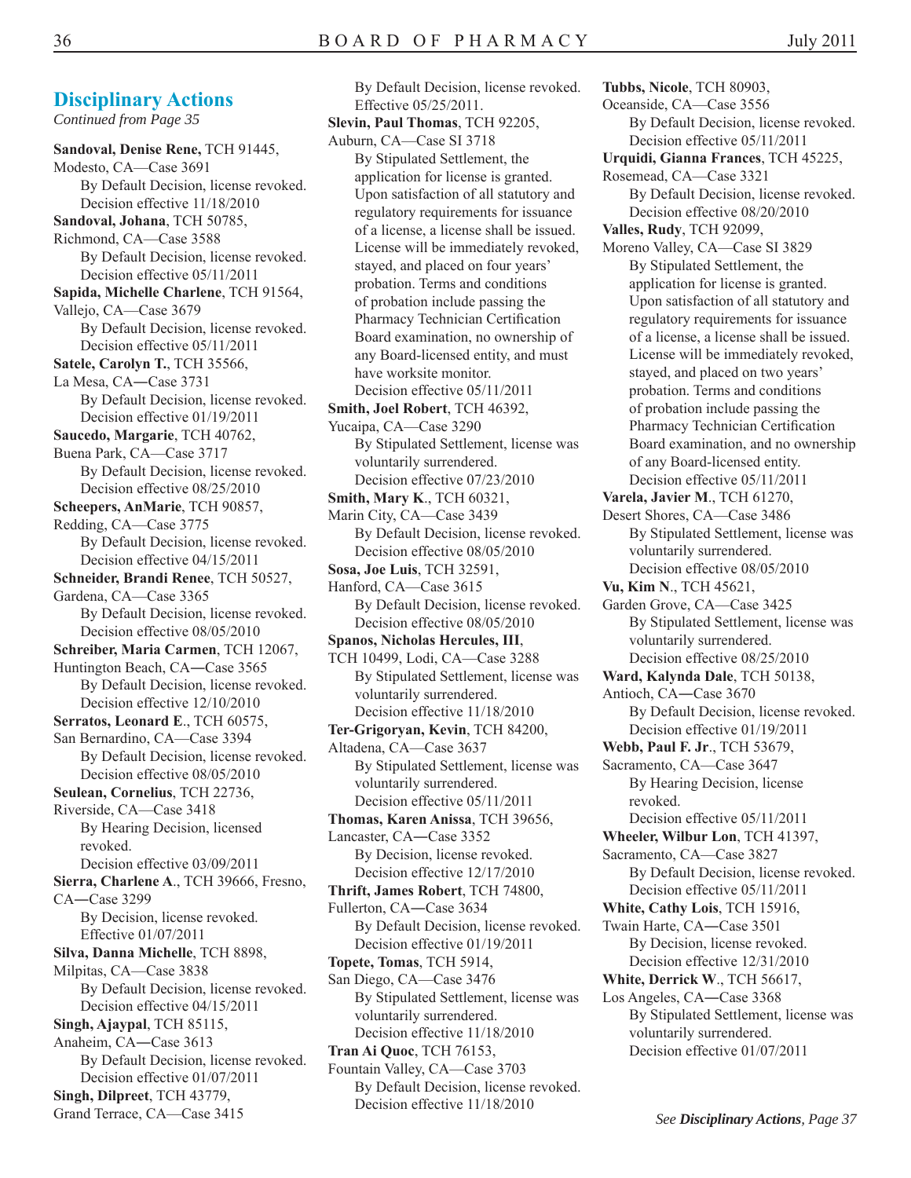## Disciplinary Actions

*Continued from Page 35*

**Sandoval, Denise Rene,** TCH 91445, Modesto, CA—Case 3691
By Default Decision, license revoked.
Decision effective 11/18/2010

**Sandoval, Johana**, TCH 50785, Richmond, CA—Case 3588
By Default Decision, license revoked.
Decision effective 05/11/2011

**Sapida, Michelle Charlene**, TCH 91564, Vallejo, CA—Case 3679
By Default Decision, license revoked.
Decision effective 05/11/2011

**Satele, Carolyn T.**, TCH 35566, La Mesa, CA—Case 3731
By Default Decision, license revoked.
Decision effective 01/19/2011

**Saucedo, Margarie**, TCH 40762, Buena Park, CA—Case 3717
By Default Decision, license revoked.
Decision effective 08/25/2010

**Scheepers, AnMarie**, TCH 90857, Redding, CA—Case 3775
By Default Decision, license revoked.
Decision effective 04/15/2011

**Schneider, Brandi Renee**, TCH 50527, Gardena, CA—Case 3365
By Default Decision, license revoked.
Decision effective 08/05/2010

**Schreiber, Maria Carmen**, TCH 12067, Huntington Beach, CA—Case 3565
By Default Decision, license revoked.
Decision effective 12/10/2010

**Serratos, Leonard E**., TCH 60575, San Bernardino, CA—Case 3394
By Default Decision, license revoked.
Decision effective 08/05/2010

**Seulean, Cornelius**, TCH 22736, Riverside, CA—Case 3418
By Hearing Decision, licensed revoked.
Decision effective 03/09/2011

**Sierra, Charlene A**., TCH 39666, Fresno, CA—Case 3299
By Decision, license revoked.
Effective 01/07/2011

**Silva, Danna Michelle**, TCH 8898, Milpitas, CA—Case 3838
By Default Decision, license revoked.
Decision effective 04/15/2011

**Singh, Ajaypal**, TCH 85115, Anaheim, CA—Case 3613
By Default Decision, license revoked.
Decision effective 01/07/2011

**Singh, Dilpreet**, TCH 43779, Grand Terrace, CA—Case 3415
By Default Decision, license revoked.
Effective 05/25/2011.

**Slevin, Paul Thomas**, TCH 92205, Auburn, CA—Case SI 3718
By Stipulated Settlement, the application for license is granted. Upon satisfaction of all statutory and regulatory requirements for issuance of a license, a license shall be issued. License will be immediately revoked, stayed, and placed on four years' probation. Terms and conditions of probation include passing the Pharmacy Technician Certification Board examination, no ownership of any Board-licensed entity, and must have worksite monitor.
Decision effective 05/11/2011

**Smith, Joel Robert**, TCH 46392, Yucaipa, CA—Case 3290
By Stipulated Settlement, license was voluntarily surrendered.
Decision effective 07/23/2010

**Smith, Mary K**., TCH 60321, Marin City, CA—Case 3439
By Default Decision, license revoked.
Decision effective 08/05/2010

**Sosa, Joe Luis**, TCH 32591, Hanford, CA—Case 3615
By Default Decision, license revoked.
Decision effective 08/05/2010

**Spanos, Nicholas Hercules, III**, TCH 10499, Lodi, CA—Case 3288
By Stipulated Settlement, license was voluntarily surrendered.
Decision effective 11/18/2010

**Ter-Grigoryan, Kevin**, TCH 84200, Altadena, CA—Case 3637
By Stipulated Settlement, license was voluntarily surrendered.
Decision effective 05/11/2011

**Thomas, Karen Anissa**, TCH 39656, Lancaster, CA—Case 3352
By Decision, license revoked.
Decision effective 12/17/2010

**Thrift, James Robert**, TCH 74800, Fullerton, CA—Case 3634
By Default Decision, license revoked.
Decision effective 01/19/2011

**Topete, Tomas**, TCH 5914, San Diego, CA—Case 3476
By Stipulated Settlement, license was voluntarily surrendered.
Decision effective 11/18/2010

**Tran Ai Quoc**, TCH 76153, Fountain Valley, CA—Case 3703
By Default Decision, license revoked.
Decision effective 11/18/2010

**Tubbs, Nicole**, TCH 80903, Oceanside, CA—Case 3556
By Default Decision, license revoked.
Decision effective 05/11/2011

**Urquidi, Gianna Frances**, TCH 45225, Rosemead, CA—Case 3321
By Default Decision, license revoked.
Decision effective 08/20/2010

**Valles, Rudy**, TCH 92099, Moreno Valley, CA—Case SI 3829
By Stipulated Settlement, the application for license is granted. Upon satisfaction of all statutory and regulatory requirements for issuance of a license, a license shall be issued. License will be immediately revoked, stayed, and placed on two years' probation. Terms and conditions of probation include passing the Pharmacy Technician Certification Board examination, and no ownership of any Board-licensed entity.
Decision effective 05/11/2011

**Varela, Javier M**., TCH 61270, Desert Shores, CA—Case 3486
By Stipulated Settlement, license was voluntarily surrendered.
Decision effective 08/05/2010

**Vu, Kim N**., TCH 45621, Garden Grove, CA—Case 3425
By Stipulated Settlement, license was voluntarily surrendered.
Decision effective 08/25/2010

**Ward, Kalynda Dale**, TCH 50138, Antioch, CA—Case 3670
By Default Decision, license revoked.
Decision effective 01/19/2011

**Webb, Paul F. Jr**., TCH 53679, Sacramento, CA—Case 3647
By Hearing Decision, license revoked.
Decision effective 05/11/2011

**Wheeler, Wilbur Lon**, TCH 41397, Sacramento, CA—Case 3827
By Default Decision, license revoked.
Decision effective 05/11/2011

**White, Cathy Lois**, TCH 15916, Twain Harte, CA—Case 3501
By Decision, license revoked.
Decision effective 12/31/2010

**White, Derrick W**., TCH 56617, Los Angeles, CA—Case 3368
By Stipulated Settlement, license was voluntarily surrendered.
Decision effective 01/07/2011

*See **Disciplinary Actions**, Page 37*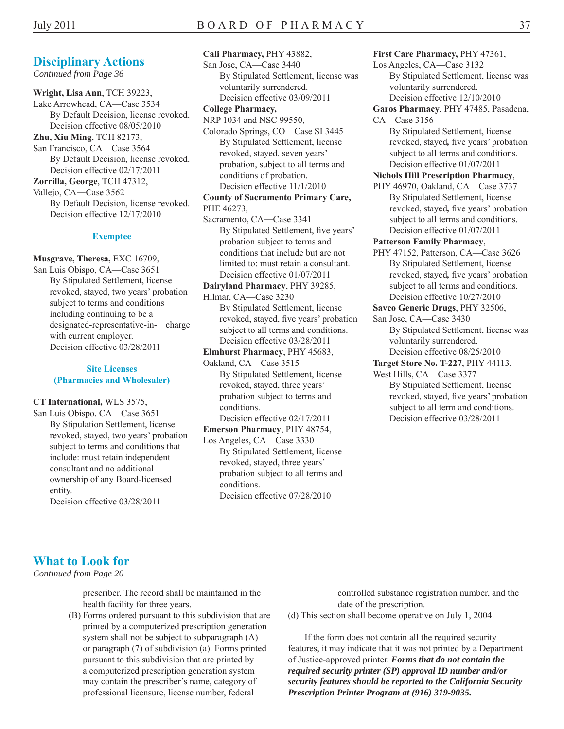## Disciplinary Actions

*Continued from Page 36*

**Wright, Lisa Ann**, TCH 39223,
Lake Arrowhead, CA—Case 3534
By Default Decision, license revoked.
Decision effective 08/05/2010

**Zhu, Xiu Ming**, TCH 82173,
San Francisco, CA—Case 3564
By Default Decision, license revoked.
Decision effective 02/17/2011

**Zorrilla, George**, TCH 47312,
Vallejo, CA—Case 3562
By Default Decision, license revoked.
Decision effective 12/17/2010

### Exemptee

**Musgrave, Theresa,** EXC 16709,
San Luis Obispo, CA—Case 3651
By Stipulated Settlement, license revoked, stayed, two years' probation subject to terms and conditions including continuing to be a designated-representative-in- charge with current employer.
Decision effective 03/28/2011

### Site Licenses (Pharmacies and Wholesaler)

**CT International,** WLS 3575,
San Luis Obispo, CA—Case 3651
By Stipulation Settlement, license revoked, stayed, two years' probation subject to terms and conditions that include: must retain independent consultant and no additional ownership of any Board-licensed entity.
Decision effective 03/28/2011

**Cali Pharmacy,** PHY 43882,
San Jose, CA—Case 3440
By Stipulated Settlement, license was voluntarily surrendered.
Decision effective 03/09/2011

**College Pharmacy,**
NRP 1034 and NSC 99550,
Colorado Springs, CO—Case SI 3445
By Stipulated Settlement, license revoked, stayed, seven years' probation, subject to all terms and conditions of probation.
Decision effective 11/1/2010

**County of Sacramento Primary Care,**
PHE 46273,
Sacramento, CA—Case 3341
By Stipulated Settlement, five years' probation subject to terms and conditions that include but are not limited to: must retain a consultant.
Decision effective 01/07/2011

**Dairyland Pharmacy**, PHY 39285,
Hilmar, CA—Case 3230
By Stipulated Settlement, license revoked, stayed, five years' probation subject to all terms and conditions.
Decision effective 03/28/2011

**Elmhurst Pharmacy**, PHY 45683,
Oakland, CA—Case 3515
By Stipulated Settlement, license revoked, stayed, three years' probation subject to terms and conditions.
Decision effective 02/17/2011

**Emerson Pharmacy**, PHY 48754,
Los Angeles, CA—Case 3330
By Stipulated Settlement, license revoked, stayed, three years' probation subject to all terms and conditions.
Decision effective 07/28/2010

**First Care Pharmacy,** PHY 47361,
Los Angeles, CA—Case 3132
By Stipulated Settlement, license was voluntarily surrendered.
Decision effective 12/10/2010

**Garos Pharmacy**, PHY 47485, Pasadena, CA—Case 3156
By Stipulated Settlement, license revoked, stayed, five years' probation subject to all terms and conditions.
Decision effective 01/07/2011

**Nichols Hill Prescription Pharmacy**,
PHY 46970, Oakland, CA—Case 3737
By Stipulated Settlement, license revoked, stayed, five years' probation subject to all terms and conditions.
Decision effective 01/07/2011

**Patterson Family Pharmacy**,
PHY 47152, Patterson, CA—Case 3626
By Stipulated Settlement, license revoked, stayed, five years' probation subject to all terms and conditions.
Decision effective 10/27/2010

**Savco Generic Drugs**, PHY 32506,
San Jose, CA—Case 3430
By Stipulated Settlement, license was voluntarily surrendered.
Decision effective 08/25/2010

**Target Store No. T-227**, PHY 44113,
West Hills, CA—Case 3377
By Stipulated Settlement, license revoked, stayed, five years' probation subject to all term and conditions.
Decision effective 03/28/2011

## What to Look for

*Continued from Page 20*

prescriber. The record shall be maintained in the health facility for three years.

(B) Forms ordered pursuant to this subdivision that are printed by a computerized prescription generation system shall not be subject to subparagraph (A) or paragraph (7) of subdivision (a). Forms printed pursuant to this subdivision that are printed by a computerized prescription generation system may contain the prescriber's name, category of professional licensure, license number, federal controlled substance registration number, and the date of the prescription.

(d) This section shall become operative on July 1, 2004.

If the form does not contain all the required security features, it may indicate that it was not printed by a Department of Justice-approved printer. ***Forms that do not contain the required security printer (SP) approval ID number and/or security features should be reported to the California Security Prescription Printer Program at (916) 319-9035.***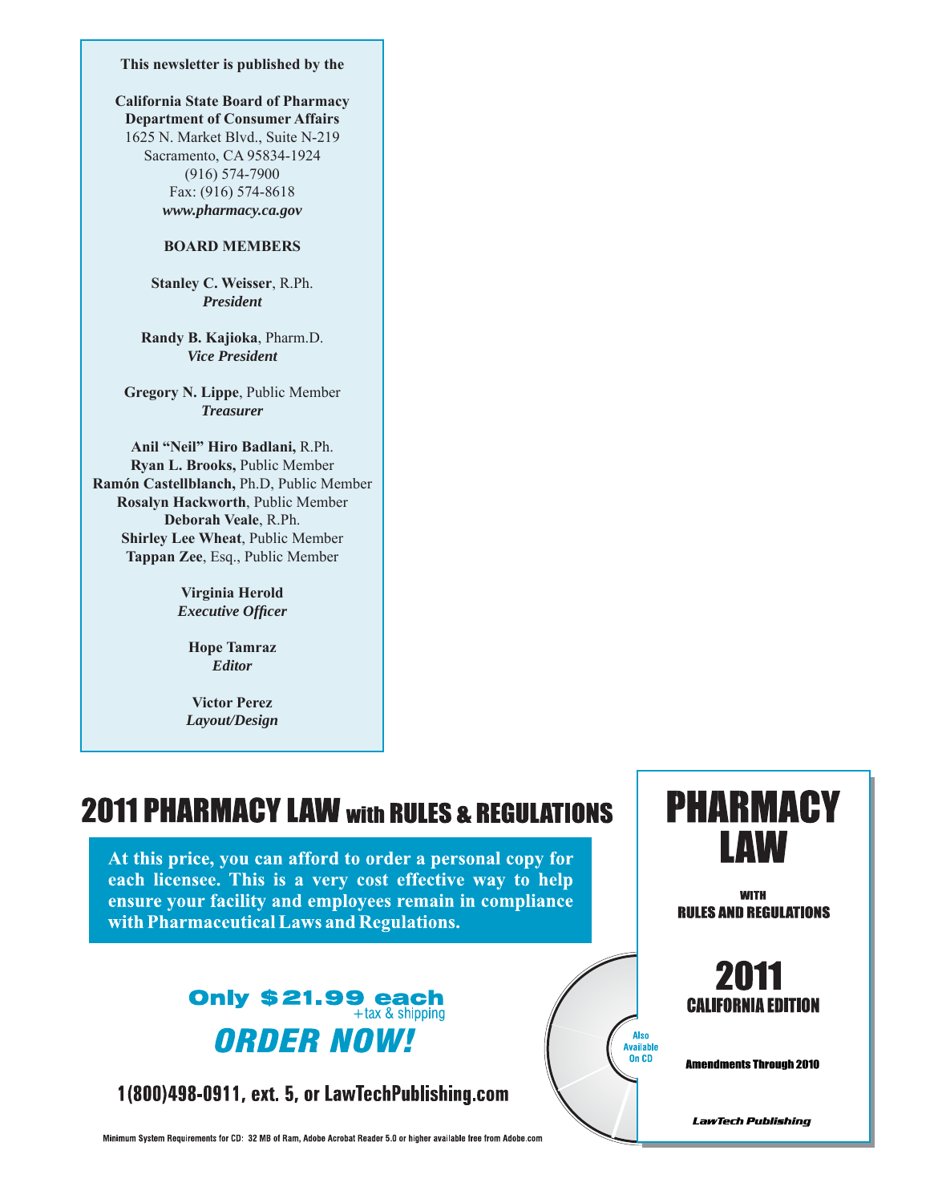This newsletter is published by the

**California State Board of Pharmacy**
**Department of Consumer Affairs**
1625 N. Market Blvd., Suite N-219
Sacramento, CA 95834-1924
(916) 574-7900
Fax: (916) 574-8618
***www.pharmacy.ca.gov***

**BOARD MEMBERS**

**Stanley C. Weisser**, R.Ph.
***President***

**Randy B. Kajioka**, Pharm.D.
***Vice President***

**Gregory N. Lippe**, Public Member
***Treasurer***

**Anil "Neil" Hiro Badlani,** R.Ph.
**Ryan L. Brooks,** Public Member
**Ramón Castellblanch,** Ph.D, Public Member
**Rosalyn Hackworth**, Public Member
**Deborah Veale**, R.Ph.
**Shirley Lee Wheat**, Public Member
**Tappan Zee**, Esq., Public Member

**Virginia Herold**
***Executive Officer***

**Hope Tamraz**
***Editor***

**Victor Perez**
***Layout/Design***

## 2011 PHARMACY LAW with RULES & REGULATIONS

**At this price, you can afford to order a personal copy for each licensee. This is a very cost effective way to help ensure your facility and employees remain in compliance with Pharmaceutical Laws and Regulations.**

**Only $21.99 each**
+tax & shipping

***ORDER NOW!***

**1(800)498-0911, ext. 5, or LawTechPublishing.com**

Also Available On CD

**PHARMACY LAW**

**WITH RULES AND REGULATIONS**

**2011 CALIFORNIA EDITION**

**Amendments Through 2010**

***LawTech Publishing***

Minimum System Requirements for CD: 32 MB of Ram, Adobe Acrobat Reader 5.0 or higher available free from Adobe.com